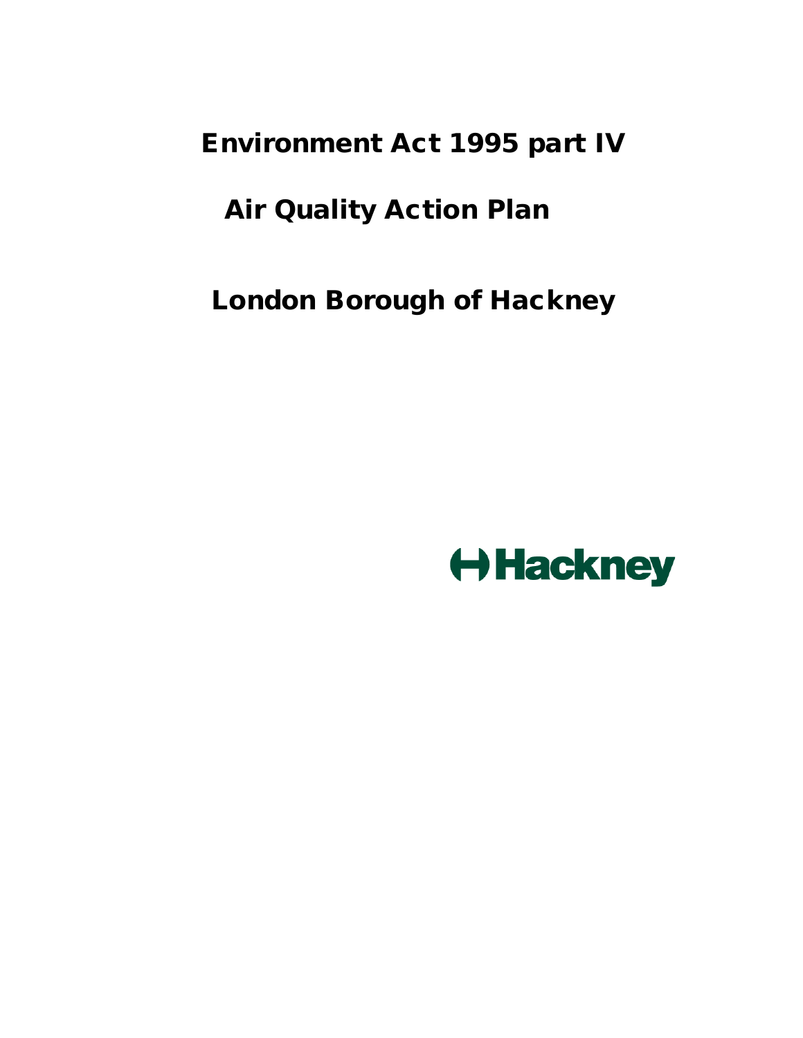# Environment Act 1995 part IV

# Air Quality Action Plan

# London Borough of Hackney

Hackney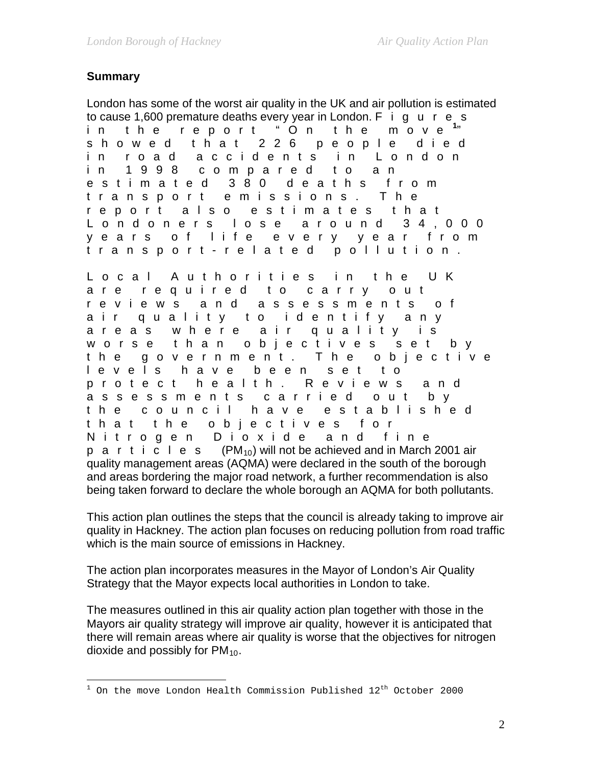## Summary

London has some of the worst air quality in the UK and air pollution is estimated to cause 1,600 premature deaths every year in London. Figures in the report "On the move[1]" showed that 226 people died in road accidents in London in 1998 compared to an estimated 380 deaths from transport emissions. The report also estimates that Londoners lose around 34,000 years of life every year from transport-related pollution.

Local Authorities in the UK are required to carry out reviews and assessments of air quality to identify any areas where air quality is worse than objectives set by the government. The objective levels have been set to protect health. Reviews and assessments carried out by the council have established that the objectives for Nitrogen Dioxide and fine particles ($PM_{10}$) will not be achieved and in March 2001 air quality management areas (AQMA) were declared in the south of the borough and areas bordering the major road network, a further recommendation is also being taken forward to declare the whole borough an AQMA for both pollutants.

This action plan outlines the steps that the council is already taking to improve air quality in Hackney. The action plan focuses on reducing pollution from road traffic which is the main source of emissions in Hackney.

The action plan incorporates measures in the Mayor of London's Air Quality Strategy that the Mayor expects local authorities in London to take.

The measures outlined in this air quality action plan together with those in the Mayors air quality strategy will improve air quality, however it is anticipated that there will remain areas where air quality is worse that the objectives for nitrogen dioxide and possibly for $PM_{10}$.

---

[1] On the move London Health Commission Published 12th October 2000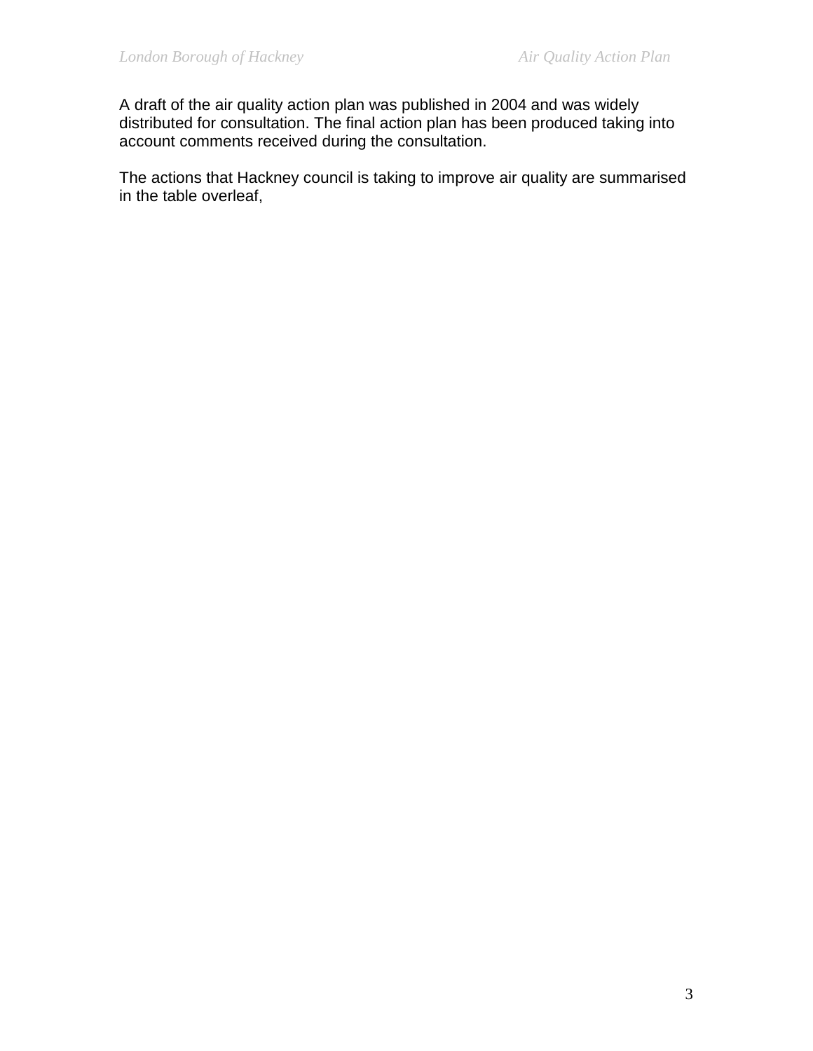A draft of the air quality action plan was published in 2004 and was widely distributed for consultation. The final action plan has been produced taking into account comments received during the consultation.

The actions that Hackney council is taking to improve air quality are summarised in the table overleaf,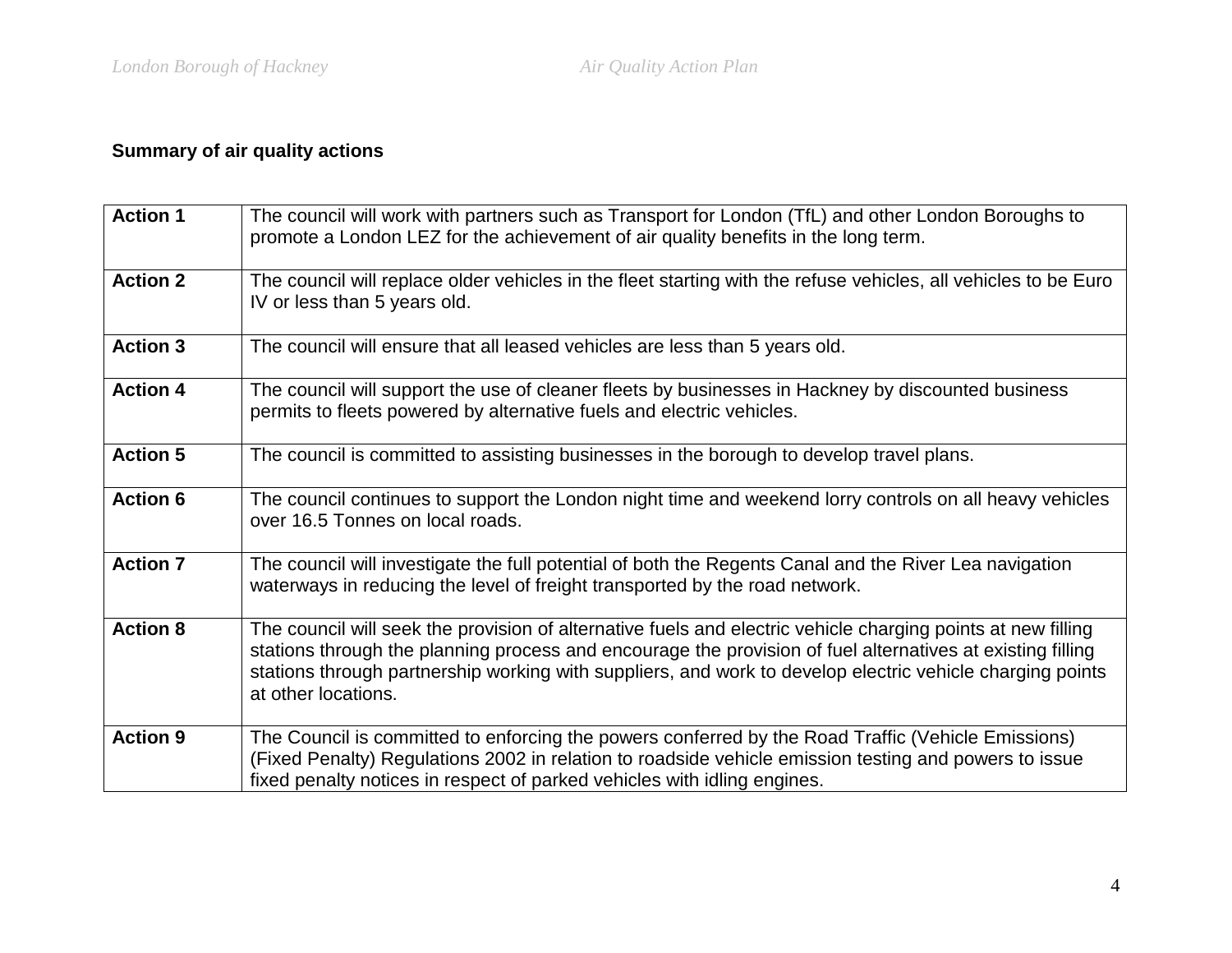**Summary of air quality actions**

| | |
|---|---|
| **Action 1** | The council will work with partners such as Transport for London (TfL) and other London Boroughs to promote a London LEZ for the achievement of air quality benefits in the long term. |
| **Action 2** | The council will replace older vehicles in the fleet starting with the refuse vehicles, all vehicles to be Euro IV or less than 5 years old. |
| **Action 3** | The council will ensure that all leased vehicles are less than 5 years old. |
| **Action 4** | The council will support the use of cleaner fleets by businesses in Hackney by discounted business permits to fleets powered by alternative fuels and electric vehicles. |
| **Action 5** | The council is committed to assisting businesses in the borough to develop travel plans. |
| **Action 6** | The council continues to support the London night time and weekend lorry controls on all heavy vehicles over 16.5 Tonnes on local roads. |
| **Action 7** | The council will investigate the full potential of both the Regents Canal and the River Lea navigation waterways in reducing the level of freight transported by the road network. |
| **Action 8** | The council will seek the provision of alternative fuels and electric vehicle charging points at new filling stations through the planning process and encourage the provision of fuel alternatives at existing filling stations through partnership working with suppliers, and work to develop electric vehicle charging points at other locations. |
| **Action 9** | The Council is committed to enforcing the powers conferred by the Road Traffic (Vehicle Emissions) (Fixed Penalty) Regulations 2002 in relation to roadside vehicle emission testing and powers to issue fixed penalty notices in respect of parked vehicles with idling engines. |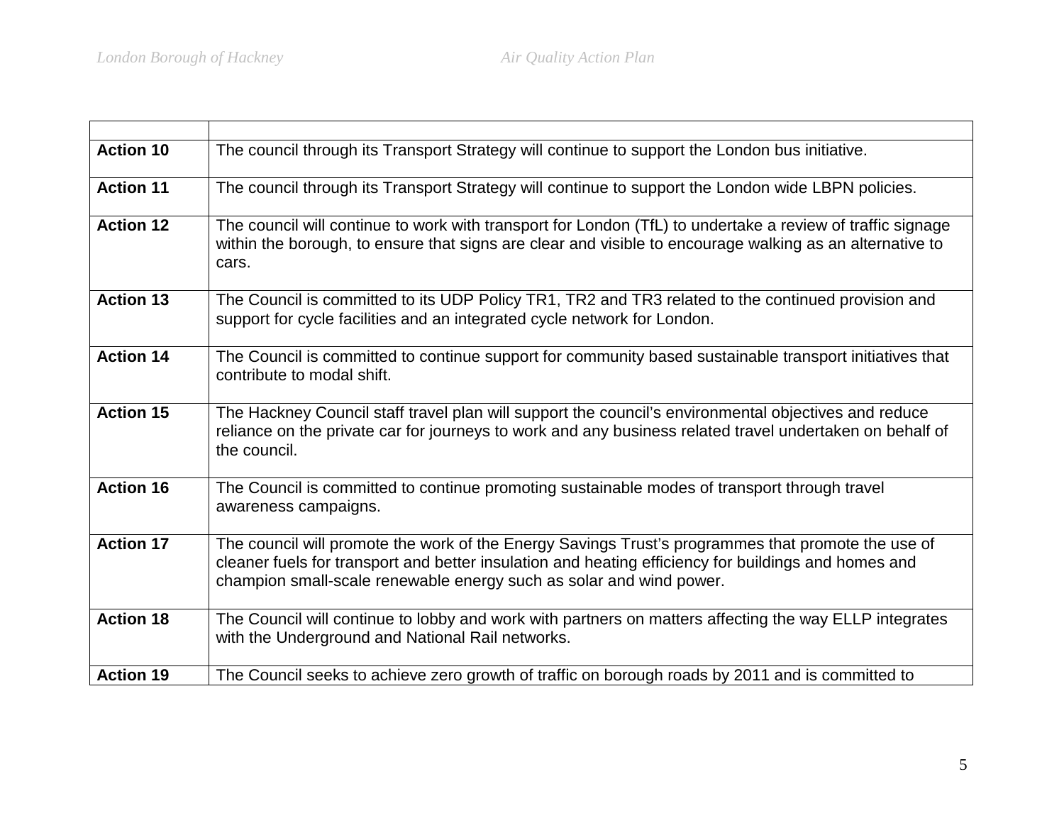| | |
|---|---|
| **Action 10** | The council through its Transport Strategy will continue to support the London bus initiative. |
| **Action 11** | The council through its Transport Strategy will continue to support the London wide LBPN policies. |
| **Action 12** | The council will continue to work with transport for London (TfL) to undertake a review of traffic signage within the borough, to ensure that signs are clear and visible to encourage walking as an alternative to cars. |
| **Action 13** | The Council is committed to its UDP Policy TR1, TR2 and TR3 related to the continued provision and support for cycle facilities and an integrated cycle network for London. |
| **Action 14** | The Council is committed to continue support for community based sustainable transport initiatives that contribute to modal shift. |
| **Action 15** | The Hackney Council staff travel plan will support the council's environmental objectives and reduce reliance on the private car for journeys to work and any business related travel undertaken on behalf of the council. |
| **Action 16** | The Council is committed to continue promoting sustainable modes of transport through travel awareness campaigns. |
| **Action 17** | The council will promote the work of the Energy Savings Trust's programmes that promote the use of cleaner fuels for transport and better insulation and heating efficiency for buildings and homes and champion small-scale renewable energy such as solar and wind power. |
| **Action 18** | The Council will continue to lobby and work with partners on matters affecting the way ELLP integrates with the Underground and National Rail networks. |
| **Action 19** | The Council seeks to achieve zero growth of traffic on borough roads by 2011 and is committed to |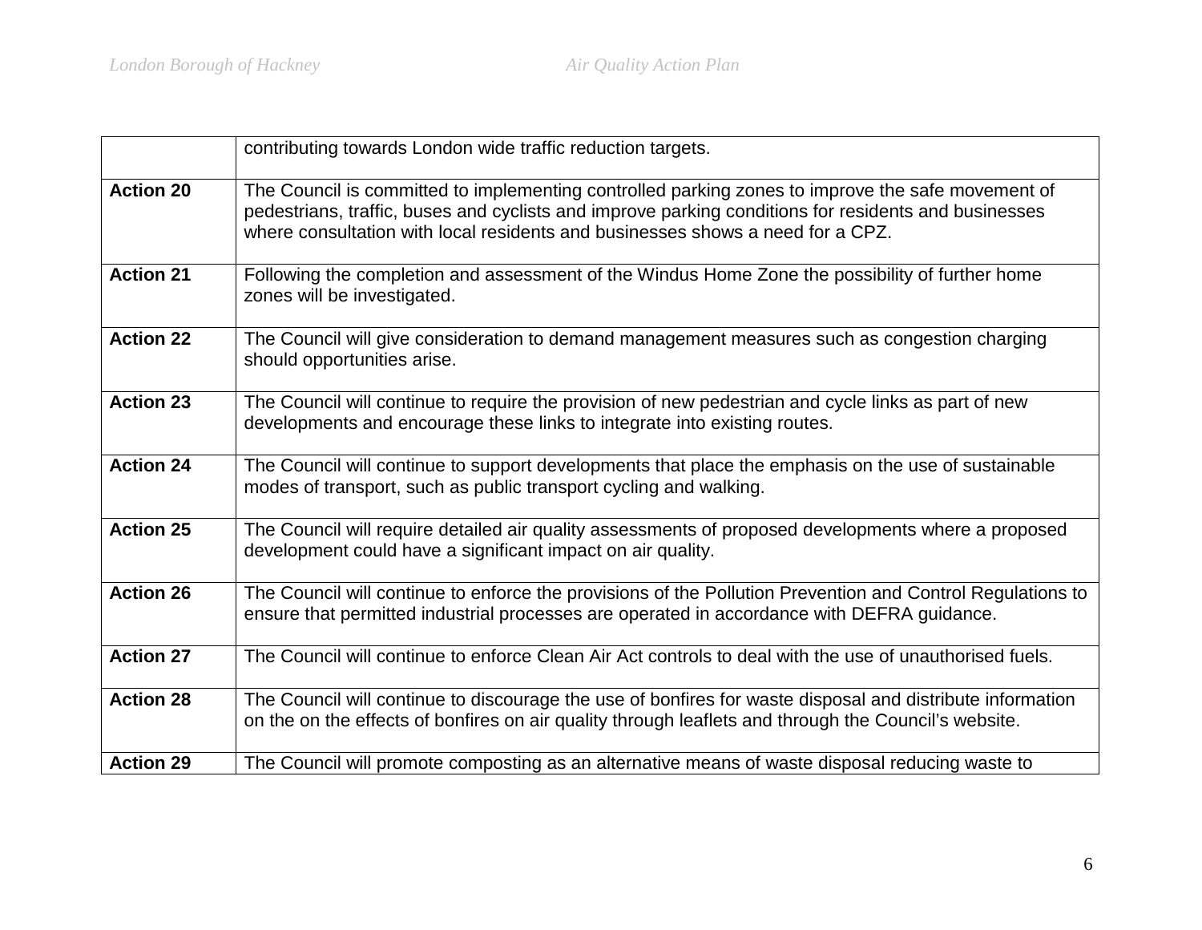| | |
|---|---|
| | contributing towards London wide traffic reduction targets. |
| **Action 20** | The Council is committed to implementing controlled parking zones to improve the safe movement of pedestrians, traffic, buses and cyclists and improve parking conditions for residents and businesses where consultation with local residents and businesses shows a need for a CPZ. |
| **Action 21** | Following the completion and assessment of the Windus Home Zone the possibility of further home zones will be investigated. |
| **Action 22** | The Council will give consideration to demand management measures such as congestion charging should opportunities arise. |
| **Action 23** | The Council will continue to require the provision of new pedestrian and cycle links as part of new developments and encourage these links to integrate into existing routes. |
| **Action 24** | The Council will continue to support developments that place the emphasis on the use of sustainable modes of transport, such as public transport cycling and walking. |
| **Action 25** | The Council will require detailed air quality assessments of proposed developments where a proposed development could have a significant impact on air quality. |
| **Action 26** | The Council will continue to enforce the provisions of the Pollution Prevention and Control Regulations to ensure that permitted industrial processes are operated in accordance with DEFRA guidance. |
| **Action 27** | The Council will continue to enforce Clean Air Act controls to deal with the use of unauthorised fuels. |
| **Action 28** | The Council will continue to discourage the use of bonfires for waste disposal and distribute information on the on the effects of bonfires on air quality through leaflets and through the Council's website. |
| **Action 29** | The Council will promote composting as an alternative means of waste disposal reducing waste to |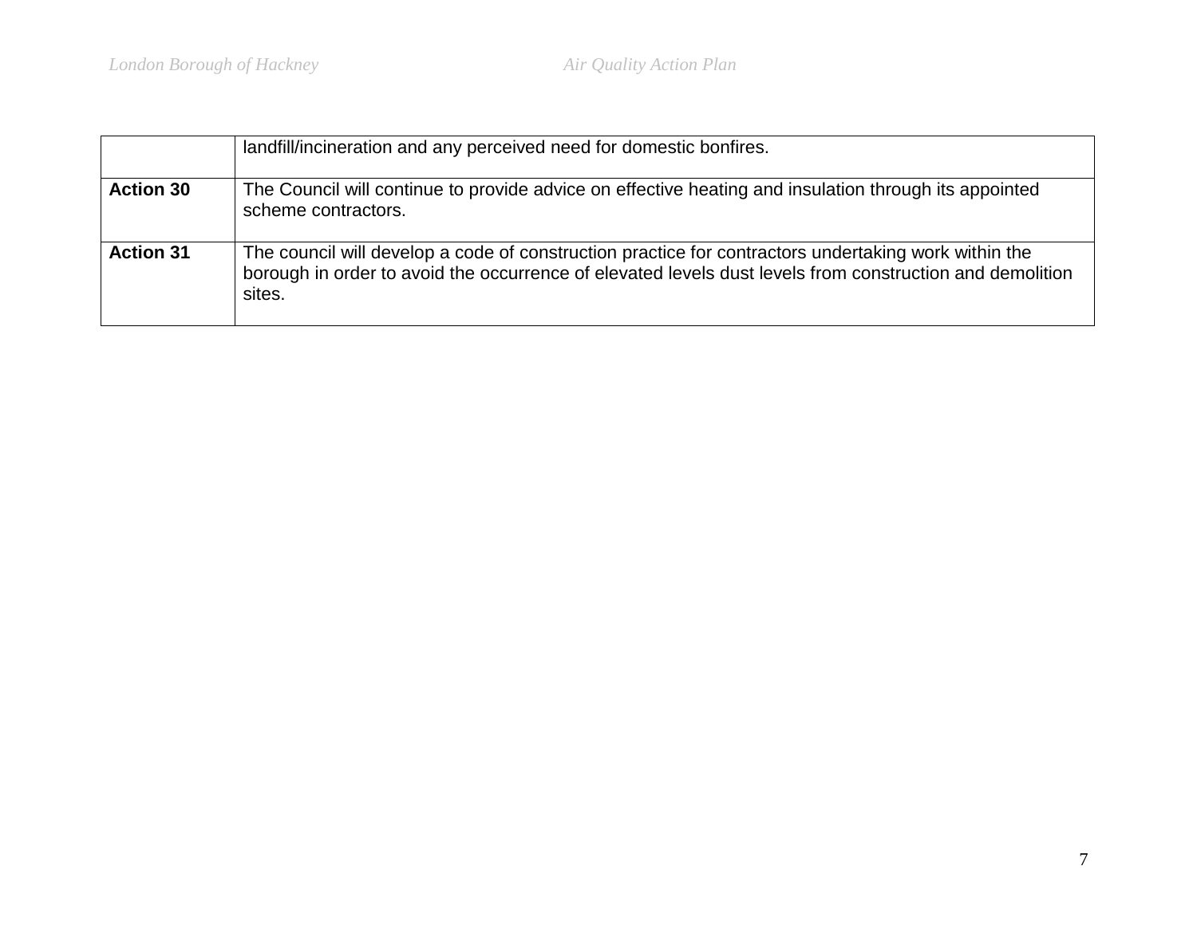| | |
|---|---|
| | landfill/incineration and any perceived need for domestic bonfires. |
| **Action 30** | The Council will continue to provide advice on effective heating and insulation through its appointed scheme contractors. |
| **Action 31** | The council will develop a code of construction practice for contractors undertaking work within the borough in order to avoid the occurrence of elevated levels dust levels from construction and demolition sites. |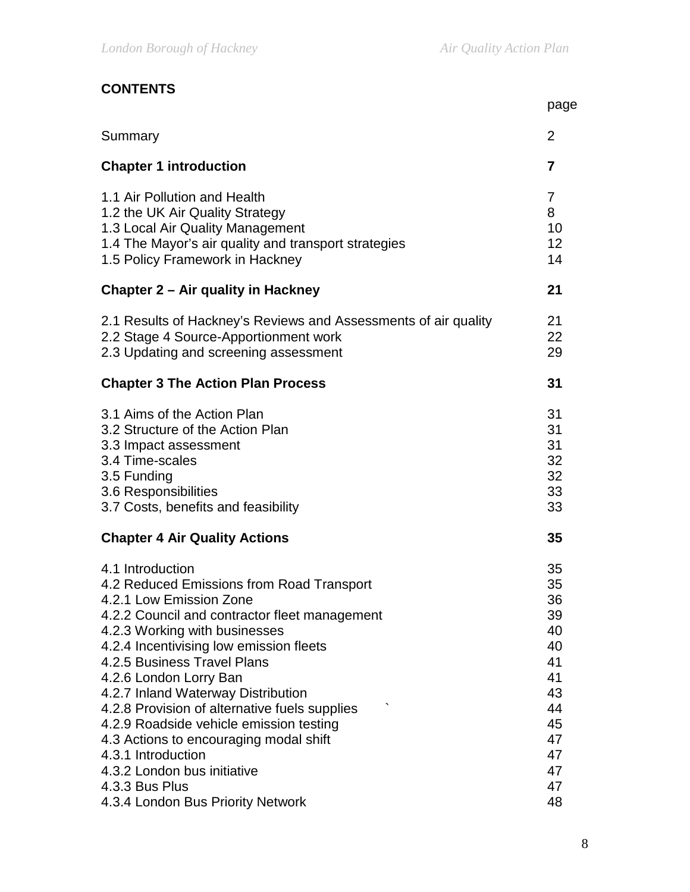## CONTENTS

| | page |
|---|---|
| Summary | 2 |
| **Chapter 1 introduction** | **7** |
| 1.1 Air Pollution and Health | 7 |
| 1.2 the UK Air Quality Strategy | 8 |
| 1.3 Local Air Quality Management | 10 |
| 1.4 The Mayor's air quality and transport strategies | 12 |
| 1.5 Policy Framework in Hackney | 14 |
| **Chapter 2 – Air quality in Hackney** | **21** |
| 2.1 Results of Hackney's Reviews and Assessments of air quality | 21 |
| 2.2 Stage 4 Source-Apportionment work | 22 |
| 2.3 Updating and screening assessment | 29 |
| **Chapter 3 The Action Plan Process** | **31** |
| 3.1 Aims of the Action Plan | 31 |
| 3.2 Structure of the Action Plan | 31 |
| 3.3 Impact assessment | 31 |
| 3.4 Time-scales | 32 |
| 3.5 Funding | 32 |
| 3.6 Responsibilities | 33 |
| 3.7 Costs, benefits and feasibility | 33 |
| **Chapter 4 Air Quality Actions** | **35** |
| 4.1 Introduction | 35 |
| 4.2 Reduced Emissions from Road Transport | 35 |
| 4.2.1 Low Emission Zone | 36 |
| 4.2.2 Council and contractor fleet management | 39 |
| 4.2.3 Working with businesses | 40 |
| 4.2.4 Incentivising low emission fleets | 40 |
| 4.2.5 Business Travel Plans | 41 |
| 4.2.6 London Lorry Ban | 41 |
| 4.2.7 Inland Waterway Distribution | 43 |
| 4.2.8 Provision of alternative fuels supplies | 44 |
| 4.2.9 Roadside vehicle emission testing | 45 |
| 4.3 Actions to encouraging modal shift | 47 |
| 4.3.1 Introduction | 47 |
| 4.3.2 London bus initiative | 47 |
| 4.3.3 Bus Plus | 47 |
| 4.3.4 London Bus Priority Network | 48 |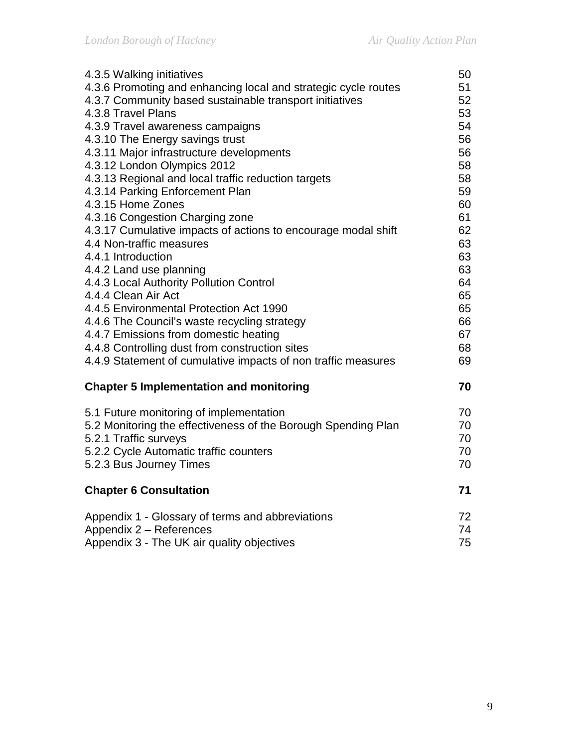| | |
|---|---|
| 4.3.5 Walking initiatives | 50 |
| 4.3.6 Promoting and enhancing local and strategic cycle routes | 51 |
| 4.3.7 Community based sustainable transport initiatives | 52 |
| 4.3.8 Travel Plans | 53 |
| 4.3.9 Travel awareness campaigns | 54 |
| 4.3.10 The Energy savings trust | 56 |
| 4.3.11 Major infrastructure developments | 56 |
| 4.3.12 London Olympics 2012 | 58 |
| 4.3.13 Regional and local traffic reduction targets | 58 |
| 4.3.14 Parking Enforcement Plan | 59 |
| 4.3.15 Home Zones | 60 |
| 4.3.16 Congestion Charging zone | 61 |
| 4.3.17 Cumulative impacts of actions to encourage modal shift | 62 |
| 4.4 Non-traffic measures | 63 |
| 4.4.1 Introduction | 63 |
| 4.4.2 Land use planning | 63 |
| 4.4.3 Local Authority Pollution Control | 64 |
| 4.4.4 Clean Air Act | 65 |
| 4.4.5 Environmental Protection Act 1990 | 65 |
| 4.4.6 The Council's waste recycling strategy | 66 |
| 4.4.7 Emissions from domestic heating | 67 |
| 4.4.8 Controlling dust from construction sites | 68 |
| 4.4.9 Statement of cumulative impacts of non traffic measures | 69 |
| **Chapter 5 Implementation and monitoring** | **70** |
| 5.1 Future monitoring of implementation | 70 |
| 5.2 Monitoring the effectiveness of the Borough Spending Plan | 70 |
| 5.2.1 Traffic surveys | 70 |
| 5.2.2 Cycle Automatic traffic counters | 70 |
| 5.2.3 Bus Journey Times | 70 |
| **Chapter 6 Consultation** | **71** |
| Appendix 1 - Glossary of terms and abbreviations | 72 |
| Appendix 2 – References | 74 |
| Appendix 3 - The UK air quality objectives | 75 |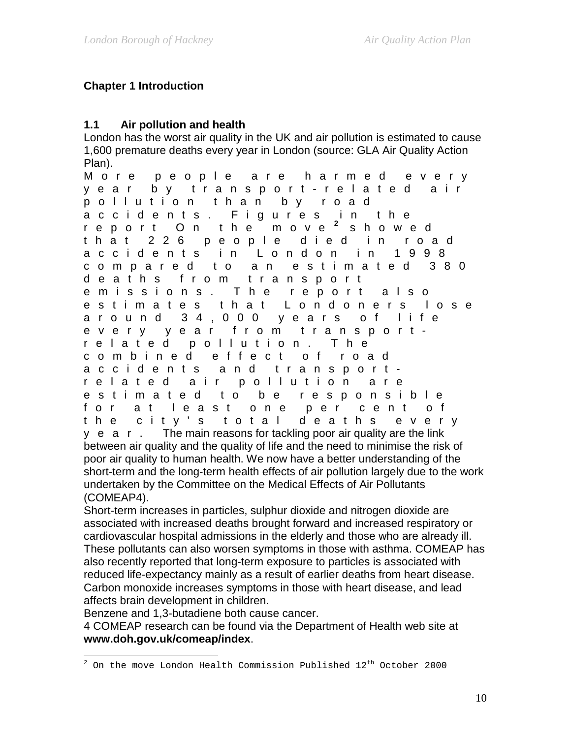## Chapter 1 Introduction

### 1.1 Air pollution and health

London has the worst air quality in the UK and air pollution is estimated to cause 1,600 premature deaths every year in London (source: GLA Air Quality Action Plan).

More people are harmed every year by transport-related air pollution than by road accidents. Figures in the report On the move[2] showed that 226 people died in road accidents in London in 1998 compared to an estimated 380 deaths from transport emissions. The report also estimates that Londoners lose around 34,000 years of life every year from transport-related pollution. The combined effect of road accidents and transport-related air pollution are estimated to be responsible for at least one per cent of the city's total deaths every year. The main reasons for tackling poor air quality are the link between air quality and the quality of life and the need to minimise the risk of poor air quality to human health. We now have a better understanding of the short-term and the long-term health effects of air pollution largely due to the work undertaken by the Committee on the Medical Effects of Air Pollutants (COMEAP4).

Short-term increases in particles, sulphur dioxide and nitrogen dioxide are associated with increased deaths brought forward and increased respiratory or cardiovascular hospital admissions in the elderly and those who are already ill. These pollutants can also worsen symptoms in those with asthma. COMEAP has also recently reported that long-term exposure to particles is associated with reduced life-expectancy mainly as a result of earlier deaths from heart disease. Carbon monoxide increases symptoms in those with heart disease, and lead affects brain development in children.

Benzene and 1,3-butadiene both cause cancer.

4 COMEAP research can be found via the Department of Health web site at **www.doh.gov.uk/comeap/index**.

[2] On the move London Health Commission Published 12th October 2000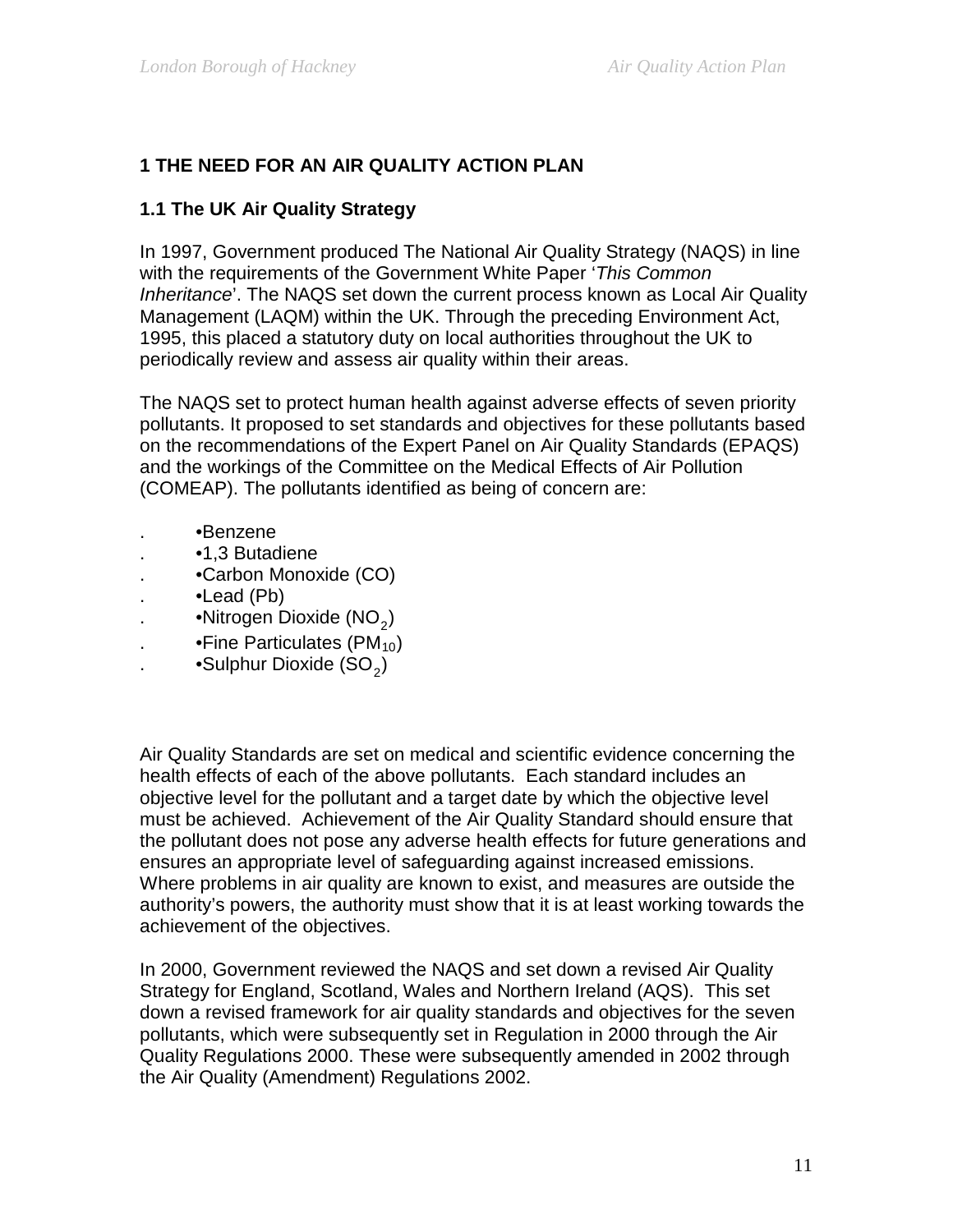# 1 THE NEED FOR AN AIR QUALITY ACTION PLAN

## 1.1 The UK Air Quality Strategy

In 1997, Government produced The National Air Quality Strategy (NAQS) in line with the requirements of the Government White Paper '*This Common Inheritance*'. The NAQS set down the current process known as Local Air Quality Management (LAQM) within the UK. Through the preceding Environment Act, 1995, this placed a statutory duty on local authorities throughout the UK to periodically review and assess air quality within their areas.

The NAQS set to protect human health against adverse effects of seven priority pollutants. It proposed to set standards and objectives for these pollutants based on the recommendations of the Expert Panel on Air Quality Standards (EPAQS) and the workings of the Committee on the Medical Effects of Air Pollution (COMEAP). The pollutants identified as being of concern are:

- Benzene
- 1,3 Butadiene
- Carbon Monoxide (CO)
- Lead (Pb)
- Nitrogen Dioxide ($NO_2$)
- Fine Particulates ($PM_{10}$)
- Sulphur Dioxide ($SO_2$)

Air Quality Standards are set on medical and scientific evidence concerning the health effects of each of the above pollutants. Each standard includes an objective level for the pollutant and a target date by which the objective level must be achieved. Achievement of the Air Quality Standard should ensure that the pollutant does not pose any adverse health effects for future generations and ensures an appropriate level of safeguarding against increased emissions. Where problems in air quality are known to exist, and measures are outside the authority's powers, the authority must show that it is at least working towards the achievement of the objectives.

In 2000, Government reviewed the NAQS and set down a revised Air Quality Strategy for England, Scotland, Wales and Northern Ireland (AQS). This set down a revised framework for air quality standards and objectives for the seven pollutants, which were subsequently set in Regulation in 2000 through the Air Quality Regulations 2000. These were subsequently amended in 2002 through the Air Quality (Amendment) Regulations 2002.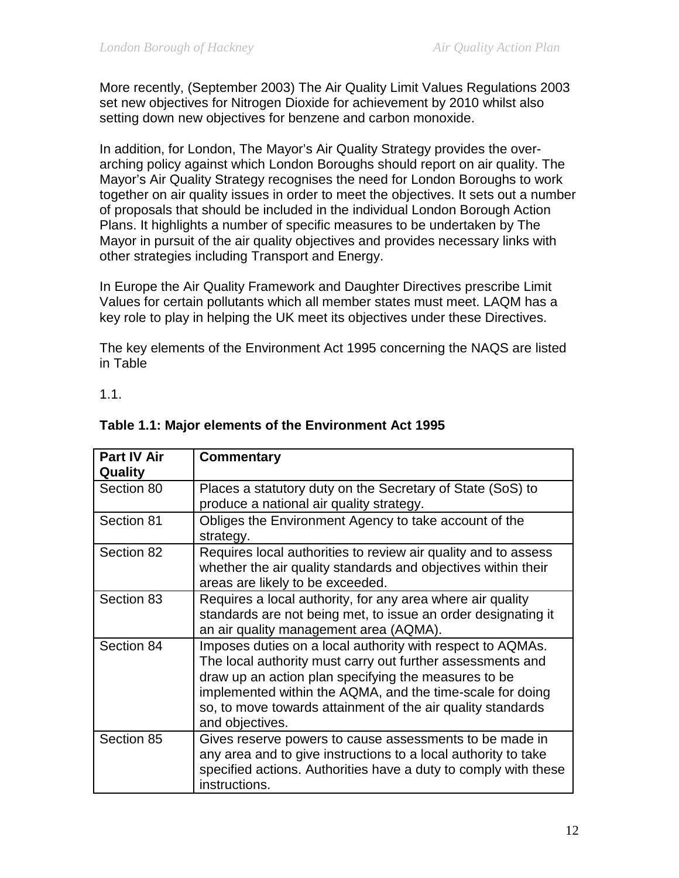More recently, (September 2003) The Air Quality Limit Values Regulations 2003 set new objectives for Nitrogen Dioxide for achievement by 2010 whilst also setting down new objectives for benzene and carbon monoxide.

In addition, for London, The Mayor's Air Quality Strategy provides the over-arching policy against which London Boroughs should report on air quality. The Mayor's Air Quality Strategy recognises the need for London Boroughs to work together on air quality issues in order to meet the objectives. It sets out a number of proposals that should be included in the individual London Borough Action Plans. It highlights a number of specific measures to be undertaken by The Mayor in pursuit of the air quality objectives and provides necessary links with other strategies including Transport and Energy.

In Europe the Air Quality Framework and Daughter Directives prescribe Limit Values for certain pollutants which all member states must meet. LAQM has a key role to play in helping the UK meet its objectives under these Directives.

The key elements of the Environment Act 1995 concerning the NAQS are listed in Table

1.1.

**Table 1.1: Major elements of the Environment Act 1995**

| Part IV Air Quality | Commentary |
|---|---|
| Section 80 | Places a statutory duty on the Secretary of State (SoS) to produce a national air quality strategy. |
| Section 81 | Obliges the Environment Agency to take account of the strategy. |
| Section 82 | Requires local authorities to review air quality and to assess whether the air quality standards and objectives within their areas are likely to be exceeded. |
| Section 83 | Requires a local authority, for any area where air quality standards are not being met, to issue an order designating it an air quality management area (AQMA). |
| Section 84 | Imposes duties on a local authority with respect to AQMAs. The local authority must carry out further assessments and draw up an action plan specifying the measures to be implemented within the AQMA, and the time-scale for doing so, to move towards attainment of the air quality standards and objectives. |
| Section 85 | Gives reserve powers to cause assessments to be made in any area and to give instructions to a local authority to take specified actions. Authorities have a duty to comply with these instructions. |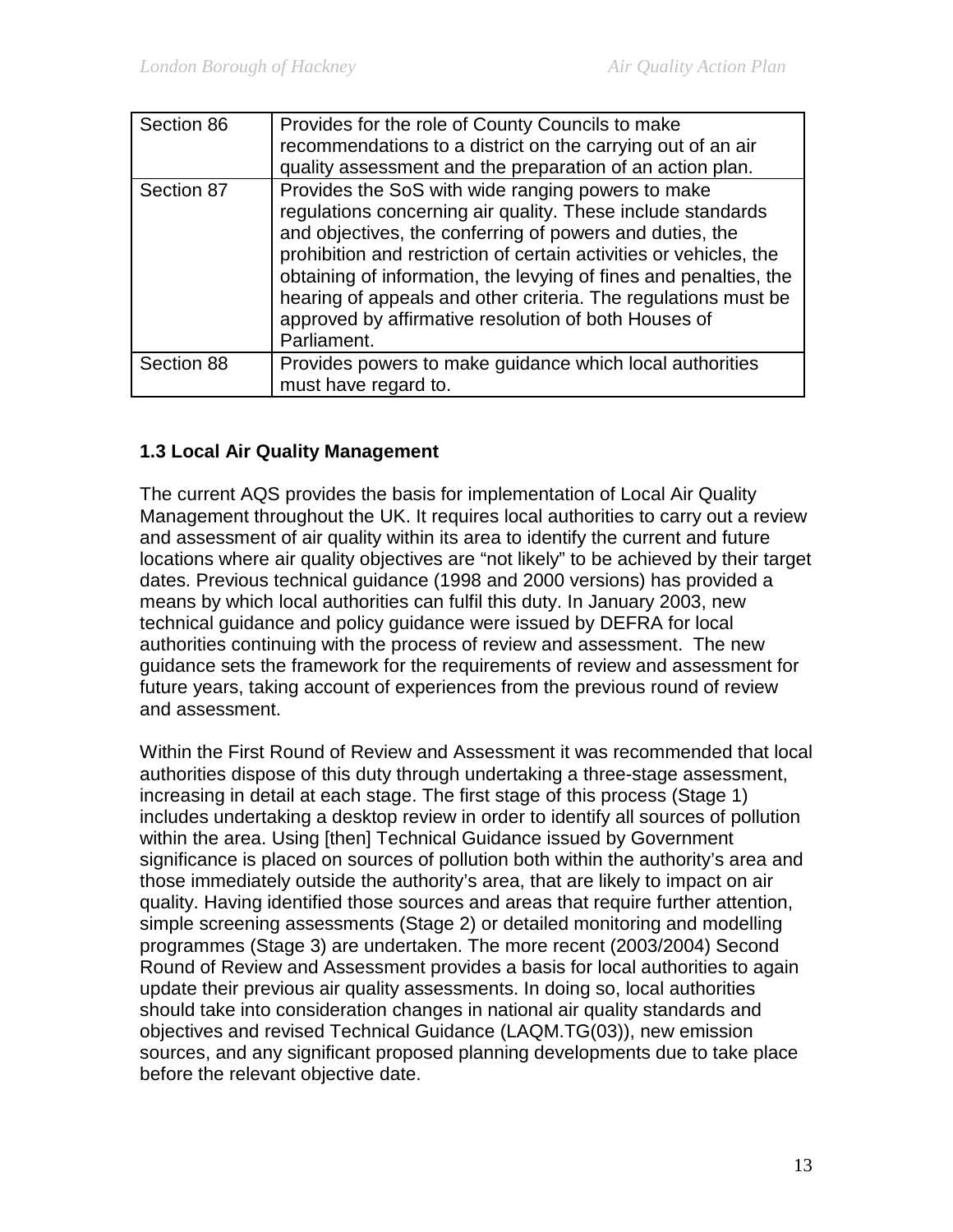| Section 86 | Provides for the role of County Councils to make recommendations to a district on the carrying out of an air quality assessment and the preparation of an action plan. |
|---|---|
| Section 87 | Provides the SoS with wide ranging powers to make regulations concerning air quality. These include standards and objectives, the conferring of powers and duties, the prohibition and restriction of certain activities or vehicles, the obtaining of information, the levying of fines and penalties, the hearing of appeals and other criteria. The regulations must be approved by affirmative resolution of both Houses of Parliament. |
| Section 88 | Provides powers to make guidance which local authorities must have regard to. |

### 1.3 Local Air Quality Management

The current AQS provides the basis for implementation of Local Air Quality Management throughout the UK. It requires local authorities to carry out a review and assessment of air quality within its area to identify the current and future locations where air quality objectives are "not likely" to be achieved by their target dates. Previous technical guidance (1998 and 2000 versions) has provided a means by which local authorities can fulfil this duty. In January 2003, new technical guidance and policy guidance were issued by DEFRA for local authorities continuing with the process of review and assessment. The new guidance sets the framework for the requirements of review and assessment for future years, taking account of experiences from the previous round of review and assessment.

Within the First Round of Review and Assessment it was recommended that local authorities dispose of this duty through undertaking a three-stage assessment, increasing in detail at each stage. The first stage of this process (Stage 1) includes undertaking a desktop review in order to identify all sources of pollution within the area. Using [then] Technical Guidance issued by Government significance is placed on sources of pollution both within the authority's area and those immediately outside the authority's area, that are likely to impact on air quality. Having identified those sources and areas that require further attention, simple screening assessments (Stage 2) or detailed monitoring and modelling programmes (Stage 3) are undertaken. The more recent (2003/2004) Second Round of Review and Assessment provides a basis for local authorities to again update their previous air quality assessments. In doing so, local authorities should take into consideration changes in national air quality standards and objectives and revised Technical Guidance (LAQM.TG(03)), new emission sources, and any significant proposed planning developments due to take place before the relevant objective date.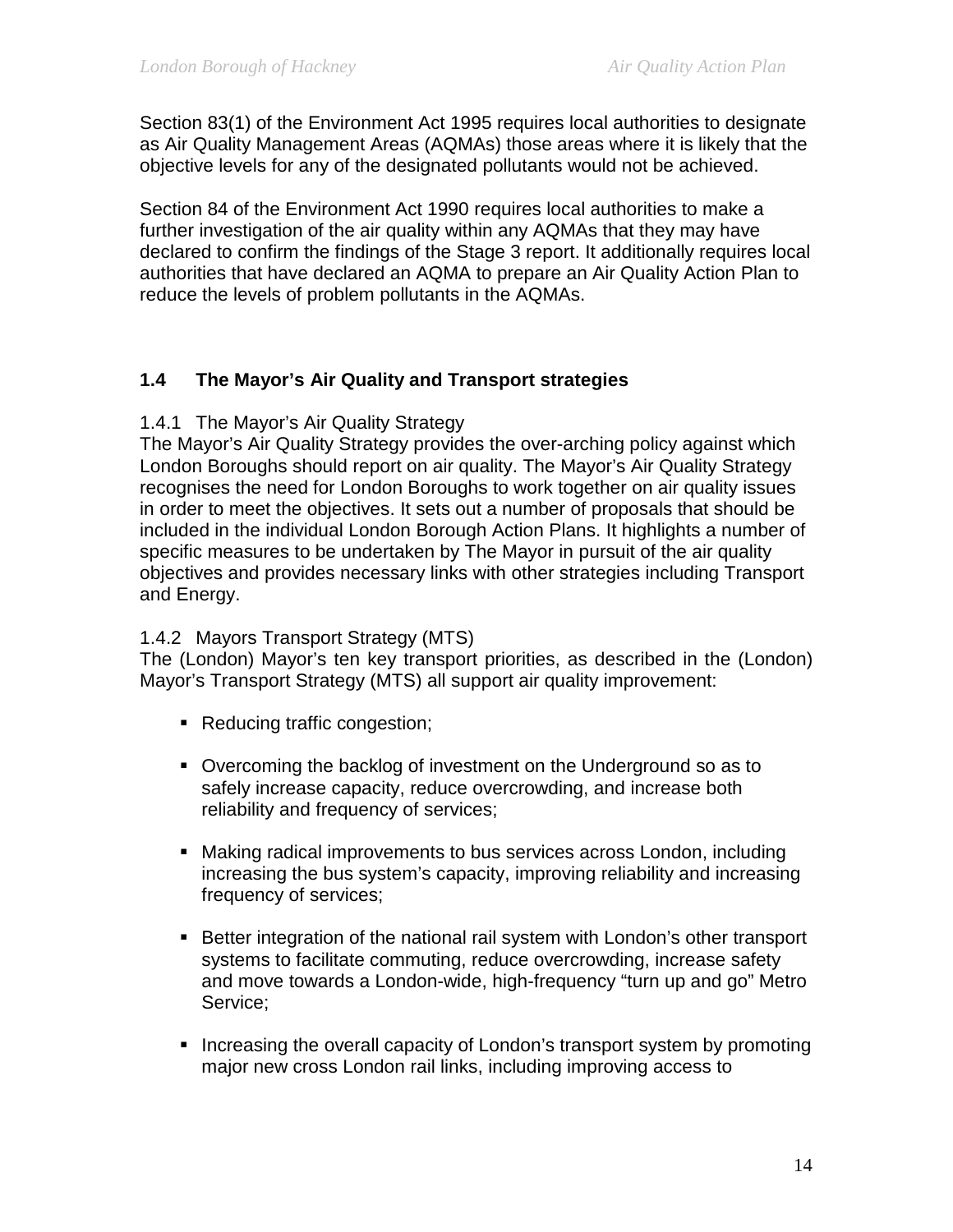Section 83(1) of the Environment Act 1995 requires local authorities to designate as Air Quality Management Areas (AQMAs) those areas where it is likely that the objective levels for any of the designated pollutants would not be achieved.

Section 84 of the Environment Act 1990 requires local authorities to make a further investigation of the air quality within any AQMAs that they may have declared to confirm the findings of the Stage 3 report. It additionally requires local authorities that have declared an AQMA to prepare an Air Quality Action Plan to reduce the levels of problem pollutants in the AQMAs.

## 1.4 The Mayor's Air Quality and Transport strategies

### 1.4.1 The Mayor's Air Quality Strategy

The Mayor's Air Quality Strategy provides the over-arching policy against which London Boroughs should report on air quality. The Mayor's Air Quality Strategy recognises the need for London Boroughs to work together on air quality issues in order to meet the objectives. It sets out a number of proposals that should be included in the individual London Borough Action Plans. It highlights a number of specific measures to be undertaken by The Mayor in pursuit of the air quality objectives and provides necessary links with other strategies including Transport and Energy.

### 1.4.2 Mayors Transport Strategy (MTS)

The (London) Mayor's ten key transport priorities, as described in the (London) Mayor's Transport Strategy (MTS) all support air quality improvement:

- Reducing traffic congestion;
- Overcoming the backlog of investment on the Underground so as to safely increase capacity, reduce overcrowding, and increase both reliability and frequency of services;
- Making radical improvements to bus services across London, including increasing the bus system's capacity, improving reliability and increasing frequency of services;
- Better integration of the national rail system with London's other transport systems to facilitate commuting, reduce overcrowding, increase safety and move towards a London-wide, high-frequency "turn up and go" Metro Service;
- Increasing the overall capacity of London's transport system by promoting major new cross London rail links, including improving access to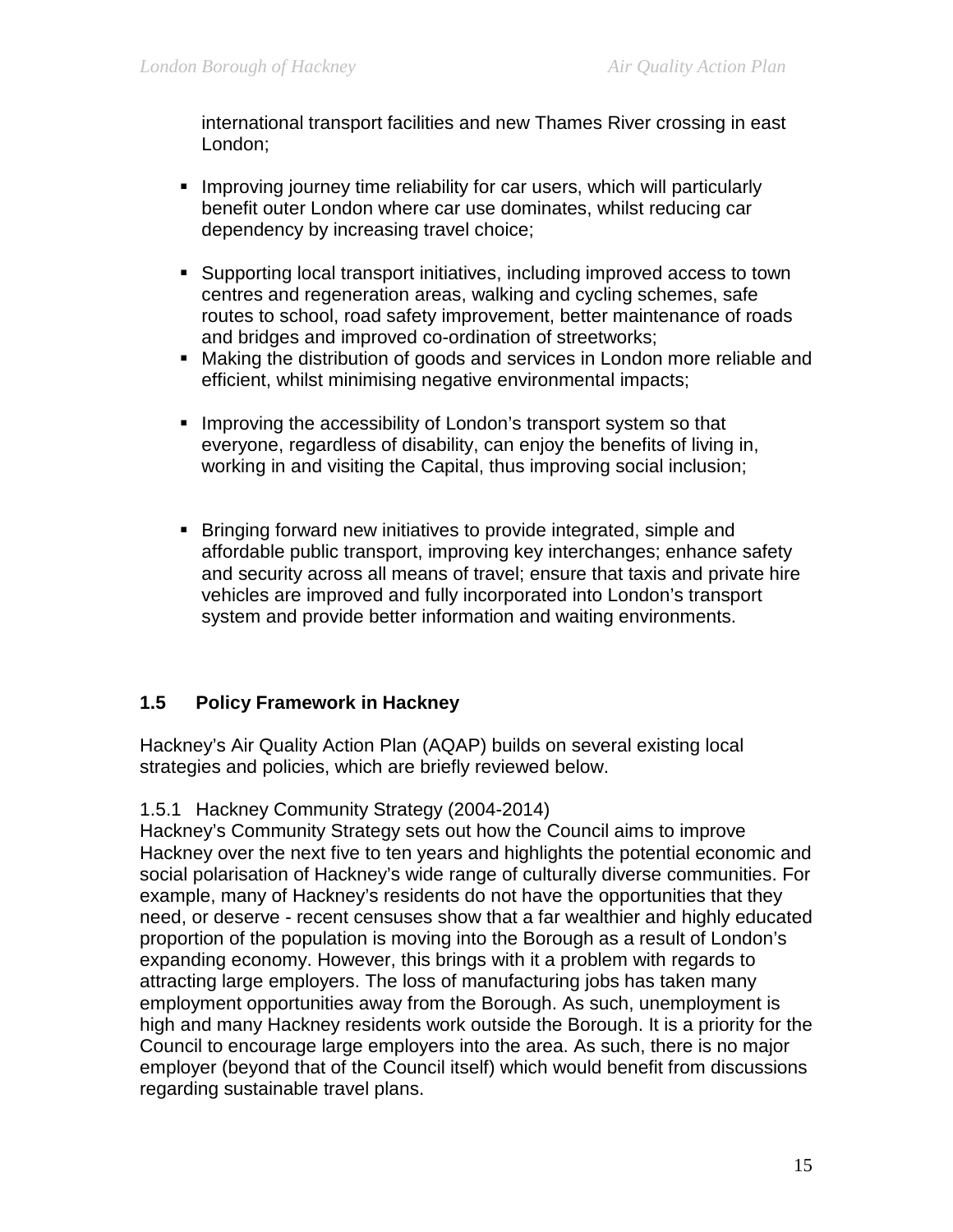international transport facilities and new Thames River crossing in east London;

- Improving journey time reliability for car users, which will particularly benefit outer London where car use dominates, whilst reducing car dependency by increasing travel choice;
- Supporting local transport initiatives, including improved access to town centres and regeneration areas, walking and cycling schemes, safe routes to school, road safety improvement, better maintenance of roads and bridges and improved co-ordination of streetworks;
- Making the distribution of goods and services in London more reliable and efficient, whilst minimising negative environmental impacts;
- Improving the accessibility of London's transport system so that everyone, regardless of disability, can enjoy the benefits of living in, working in and visiting the Capital, thus improving social inclusion;
- Bringing forward new initiatives to provide integrated, simple and affordable public transport, improving key interchanges; enhance safety and security across all means of travel; ensure that taxis and private hire vehicles are improved and fully incorporated into London's transport system and provide better information and waiting environments.

## 1.5 Policy Framework in Hackney

Hackney's Air Quality Action Plan (AQAP) builds on several existing local strategies and policies, which are briefly reviewed below.

### 1.5.1 Hackney Community Strategy (2004-2014)

Hackney's Community Strategy sets out how the Council aims to improve Hackney over the next five to ten years and highlights the potential economic and social polarisation of Hackney's wide range of culturally diverse communities. For example, many of Hackney's residents do not have the opportunities that they need, or deserve - recent censuses show that a far wealthier and highly educated proportion of the population is moving into the Borough as a result of London's expanding economy. However, this brings with it a problem with regards to attracting large employers. The loss of manufacturing jobs has taken many employment opportunities away from the Borough. As such, unemployment is high and many Hackney residents work outside the Borough. It is a priority for the Council to encourage large employers into the area. As such, there is no major employer (beyond that of the Council itself) which would benefit from discussions regarding sustainable travel plans.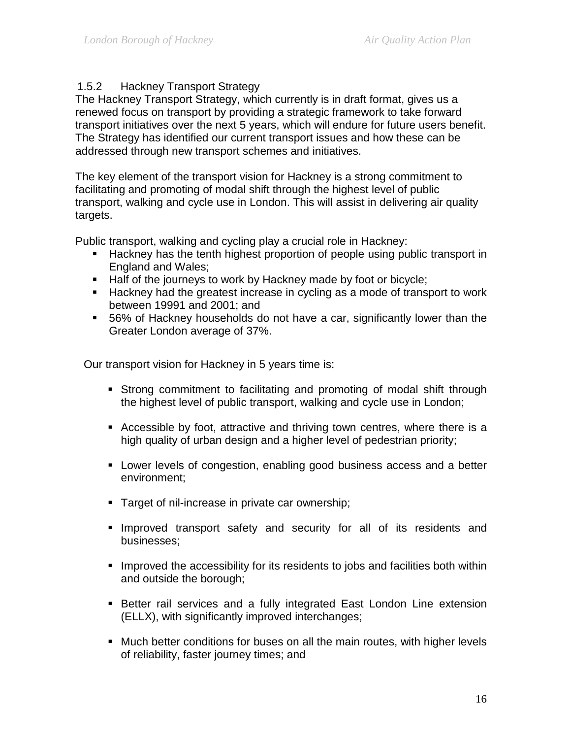### 1.5.2 Hackney Transport Strategy

The Hackney Transport Strategy, which currently is in draft format, gives us a renewed focus on transport by providing a strategic framework to take forward transport initiatives over the next 5 years, which will endure for future users benefit. The Strategy has identified our current transport issues and how these can be addressed through new transport schemes and initiatives.

The key element of the transport vision for Hackney is a strong commitment to facilitating and promoting of modal shift through the highest level of public transport, walking and cycle use in London. This will assist in delivering air quality targets.

Public transport, walking and cycling play a crucial role in Hackney:

- Hackney has the tenth highest proportion of people using public transport in England and Wales;
- Half of the journeys to work by Hackney made by foot or bicycle;
- Hackney had the greatest increase in cycling as a mode of transport to work between 19991 and 2001; and
- 56% of Hackney households do not have a car, significantly lower than the Greater London average of 37%.

Our transport vision for Hackney in 5 years time is:

- Strong commitment to facilitating and promoting of modal shift through the highest level of public transport, walking and cycle use in London;
- Accessible by foot, attractive and thriving town centres, where there is a high quality of urban design and a higher level of pedestrian priority;
- Lower levels of congestion, enabling good business access and a better environment;
- Target of nil-increase in private car ownership;
- Improved transport safety and security for all of its residents and businesses;
- Improved the accessibility for its residents to jobs and facilities both within and outside the borough;
- Better rail services and a fully integrated East London Line extension (ELLX), with significantly improved interchanges;
- Much better conditions for buses on all the main routes, with higher levels of reliability, faster journey times; and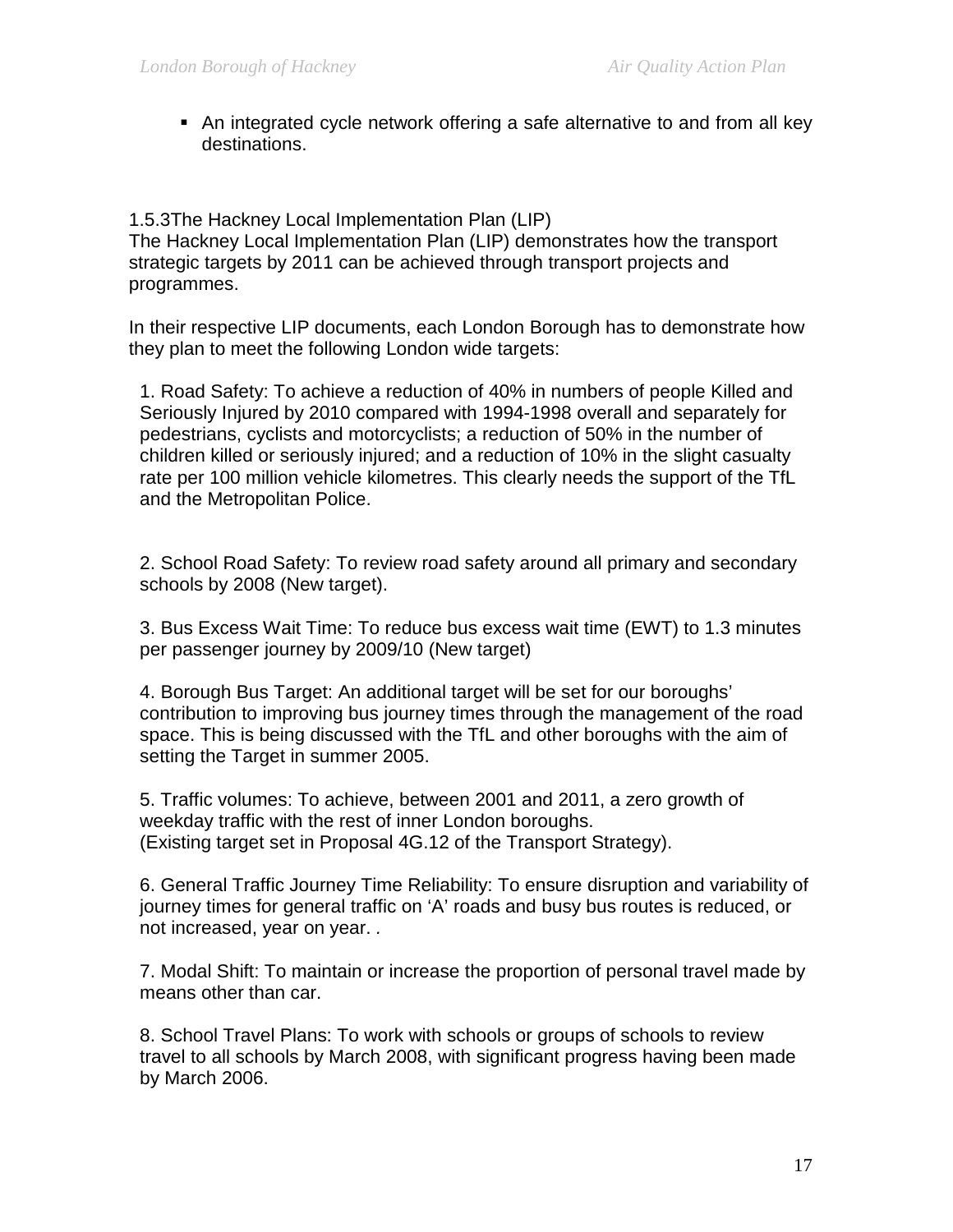- An integrated cycle network offering a safe alternative to and from all key destinations.

### 1.5.3The Hackney Local Implementation Plan (LIP)

The Hackney Local Implementation Plan (LIP) demonstrates how the transport strategic targets by 2011 can be achieved through transport projects and programmes.

In their respective LIP documents, each London Borough has to demonstrate how they plan to meet the following London wide targets:

1. Road Safety: To achieve a reduction of 40% in numbers of people Killed and Seriously Injured by 2010 compared with 1994-1998 overall and separately for pedestrians, cyclists and motorcyclists; a reduction of 50% in the number of children killed or seriously injured; and a reduction of 10% in the slight casualty rate per 100 million vehicle kilometres. This clearly needs the support of the TfL and the Metropolitan Police.

2. School Road Safety: To review road safety around all primary and secondary schools by 2008 (New target).

3. Bus Excess Wait Time: To reduce bus excess wait time (EWT) to 1.3 minutes per passenger journey by 2009/10 (New target)

4. Borough Bus Target: An additional target will be set for our boroughs' contribution to improving bus journey times through the management of the road space. This is being discussed with the TfL and other boroughs with the aim of setting the Target in summer 2005.

5. Traffic volumes: To achieve, between 2001 and 2011, a zero growth of weekday traffic with the rest of inner London boroughs.
(Existing target set in Proposal 4G.12 of the Transport Strategy).

6. General Traffic Journey Time Reliability: To ensure disruption and variability of journey times for general traffic on 'A' roads and busy bus routes is reduced, or not increased, year on year. .

7. Modal Shift: To maintain or increase the proportion of personal travel made by means other than car.

8. School Travel Plans: To work with schools or groups of schools to review travel to all schools by March 2008, with significant progress having been made by March 2006.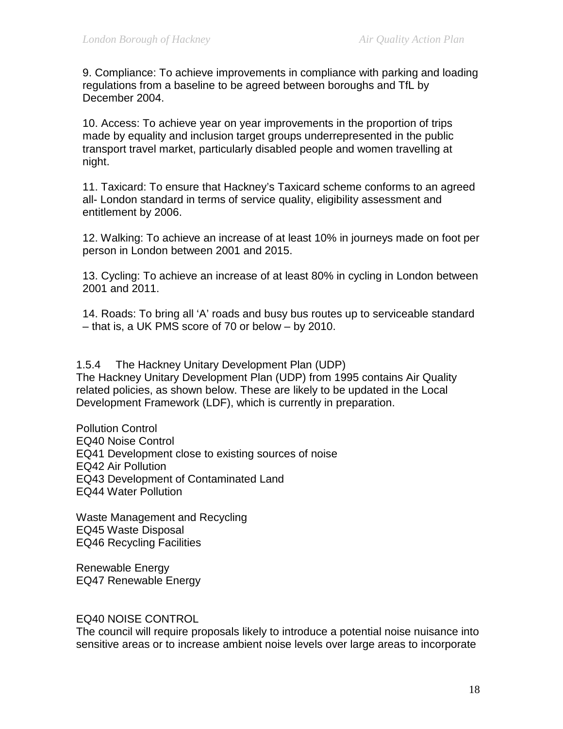9. Compliance: To achieve improvements in compliance with parking and loading regulations from a baseline to be agreed between boroughs and TfL by December 2004.

10. Access: To achieve year on year improvements in the proportion of trips made by equality and inclusion target groups underrepresented in the public transport travel market, particularly disabled people and women travelling at night.

11. Taxicard: To ensure that Hackney's Taxicard scheme conforms to an agreed all- London standard in terms of service quality, eligibility assessment and entitlement by 2006.

12. Walking: To achieve an increase of at least 10% in journeys made on foot per person in London between 2001 and 2015.

13. Cycling: To achieve an increase of at least 80% in cycling in London between 2001 and 2011.

14. Roads: To bring all 'A' roads and busy bus routes up to serviceable standard – that is, a UK PMS score of 70 or below – by 2010.

### 1.5.4 The Hackney Unitary Development Plan (UDP)

The Hackney Unitary Development Plan (UDP) from 1995 contains Air Quality related policies, as shown below. These are likely to be updated in the Local Development Framework (LDF), which is currently in preparation.

Pollution Control
EQ40 Noise Control
EQ41 Development close to existing sources of noise
EQ42 Air Pollution
EQ43 Development of Contaminated Land
EQ44 Water Pollution

Waste Management and Recycling
EQ45 Waste Disposal
EQ46 Recycling Facilities

Renewable Energy
EQ47 Renewable Energy

EQ40 NOISE CONTROL
The council will require proposals likely to introduce a potential noise nuisance into sensitive areas or to increase ambient noise levels over large areas to incorporate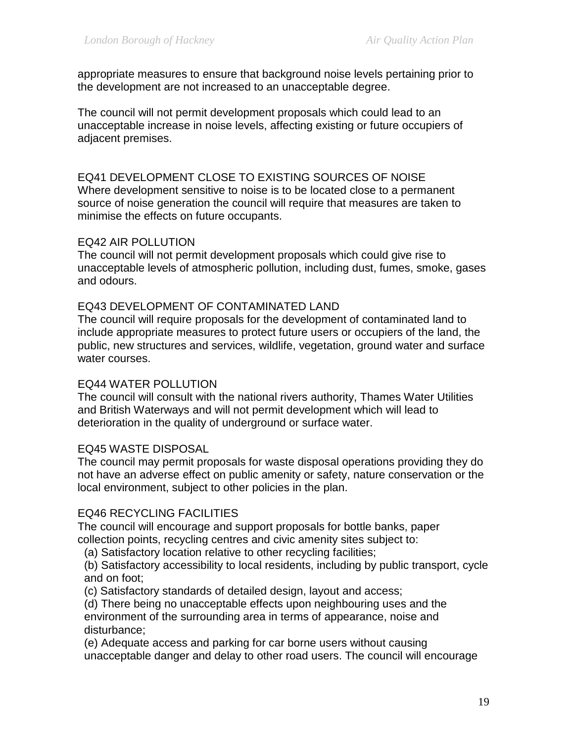appropriate measures to ensure that background noise levels pertaining prior to the development are not increased to an unacceptable degree.

The council will not permit development proposals which could lead to an unacceptable increase in noise levels, affecting existing or future occupiers of adjacent premises.

EQ41 DEVELOPMENT CLOSE TO EXISTING SOURCES OF NOISE
Where development sensitive to noise is to be located close to a permanent source of noise generation the council will require that measures are taken to minimise the effects on future occupants.

EQ42 AIR POLLUTION
The council will not permit development proposals which could give rise to unacceptable levels of atmospheric pollution, including dust, fumes, smoke, gases and odours.

EQ43 DEVELOPMENT OF CONTAMINATED LAND
The council will require proposals for the development of contaminated land to include appropriate measures to protect future users or occupiers of the land, the public, new structures and services, wildlife, vegetation, ground water and surface water courses.

EQ44 WATER POLLUTION
The council will consult with the national rivers authority, Thames Water Utilities and British Waterways and will not permit development which will lead to deterioration in the quality of underground or surface water.

EQ45 WASTE DISPOSAL
The council may permit proposals for waste disposal operations providing they do not have an adverse effect on public amenity or safety, nature conservation or the local environment, subject to other policies in the plan.

EQ46 RECYCLING FACILITIES
The council will encourage and support proposals for bottle banks, paper collection points, recycling centres and civic amenity sites subject to:

(a) Satisfactory location relative to other recycling facilities;

(b) Satisfactory accessibility to local residents, including by public transport, cycle and on foot;

(c) Satisfactory standards of detailed design, layout and access;

(d) There being no unacceptable effects upon neighbouring uses and the environment of the surrounding area in terms of appearance, noise and disturbance;

(e) Adequate access and parking for car borne users without causing unacceptable danger and delay to other road users. The council will encourage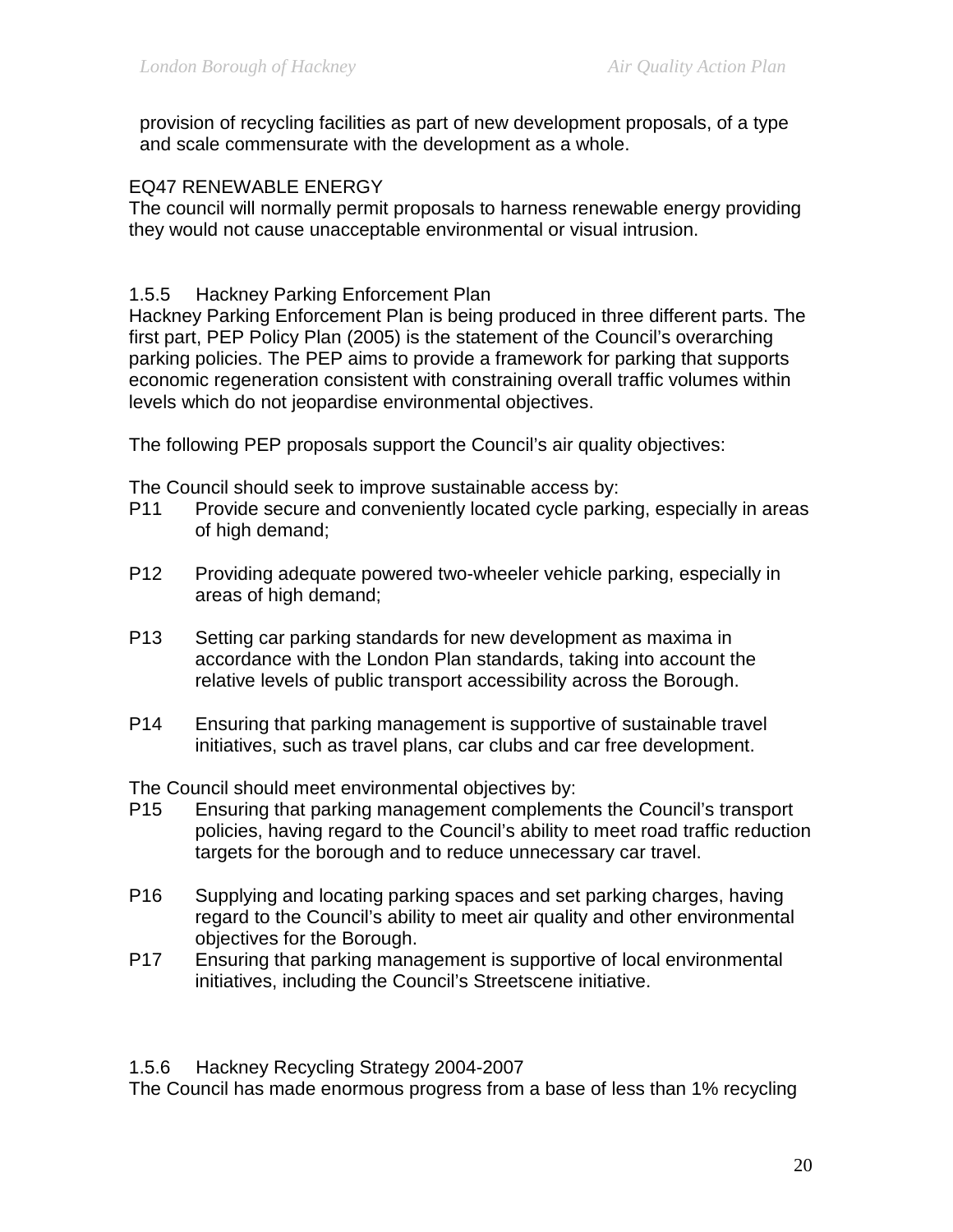provision of recycling facilities as part of new development proposals, of a type and scale commensurate with the development as a whole.

EQ47 RENEWABLE ENERGY
The council will normally permit proposals to harness renewable energy providing they would not cause unacceptable environmental or visual intrusion.

### 1.5.5 Hackney Parking Enforcement Plan

Hackney Parking Enforcement Plan is being produced in three different parts. The first part, PEP Policy Plan (2005) is the statement of the Council's overarching parking policies. The PEP aims to provide a framework for parking that supports economic regeneration consistent with constraining overall traffic volumes within levels which do not jeopardise environmental objectives.

The following PEP proposals support the Council's air quality objectives:

The Council should seek to improve sustainable access by:

P11 Provide secure and conveniently located cycle parking, especially in areas of high demand;

P12 Providing adequate powered two-wheeler vehicle parking, especially in areas of high demand;

P13 Setting car parking standards for new development as maxima in accordance with the London Plan standards, taking into account the relative levels of public transport accessibility across the Borough.

P14 Ensuring that parking management is supportive of sustainable travel initiatives, such as travel plans, car clubs and car free development.

The Council should meet environmental objectives by:

P15 Ensuring that parking management complements the Council's transport policies, having regard to the Council's ability to meet road traffic reduction targets for the borough and to reduce unnecessary car travel.

P16 Supplying and locating parking spaces and set parking charges, having regard to the Council's ability to meet air quality and other environmental objectives for the Borough.

P17 Ensuring that parking management is supportive of local environmental initiatives, including the Council's Streetscene initiative.

### 1.5.6 Hackney Recycling Strategy 2004-2007

The Council has made enormous progress from a base of less than 1% recycling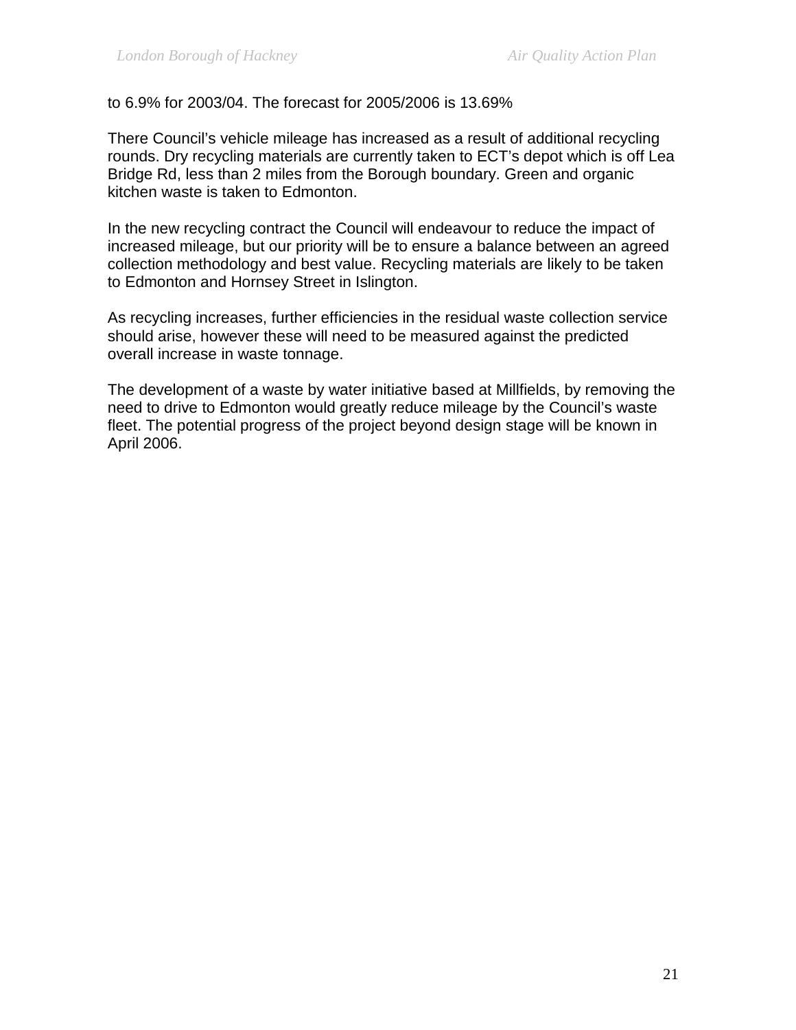to 6.9% for 2003/04. The forecast for 2005/2006 is 13.69%

There Council's vehicle mileage has increased as a result of additional recycling rounds. Dry recycling materials are currently taken to ECT's depot which is off Lea Bridge Rd, less than 2 miles from the Borough boundary. Green and organic kitchen waste is taken to Edmonton.

In the new recycling contract the Council will endeavour to reduce the impact of increased mileage, but our priority will be to ensure a balance between an agreed collection methodology and best value. Recycling materials are likely to be taken to Edmonton and Hornsey Street in Islington.

As recycling increases, further efficiencies in the residual waste collection service should arise, however these will need to be measured against the predicted overall increase in waste tonnage.

The development of a waste by water initiative based at Millfields, by removing the need to drive to Edmonton would greatly reduce mileage by the Council's waste fleet. The potential progress of the project beyond design stage will be known in April 2006.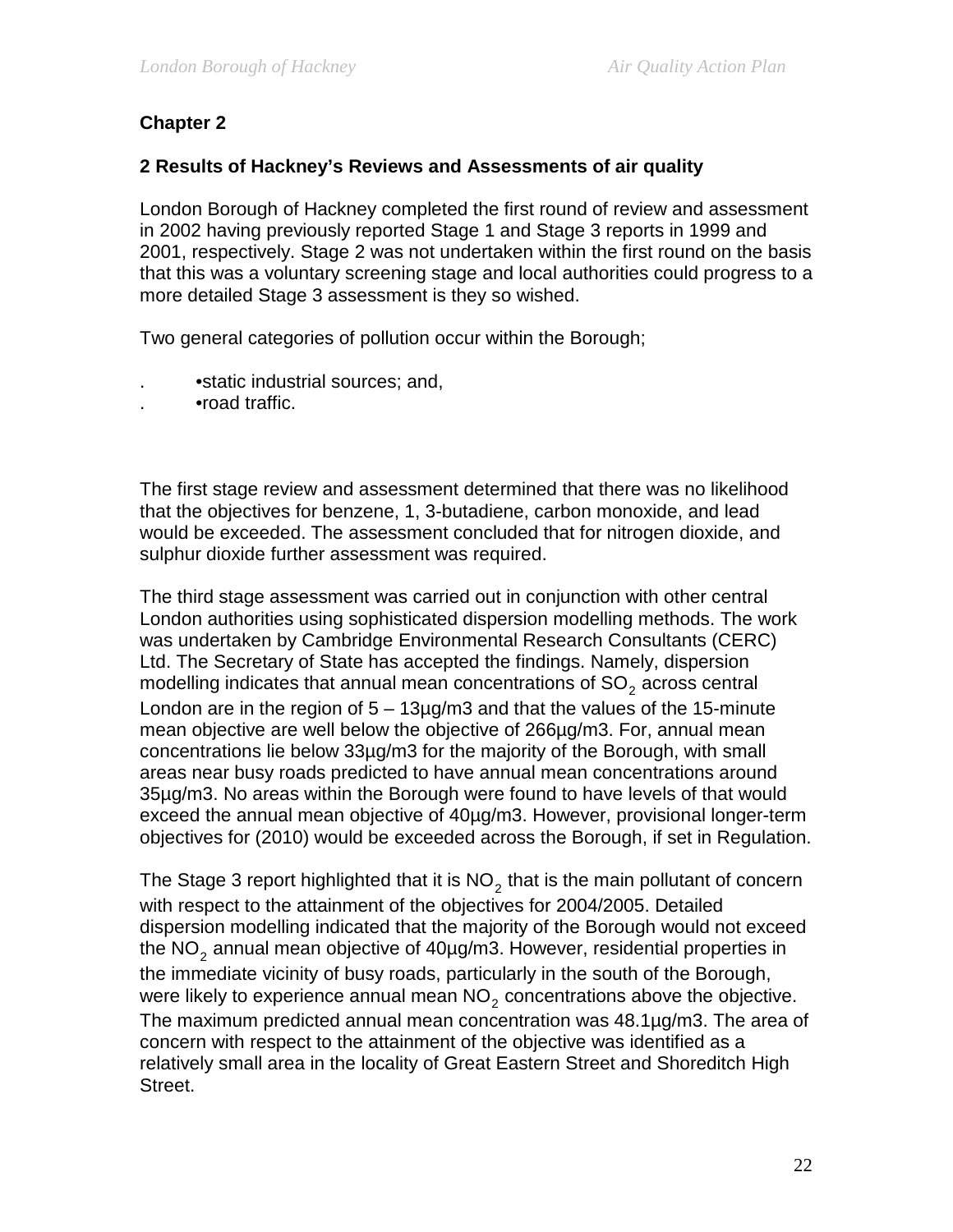## Chapter 2

### 2 Results of Hackney's Reviews and Assessments of air quality

London Borough of Hackney completed the first round of review and assessment in 2002 having previously reported Stage 1 and Stage 3 reports in 1999 and 2001, respectively. Stage 2 was not undertaken within the first round on the basis that this was a voluntary screening stage and local authorities could progress to a more detailed Stage 3 assessment is they so wished.

Two general categories of pollution occur within the Borough;

- static industrial sources; and,
- road traffic.

The first stage review and assessment determined that there was no likelihood that the objectives for benzene, 1, 3-butadiene, carbon monoxide, and lead would be exceeded. The assessment concluded that for nitrogen dioxide, and sulphur dioxide further assessment was required.

The third stage assessment was carried out in conjunction with other central London authorities using sophisticated dispersion modelling methods. The work was undertaken by Cambridge Environmental Research Consultants (CERC) Ltd. The Secretary of State has accepted the findings. Namely, dispersion modelling indicates that annual mean concentrations of $SO_2$ across central London are in the region of 5 – 13µg/m3 and that the values of the 15-minute mean objective are well below the objective of 266µg/m3. For, annual mean concentrations lie below 33µg/m3 for the majority of the Borough, with small areas near busy roads predicted to have annual mean concentrations around 35µg/m3. No areas within the Borough were found to have levels of that would exceed the annual mean objective of 40µg/m3. However, provisional longer-term objectives for (2010) would be exceeded across the Borough, if set in Regulation.

The Stage 3 report highlighted that it is $NO_2$ that is the main pollutant of concern with respect to the attainment of the objectives for 2004/2005. Detailed dispersion modelling indicated that the majority of the Borough would not exceed the $NO_2$ annual mean objective of 40µg/m3. However, residential properties in the immediate vicinity of busy roads, particularly in the south of the Borough, were likely to experience annual mean $NO_2$ concentrations above the objective. The maximum predicted annual mean concentration was 48.1µg/m3. The area of concern with respect to the attainment of the objective was identified as a relatively small area in the locality of Great Eastern Street and Shoreditch High Street.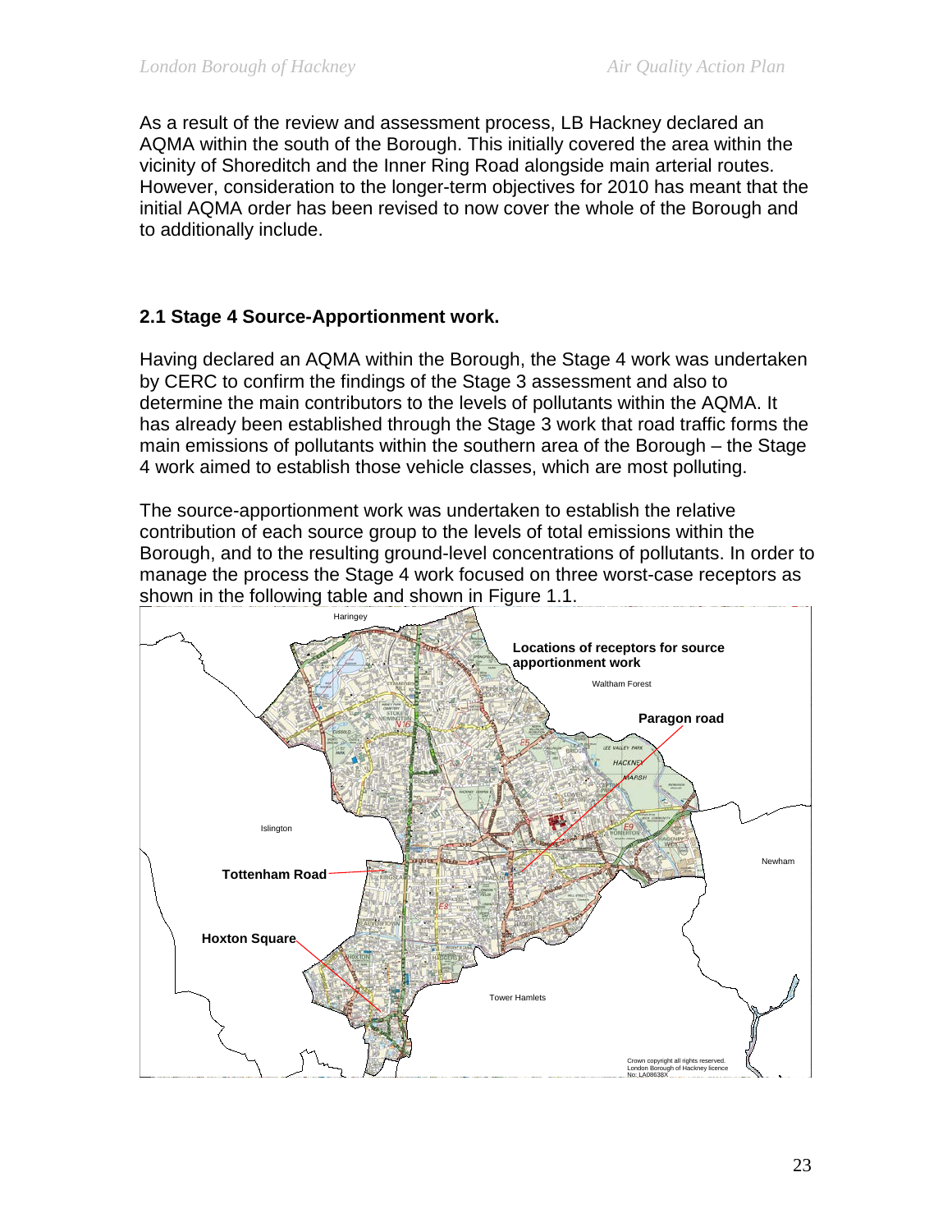As a result of the review and assessment process, LB Hackney declared an AQMA within the south of the Borough. This initially covered the area within the vicinity of Shoreditch and the Inner Ring Road alongside main arterial routes. However, consideration to the longer-term objectives for 2010 has meant that the initial AQMA order has been revised to now cover the whole of the Borough and to additionally include.

## 2.1 Stage 4 Source-Apportionment work.

Having declared an AQMA within the Borough, the Stage 4 work was undertaken by CERC to confirm the findings of the Stage 3 assessment and also to determine the main contributors to the levels of pollutants within the AQMA. It has already been established through the Stage 3 work that road traffic forms the main emissions of pollutants within the southern area of the Borough – the Stage 4 work aimed to establish those vehicle classes, which are most polluting.

The source-apportionment work was undertaken to establish the relative contribution of each source group to the levels of total emissions within the Borough, and to the resulting ground-level concentrations of pollutants. In order to manage the process the Stage 4 work focused on three worst-case receptors as shown in the following table and shown in Figure 1.1.

**Locations of receptors for source apportionment work**

Paragon road

Tottenham Road

Hoxton Square

Haringey

Waltham Forest

Islington

Newham

Tower Hamlets

Crown copyright all rights reserved. London Borough of Hackney licence No: LA08638X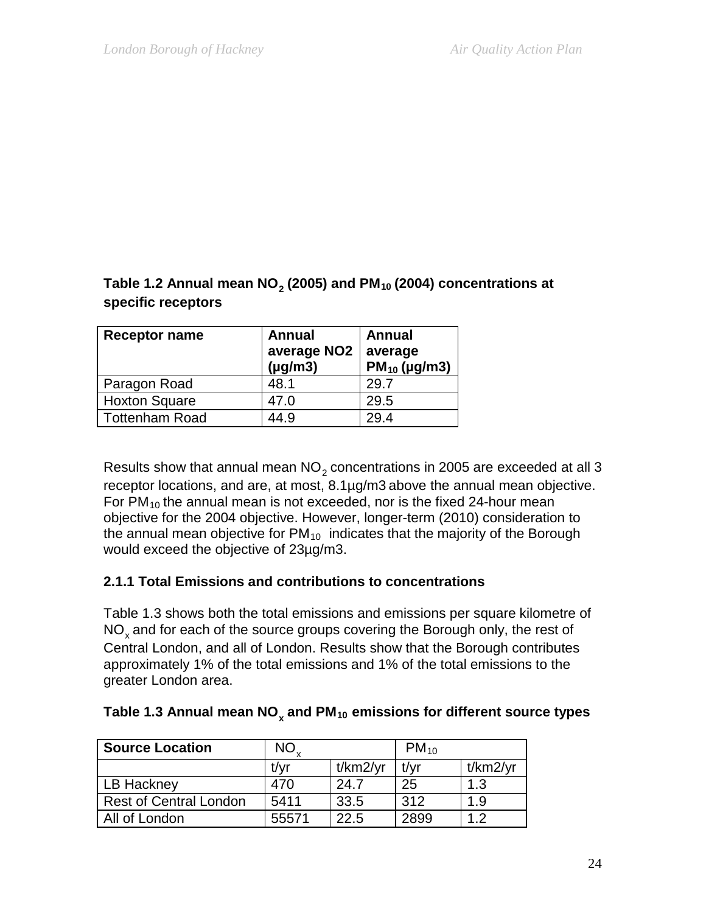**Table 1.2 Annual mean $NO_2$ (2005) and $PM_{10}$ (2004) concentrations at specific receptors**

| Receptor name | Annual average NO2 (µg/m3) | Annual average $PM_{10}$ (µg/m3) |
|---|---|---|
| Paragon Road | 48.1 | 29.7 |
| Hoxton Square | 47.0 | 29.5 |
| Tottenham Road | 44.9 | 29.4 |

Results show that annual mean $NO_2$ concentrations in 2005 are exceeded at all 3 receptor locations, and are, at most, 8.1µg/m3 above the annual mean objective. For $PM_{10}$ the annual mean is not exceeded, nor is the fixed 24-hour mean objective for the 2004 objective. However, longer-term (2010) consideration to the annual mean objective for $PM_{10}$ indicates that the majority of the Borough would exceed the objective of 23µg/m3.

### 2.1.1 Total Emissions and contributions to concentrations

Table 1.3 shows both the total emissions and emissions per square kilometre of $NO_x$ and for each of the source groups covering the Borough only, the rest of Central London, and all of London. Results show that the Borough contributes approximately 1% of the total emissions and 1% of the total emissions to the greater London area.

**Table 1.3 Annual mean $NO_x$ and $PM_{10}$ emissions for different source types**

| Source Location | $NO_x$ | | $PM_{10}$ | |
|---|---|---|---|---|
| | t/yr | t/km2/yr | t/yr | t/km2/yr |
| LB Hackney | 470 | 24.7 | 25 | 1.3 |
| Rest of Central London | 5411 | 33.5 | 312 | 1.9 |
| All of London | 55571 | 22.5 | 2899 | 1.2 |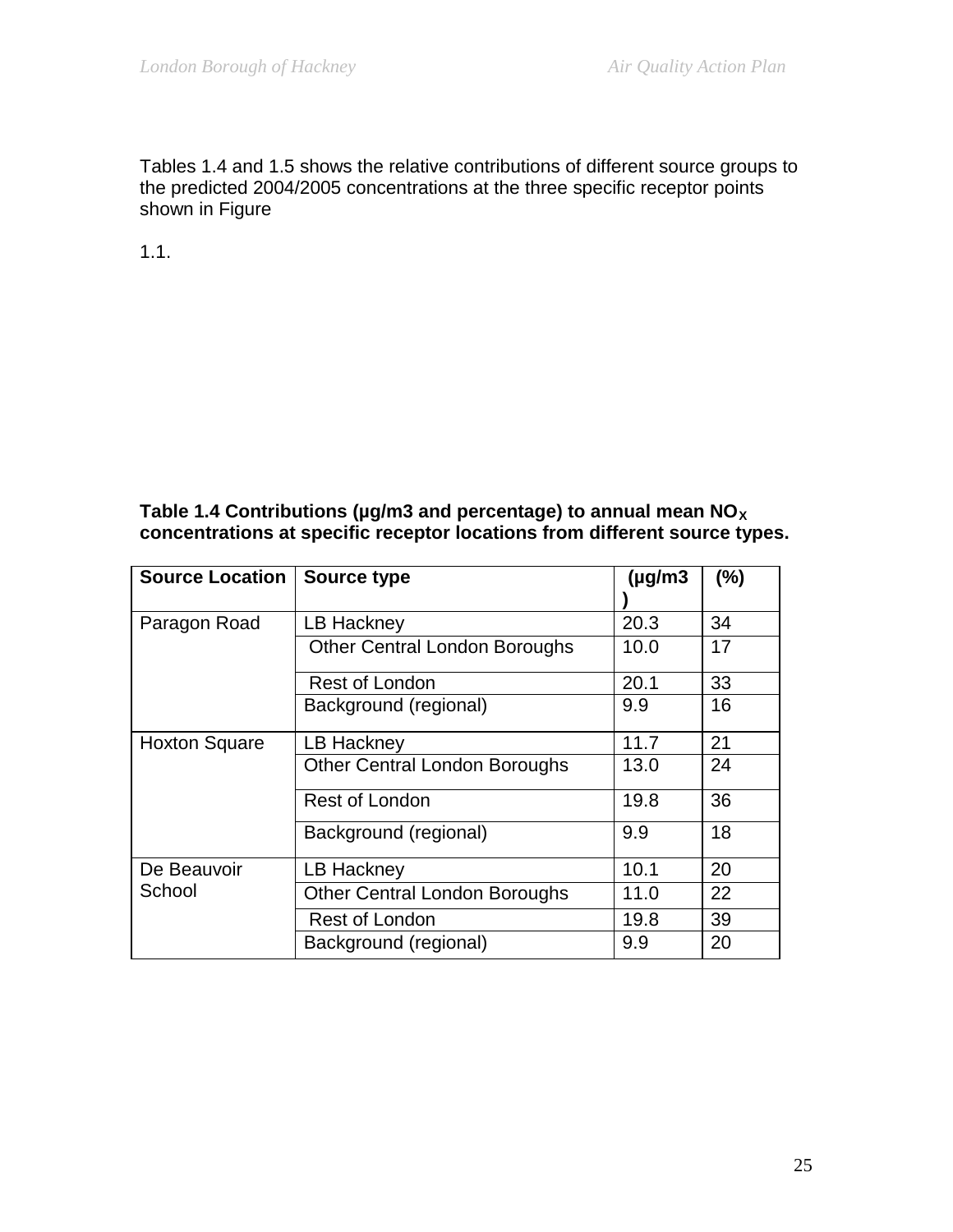Tables 1.4 and 1.5 shows the relative contributions of different source groups to the predicted 2004/2005 concentrations at the three specific receptor points shown in Figure

1.1.

**Table 1.4 Contributions (µg/m3 and percentage) to annual mean $NO_X$ concentrations at specific receptor locations from different source types.**

| Source Location | Source type | (µg/m3) | (%) |
|---|---|---|---|
| Paragon Road | LB Hackney | 20.3 | 34 |
| | Other Central London Boroughs | 10.0 | 17 |
| | Rest of London | 20.1 | 33 |
| | Background (regional) | 9.9 | 16 |
| Hoxton Square | LB Hackney | 11.7 | 21 |
| | Other Central London Boroughs | 13.0 | 24 |
| | Rest of London | 19.8 | 36 |
| | Background (regional) | 9.9 | 18 |
| De Beauvoir School | LB Hackney | 10.1 | 20 |
| | Other Central London Boroughs | 11.0 | 22 |
| | Rest of London | 19.8 | 39 |
| | Background (regional) | 9.9 | 20 |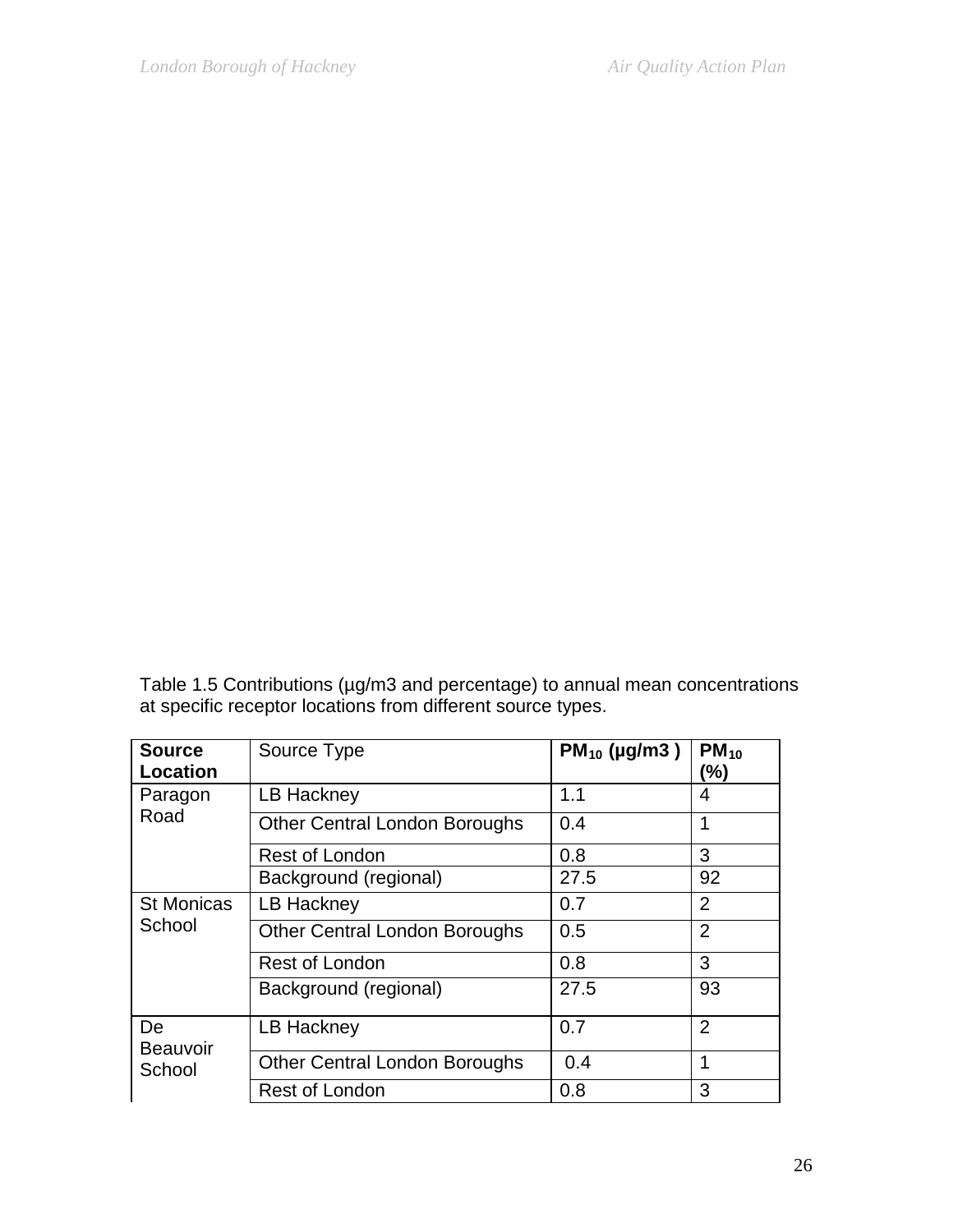Table 1.5 Contributions (µg/m3 and percentage) to annual mean concentrations at specific receptor locations from different source types.

| **Source Location** | Source Type | **$PM_{10}$ (µg/m3 )** | **$PM_{10}$ (%)** |
|---|---|---|---|
| Paragon Road | LB Hackney | 1.1 | 4 |
| | Other Central London Boroughs | 0.4 | 1 |
| | Rest of London | 0.8 | 3 |
| | Background (regional) | 27.5 | 92 |
| St Monicas School | LB Hackney | 0.7 | 2 |
| | Other Central London Boroughs | 0.5 | 2 |
| | Rest of London | 0.8 | 3 |
| | Background (regional) | 27.5 | 93 |
| De Beauvoir School | LB Hackney | 0.7 | 2 |
| | Other Central London Boroughs | 0.4 | 1 |
| | Rest of London | 0.8 | 3 |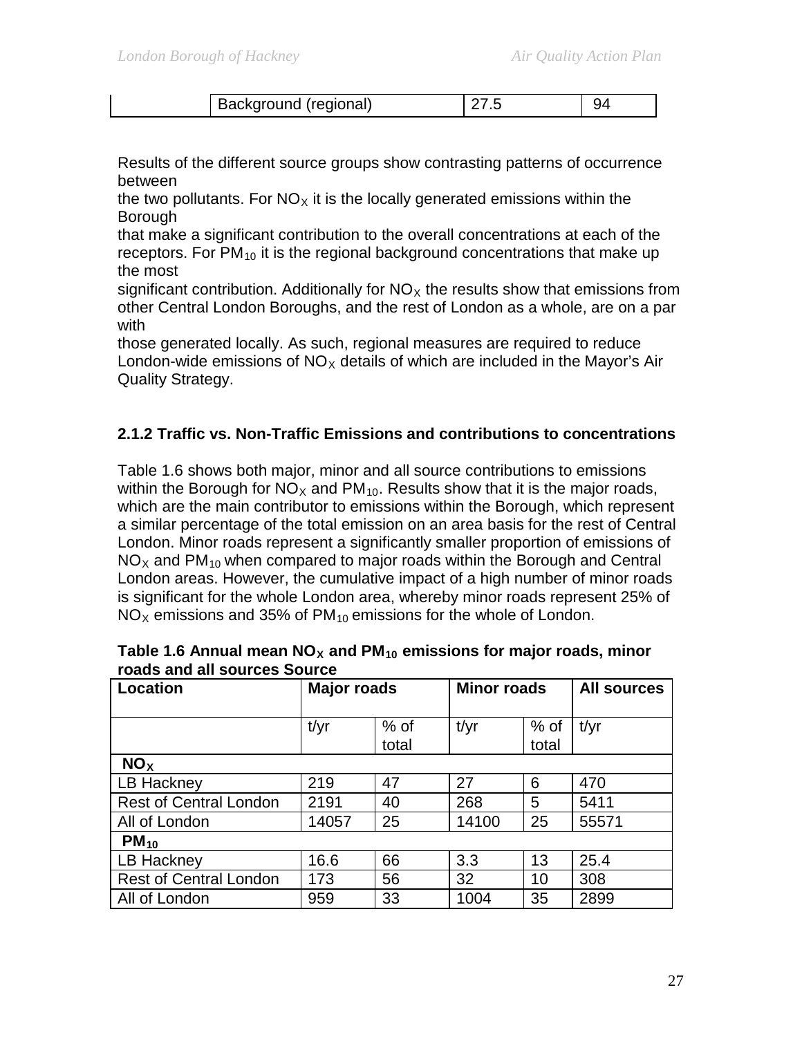| | Background (regional) | 27.5 | 94 |
|---|---|---|---|

Results of the different source groups show contrasting patterns of occurrence between the two pollutants. For $NO_X$ it is the locally generated emissions within the Borough that make a significant contribution to the overall concentrations at each of the receptors. For $PM_{10}$ it is the regional background concentrations that make up the most significant contribution. Additionally for $NO_X$ the results show that emissions from other Central London Boroughs, and the rest of London as a whole, are on a par with those generated locally. As such, regional measures are required to reduce London-wide emissions of $NO_X$ details of which are included in the Mayor's Air Quality Strategy.

### 2.1.2 Traffic vs. Non-Traffic Emissions and contributions to concentrations

Table 1.6 shows both major, minor and all source contributions to emissions within the Borough for $NO_X$ and $PM_{10}$. Results show that it is the major roads, which are the main contributor to emissions within the Borough, which represent a similar percentage of the total emission on an area basis for the rest of Central London. Minor roads represent a significantly smaller proportion of emissions of $NO_X$ and $PM_{10}$ when compared to major roads within the Borough and Central London areas. However, the cumulative impact of a high number of minor roads is significant for the whole London area, whereby minor roads represent 25% of $NO_X$ emissions and 35% of $PM_{10}$ emissions for the whole of London.

**Table 1.6 Annual mean $NO_X$ and $PM_{10}$ emissions for major roads, minor roads and all sources Source**

| Location | Major roads | | Minor roads | | All sources |
|---|---|---|---|---|---|
| | t/yr | % of total | t/yr | % of total | t/yr |
| **$NO_X$** | | | | | |
| LB Hackney | 219 | 47 | 27 | 6 | 470 |
| Rest of Central London | 2191 | 40 | 268 | 5 | 5411 |
| All of London | 14057 | 25 | 14100 | 25 | 55571 |
| **$PM_{10}$** | | | | | |
| LB Hackney | 16.6 | 66 | 3.3 | 13 | 25.4 |
| Rest of Central London | 173 | 56 | 32 | 10 | 308 |
| All of London | 959 | 33 | 1004 | 35 | 2899 |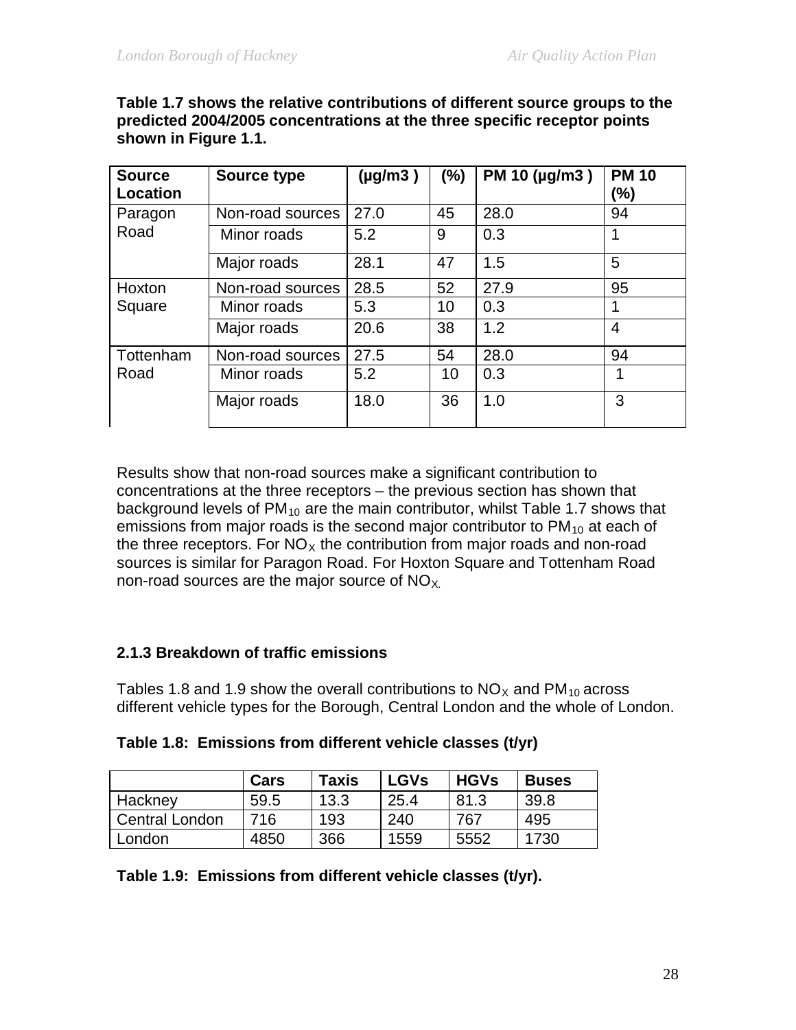**Table 1.7 shows the relative contributions of different source groups to the predicted 2004/2005 concentrations at the three specific receptor points shown in Figure 1.1.**

| Source Location | Source type | (µg/m3 ) | (%) | PM 10 (µg/m3 ) | PM 10 (%) |
|---|---|---|---|---|---|
| Paragon Road | Non-road sources | 27.0 | 45 | 28.0 | 94 |
| | Minor roads | 5.2 | 9 | 0.3 | 1 |
| | Major roads | 28.1 | 47 | 1.5 | 5 |
| Hoxton Square | Non-road sources | 28.5 | 52 | 27.9 | 95 |
| | Minor roads | 5.3 | 10 | 0.3 | 1 |
| | Major roads | 20.6 | 38 | 1.2 | 4 |
| Tottenham Road | Non-road sources | 27.5 | 54 | 28.0 | 94 |
| | Minor roads | 5.2 | 10 | 0.3 | 1 |
| | Major roads | 18.0 | 36 | 1.0 | 3 |

Results show that non-road sources make a significant contribution to concentrations at the three receptors – the previous section has shown that background levels of $PM_{10}$ are the main contributor, whilst Table 1.7 shows that emissions from major roads is the second major contributor to $PM_{10}$ at each of the three receptors. For $NO_X$ the contribution from major roads and non-road sources is similar for Paragon Road. For Hoxton Square and Tottenham Road non-road sources are the major source of $NO_X$.

### 2.1.3 Breakdown of traffic emissions

Tables 1.8 and 1.9 show the overall contributions to $NO_X$ and $PM_{10}$ across different vehicle types for the Borough, Central London and the whole of London.

**Table 1.8: Emissions from different vehicle classes (t/yr)**

| | Cars | Taxis | LGVs | HGVs | Buses |
|---|---|---|---|---|---|
| Hackney | 59.5 | 13.3 | 25.4 | 81.3 | 39.8 |
| Central London | 716 | 193 | 240 | 767 | 495 |
| London | 4850 | 366 | 1559 | 5552 | 1730 |

**Table 1.9: Emissions from different vehicle classes (t/yr).**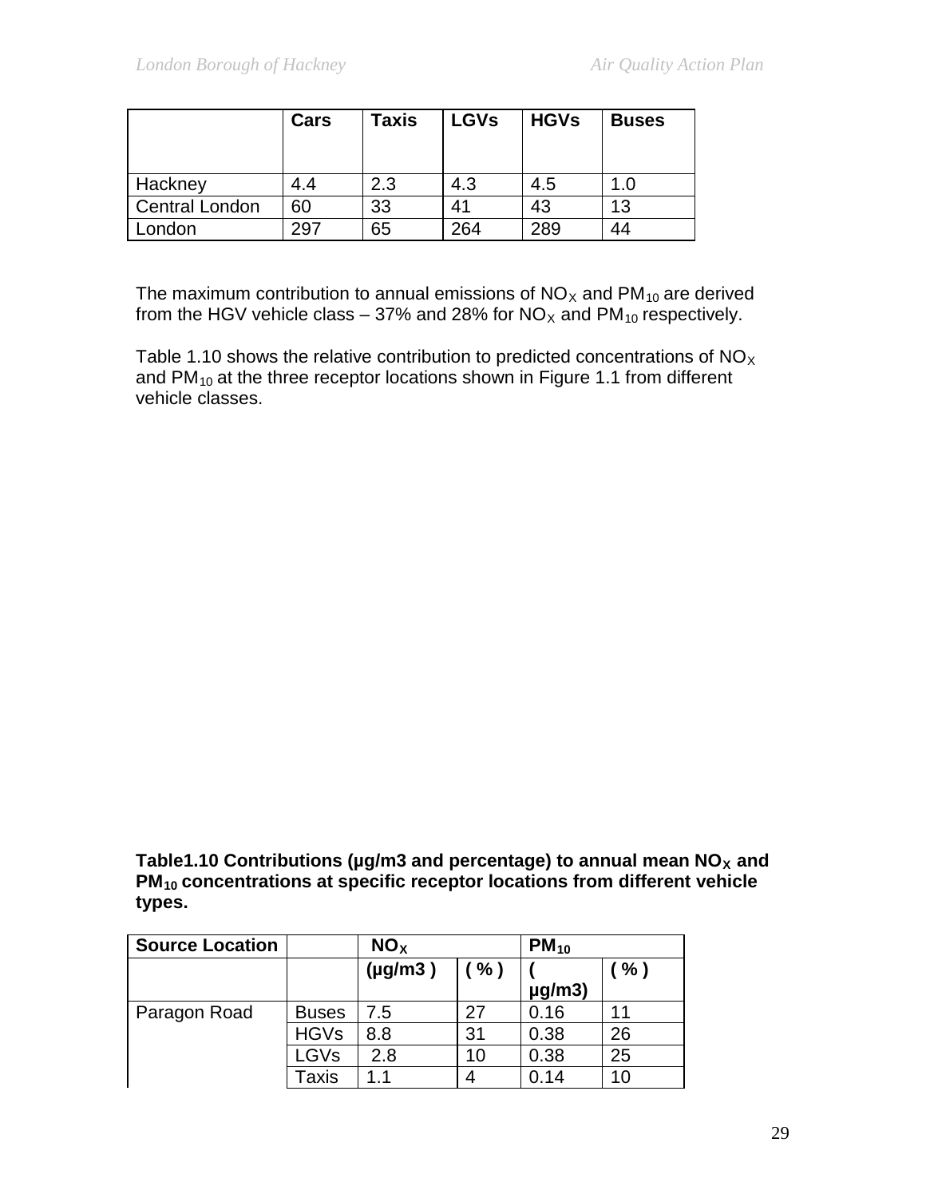| | Cars | Taxis | LGVs | HGVs | Buses |
|---|---|---|---|---|---|
| Hackney | 4.4 | 2.3 | 4.3 | 4.5 | 1.0 |
| Central London | 60 | 33 | 41 | 43 | 13 |
| London | 297 | 65 | 264 | 289 | 44 |

The maximum contribution to annual emissions of $NO_X$ and $PM_{10}$ are derived from the HGV vehicle class – 37% and 28% for $NO_X$ and $PM_{10}$ respectively.

Table 1.10 shows the relative contribution to predicted concentrations of $NO_X$ and $PM_{10}$ at the three receptor locations shown in Figure 1.1 from different vehicle classes.

**Table1.10 Contributions (µg/m3 and percentage) to annual mean $NO_X$ and $PM_{10}$ concentrations at specific receptor locations from different vehicle types.**

| Source Location | | $NO_X$ | | $PM_{10}$ | |
|---|---|---|---|---|---|
| | | (µg/m3 ) | ( % ) | ( µg/m3) | ( % ) |
| Paragon Road | Buses | 7.5 | 27 | 0.16 | 11 |
| | HGVs | 8.8 | 31 | 0.38 | 26 |
| | LGVs | 2.8 | 10 | 0.38 | 25 |
| | Taxis | 1.1 | 4 | 0.14 | 10 |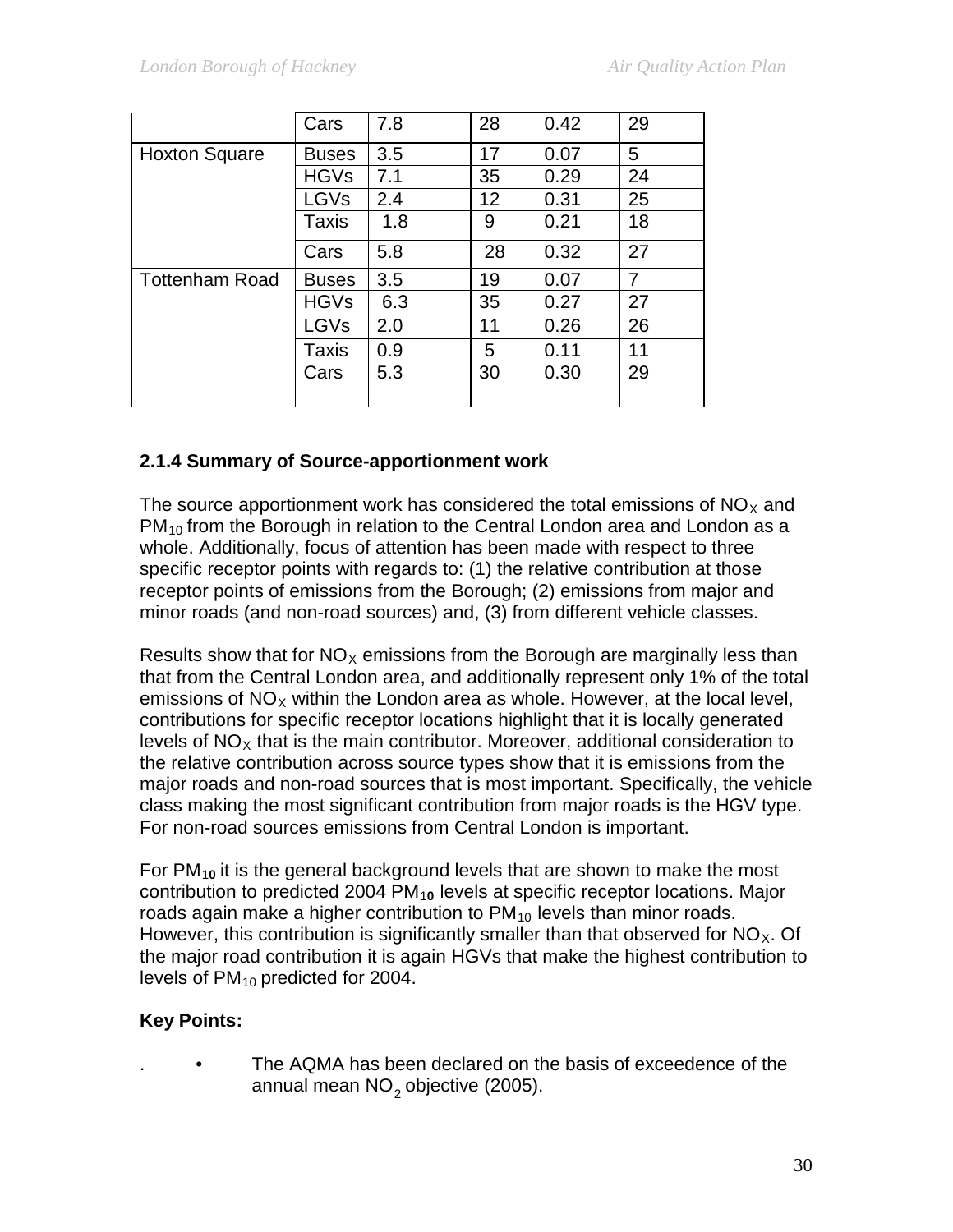| | | | | | |
|---|---|---|---|---|---|
| | Cars | 7.8 | 28 | 0.42 | 29 |
| Hoxton Square | Buses | 3.5 | 17 | 0.07 | 5 |
| | HGVs | 7.1 | 35 | 0.29 | 24 |
| | LGVs | 2.4 | 12 | 0.31 | 25 |
| | Taxis | 1.8 | 9 | 0.21 | 18 |
| | Cars | 5.8 | 28 | 0.32 | 27 |
| Tottenham Road | Buses | 3.5 | 19 | 0.07 | 7 |
| | HGVs | 6.3 | 35 | 0.27 | 27 |
| | LGVs | 2.0 | 11 | 0.26 | 26 |
| | Taxis | 0.9 | 5 | 0.11 | 11 |
| | Cars | 5.3 | 30 | 0.30 | 29 |

### 2.1.4 Summary of Source-apportionment work

The source apportionment work has considered the total emissions of $NO_X$ and $PM_{10}$ from the Borough in relation to the Central London area and London as a whole. Additionally, focus of attention has been made with respect to three specific receptor points with regards to: (1) the relative contribution at those receptor points of emissions from the Borough; (2) emissions from major and minor roads (and non-road sources) and, (3) from different vehicle classes.

Results show that for $NO_X$ emissions from the Borough are marginally less than that from the Central London area, and additionally represent only 1% of the total emissions of $NO_X$ within the London area as whole. However, at the local level, contributions for specific receptor locations highlight that it is locally generated levels of $NO_X$ that is the main contributor. Moreover, additional consideration to the relative contribution across source types show that it is emissions from the major roads and non-road sources that is most important. Specifically, the vehicle class making the most significant contribution from major roads is the HGV type. For non-road sources emissions from Central London is important.

For $PM_{10}$ it is the general background levels that are shown to make the most contribution to predicted 2004 $PM_{10}$ levels at specific receptor locations. Major roads again make a higher contribution to $PM_{10}$ levels than minor roads. However, this contribution is significantly smaller than that observed for $NO_X$. Of the major road contribution it is again HGVs that make the highest contribution to levels of $PM_{10}$ predicted for 2004.

**Key Points:**

- The AQMA has been declared on the basis of exceedence of the annual mean $NO_2$ objective (2005).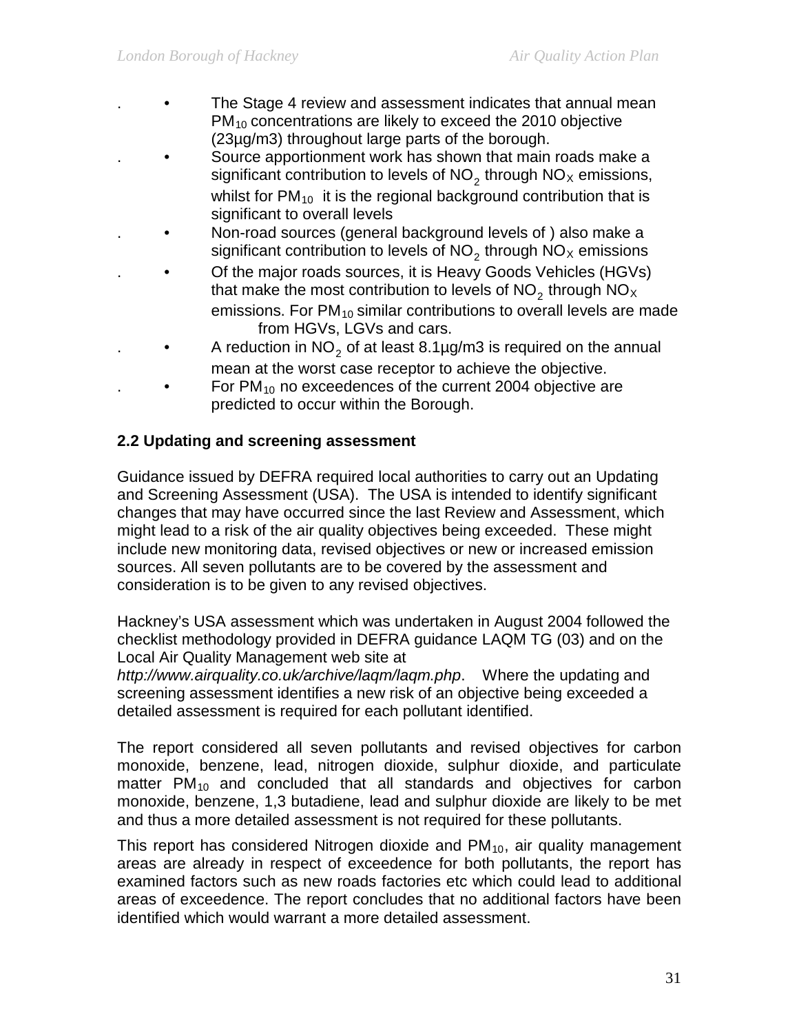- The Stage 4 review and assessment indicates that annual mean $PM_{10}$ concentrations are likely to exceed the 2010 objective (23µg/m3) throughout large parts of the borough.
- Source apportionment work has shown that main roads make a significant contribution to levels of $NO_2$ through $NO_X$ emissions, whilst for $PM_{10}$ it is the regional background contribution that is significant to overall levels
- Non-road sources (general background levels of ) also make a significant contribution to levels of $NO_2$ through $NO_X$ emissions
- Of the major roads sources, it is Heavy Goods Vehicles (HGVs) that make the most contribution to levels of $NO_2$ through $NO_X$ emissions. For $PM_{10}$ similar contributions to overall levels are made from HGVs, LGVs and cars.
- A reduction in $NO_2$ of at least 8.1µg/m3 is required on the annual mean at the worst case receptor to achieve the objective.
- For $PM_{10}$ no exceedences of the current 2004 objective are predicted to occur within the Borough.

**2.2 Updating and screening assessment**

Guidance issued by DEFRA required local authorities to carry out an Updating and Screening Assessment (USA). The USA is intended to identify significant changes that may have occurred since the last Review and Assessment, which might lead to a risk of the air quality objectives being exceeded. These might include new monitoring data, revised objectives or new or increased emission sources. All seven pollutants are to be covered by the assessment and consideration is to be given to any revised objectives.

Hackney's USA assessment which was undertaken in August 2004 followed the checklist methodology provided in DEFRA guidance LAQM TG (03) and on the Local Air Quality Management web site at *http://www.airquality.co.uk/archive/laqm/laqm.php*. Where the updating and screening assessment identifies a new risk of an objective being exceeded a detailed assessment is required for each pollutant identified.

The report considered all seven pollutants and revised objectives for carbon monoxide, benzene, lead, nitrogen dioxide, sulphur dioxide, and particulate matter $PM_{10}$ and concluded that all standards and objectives for carbon monoxide, benzene, 1,3 butadiene, lead and sulphur dioxide are likely to be met and thus a more detailed assessment is not required for these pollutants.

This report has considered Nitrogen dioxide and $PM_{10}$, air quality management areas are already in respect of exceedence for both pollutants, the report has examined factors such as new roads factories etc which could lead to additional areas of exceedence. The report concludes that no additional factors have been identified which would warrant a more detailed assessment.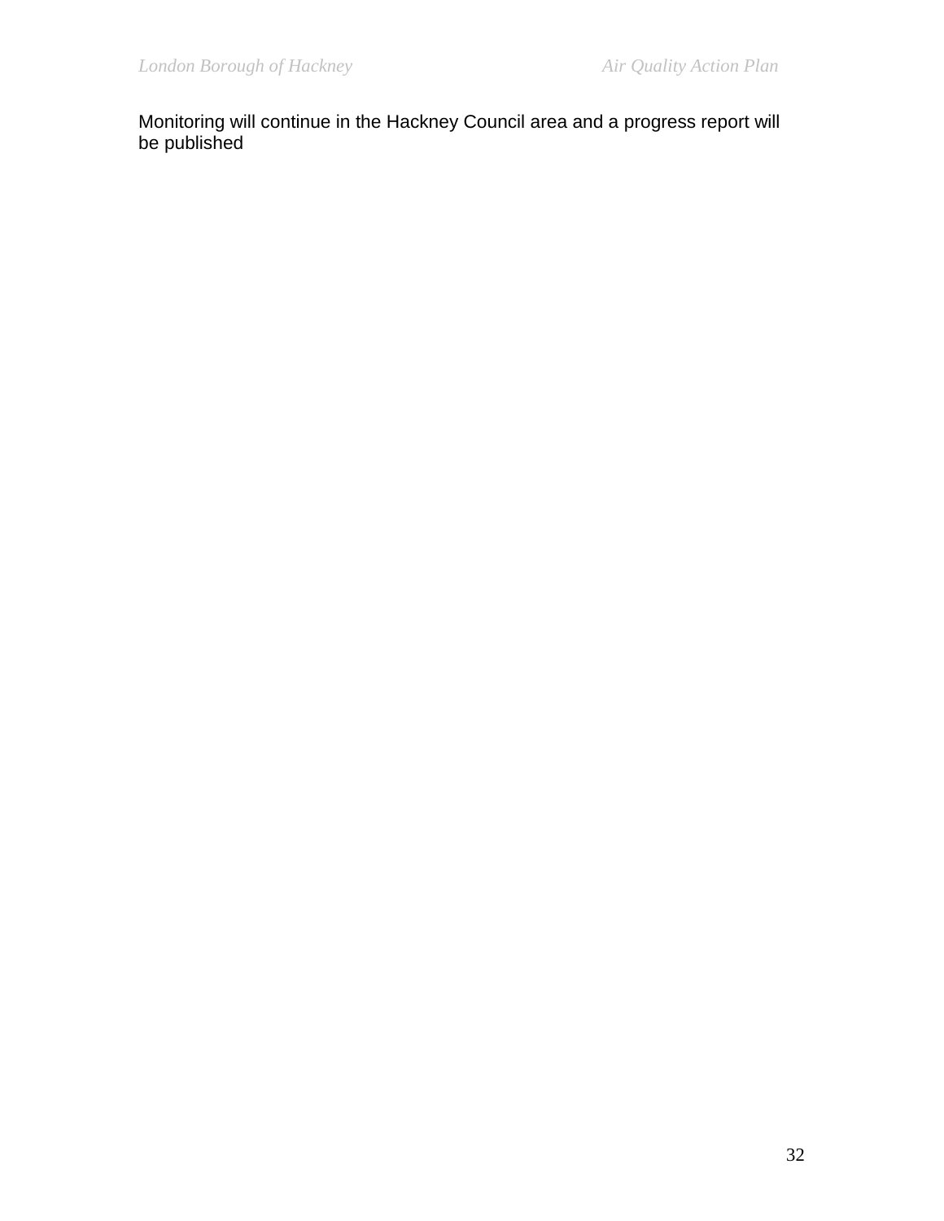Monitoring will continue in the Hackney Council area and a progress report will be published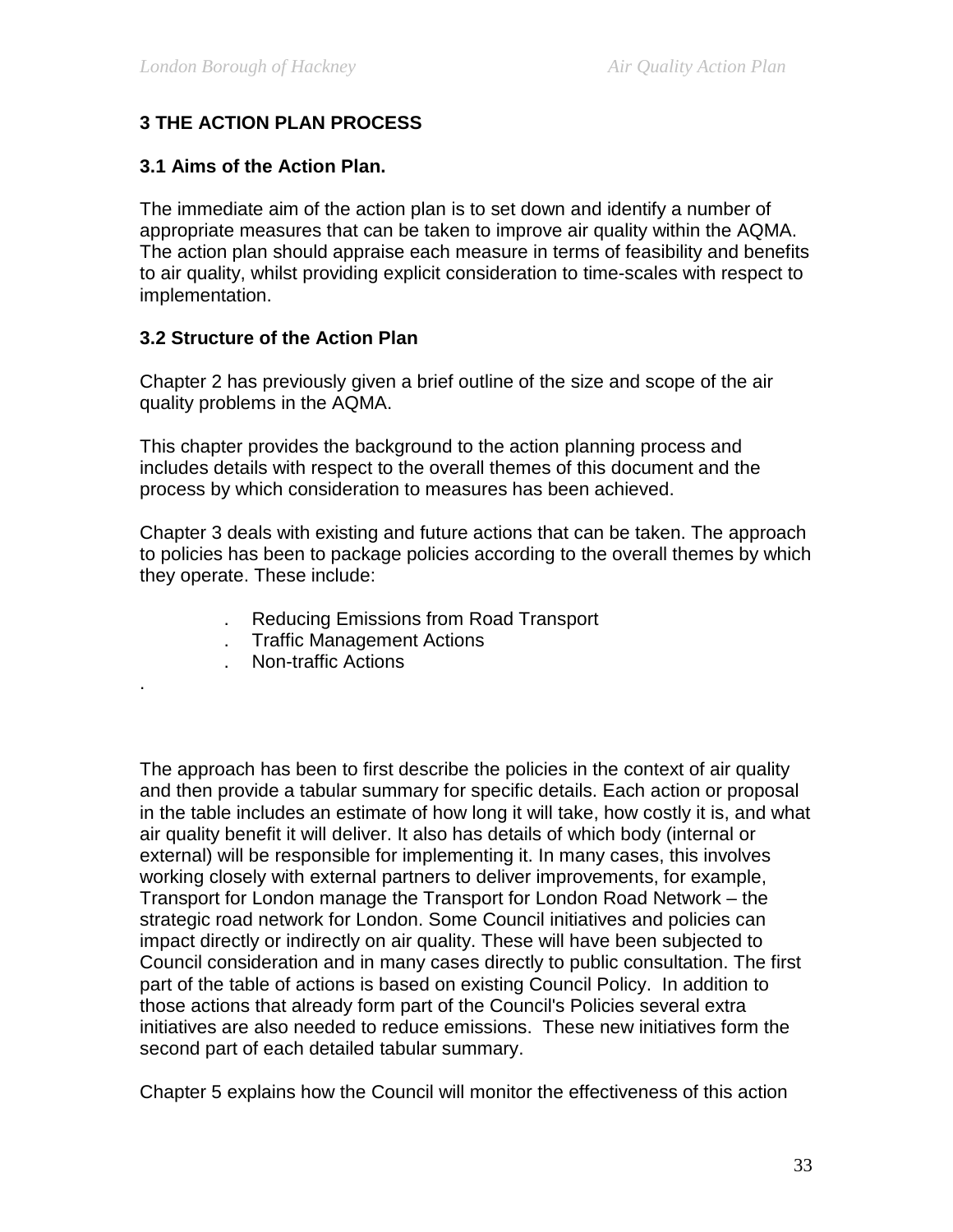# 3 THE ACTION PLAN PROCESS

## 3.1 Aims of the Action Plan.

The immediate aim of the action plan is to set down and identify a number of appropriate measures that can be taken to improve air quality within the AQMA. The action plan should appraise each measure in terms of feasibility and benefits to air quality, whilst providing explicit consideration to time-scales with respect to implementation.

## 3.2 Structure of the Action Plan

Chapter 2 has previously given a brief outline of the size and scope of the air quality problems in the AQMA.

This chapter provides the background to the action planning process and includes details with respect to the overall themes of this document and the process by which consideration to measures has been achieved.

Chapter 3 deals with existing and future actions that can be taken. The approach to policies has been to package policies according to the overall themes by which they operate. These include:

- Reducing Emissions from Road Transport
- Traffic Management Actions
- Non-traffic Actions

.

The approach has been to first describe the policies in the context of air quality and then provide a tabular summary for specific details. Each action or proposal in the table includes an estimate of how long it will take, how costly it is, and what air quality benefit it will deliver. It also has details of which body (internal or external) will be responsible for implementing it. In many cases, this involves working closely with external partners to deliver improvements, for example, Transport for London manage the Transport for London Road Network – the strategic road network for London. Some Council initiatives and policies can impact directly or indirectly on air quality. These will have been subjected to Council consideration and in many cases directly to public consultation. The first part of the table of actions is based on existing Council Policy. In addition to those actions that already form part of the Council's Policies several extra initiatives are also needed to reduce emissions. These new initiatives form the second part of each detailed tabular summary.

Chapter 5 explains how the Council will monitor the effectiveness of this action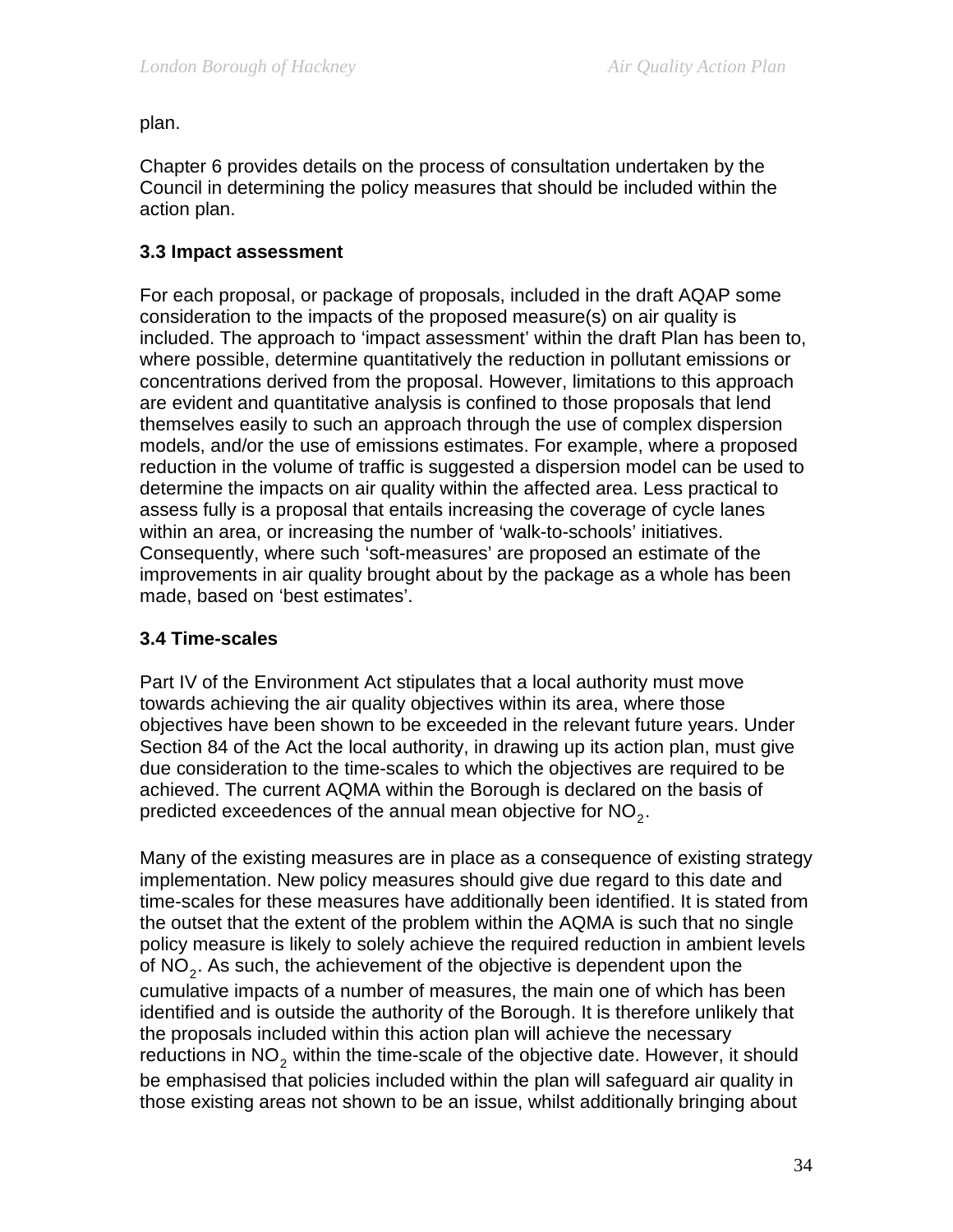plan.

Chapter 6 provides details on the process of consultation undertaken by the Council in determining the policy measures that should be included within the action plan.

### 3.3 Impact assessment

For each proposal, or package of proposals, included in the draft AQAP some consideration to the impacts of the proposed measure(s) on air quality is included. The approach to 'impact assessment' within the draft Plan has been to, where possible, determine quantitatively the reduction in pollutant emissions or concentrations derived from the proposal. However, limitations to this approach are evident and quantitative analysis is confined to those proposals that lend themselves easily to such an approach through the use of complex dispersion models, and/or the use of emissions estimates. For example, where a proposed reduction in the volume of traffic is suggested a dispersion model can be used to determine the impacts on air quality within the affected area. Less practical to assess fully is a proposal that entails increasing the coverage of cycle lanes within an area, or increasing the number of 'walk-to-schools' initiatives. Consequently, where such 'soft-measures' are proposed an estimate of the improvements in air quality brought about by the package as a whole has been made, based on 'best estimates'.

### 3.4 Time-scales

Part IV of the Environment Act stipulates that a local authority must move towards achieving the air quality objectives within its area, where those objectives have been shown to be exceeded in the relevant future years. Under Section 84 of the Act the local authority, in drawing up its action plan, must give due consideration to the time-scales to which the objectives are required to be achieved. The current AQMA within the Borough is declared on the basis of predicted exceedences of the annual mean objective for $NO_2$.

Many of the existing measures are in place as a consequence of existing strategy implementation. New policy measures should give due regard to this date and time-scales for these measures have additionally been identified. It is stated from the outset that the extent of the problem within the AQMA is such that no single policy measure is likely to solely achieve the required reduction in ambient levels of $NO_2$. As such, the achievement of the objective is dependent upon the cumulative impacts of a number of measures, the main one of which has been identified and is outside the authority of the Borough. It is therefore unlikely that the proposals included within this action plan will achieve the necessary reductions in $NO_2$ within the time-scale of the objective date. However, it should be emphasised that policies included within the plan will safeguard air quality in those existing areas not shown to be an issue, whilst additionally bringing about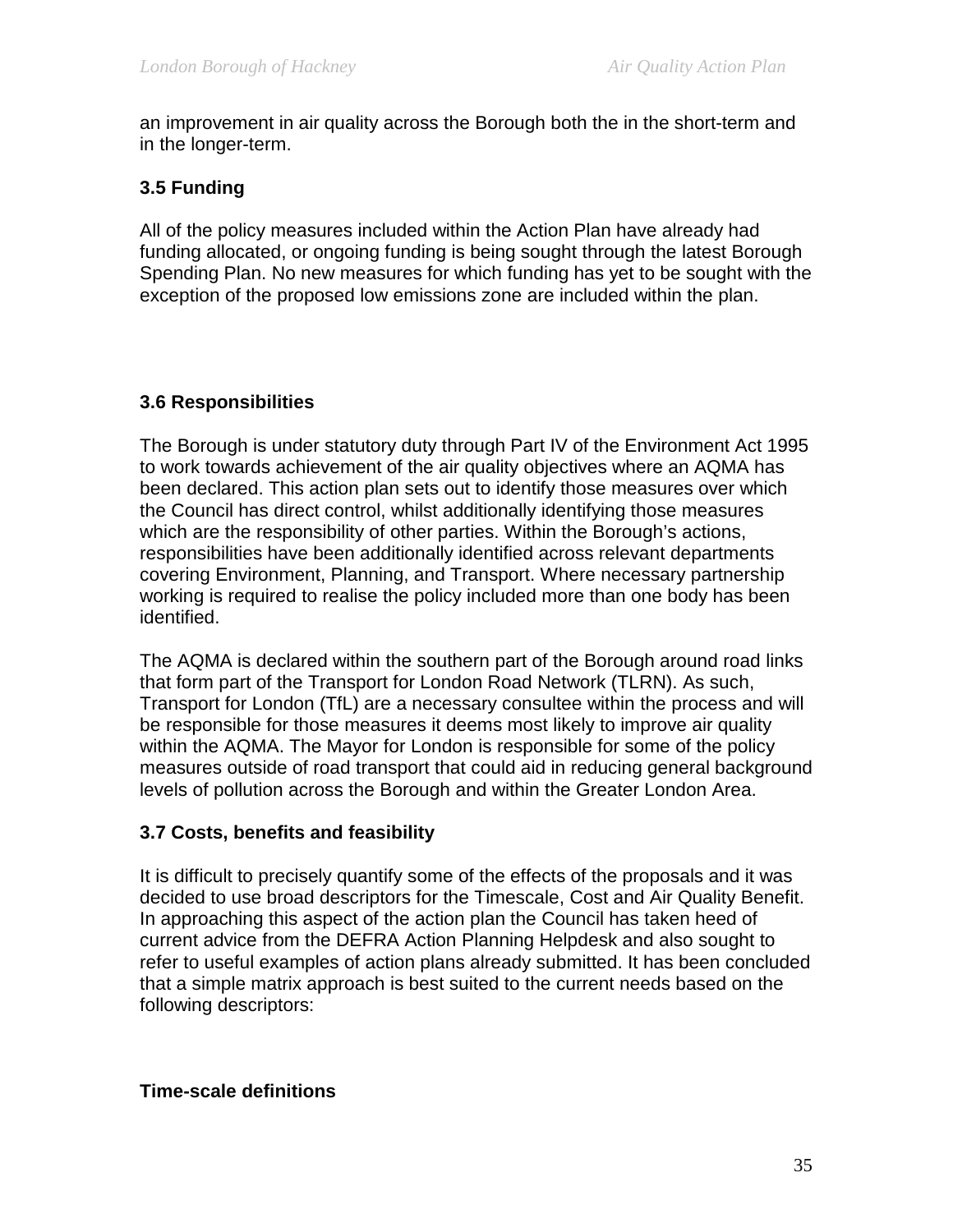an improvement in air quality across the Borough both the in the short-term and in the longer-term.

### 3.5 Funding

All of the policy measures included within the Action Plan have already had funding allocated, or ongoing funding is being sought through the latest Borough Spending Plan. No new measures for which funding has yet to be sought with the exception of the proposed low emissions zone are included within the plan.

### 3.6 Responsibilities

The Borough is under statutory duty through Part IV of the Environment Act 1995 to work towards achievement of the air quality objectives where an AQMA has been declared. This action plan sets out to identify those measures over which the Council has direct control, whilst additionally identifying those measures which are the responsibility of other parties. Within the Borough's actions, responsibilities have been additionally identified across relevant departments covering Environment, Planning, and Transport. Where necessary partnership working is required to realise the policy included more than one body has been identified.

The AQMA is declared within the southern part of the Borough around road links that form part of the Transport for London Road Network (TLRN). As such, Transport for London (TfL) are a necessary consultee within the process and will be responsible for those measures it deems most likely to improve air quality within the AQMA. The Mayor for London is responsible for some of the policy measures outside of road transport that could aid in reducing general background levels of pollution across the Borough and within the Greater London Area.

### 3.7 Costs, benefits and feasibility

It is difficult to precisely quantify some of the effects of the proposals and it was decided to use broad descriptors for the Timescale, Cost and Air Quality Benefit. In approaching this aspect of the action plan the Council has taken heed of current advice from the DEFRA Action Planning Helpdesk and also sought to refer to useful examples of action plans already submitted. It has been concluded that a simple matrix approach is best suited to the current needs based on the following descriptors:

**Time-scale definitions**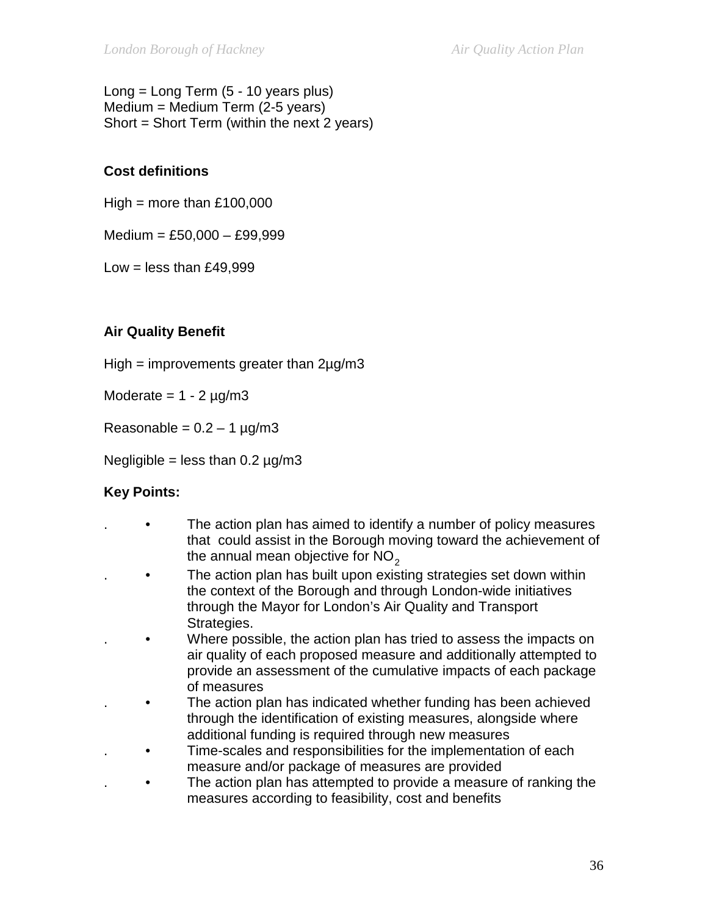Long = Long Term (5 - 10 years plus)
Medium = Medium Term (2-5 years)
Short = Short Term (within the next 2 years)

**Cost definitions**

High = more than £100,000

Medium = £50,000 – £99,999

Low = less than £49,999

**Air Quality Benefit**

High = improvements greater than 2µg/m3

Moderate = 1 - 2 µg/m3

Reasonable = 0.2 – 1 µg/m3

Negligible = less than 0.2 µg/m3

**Key Points:**

- The action plan has aimed to identify a number of policy measures that could assist in the Borough moving toward the achievement of the annual mean objective for $NO_2$
- The action plan has built upon existing strategies set down within the context of the Borough and through London-wide initiatives through the Mayor for London's Air Quality and Transport Strategies.
- Where possible, the action plan has tried to assess the impacts on air quality of each proposed measure and additionally attempted to provide an assessment of the cumulative impacts of each package of measures
- The action plan has indicated whether funding has been achieved through the identification of existing measures, alongside where additional funding is required through new measures
- Time-scales and responsibilities for the implementation of each measure and/or package of measures are provided
- The action plan has attempted to provide a measure of ranking the measures according to feasibility, cost and benefits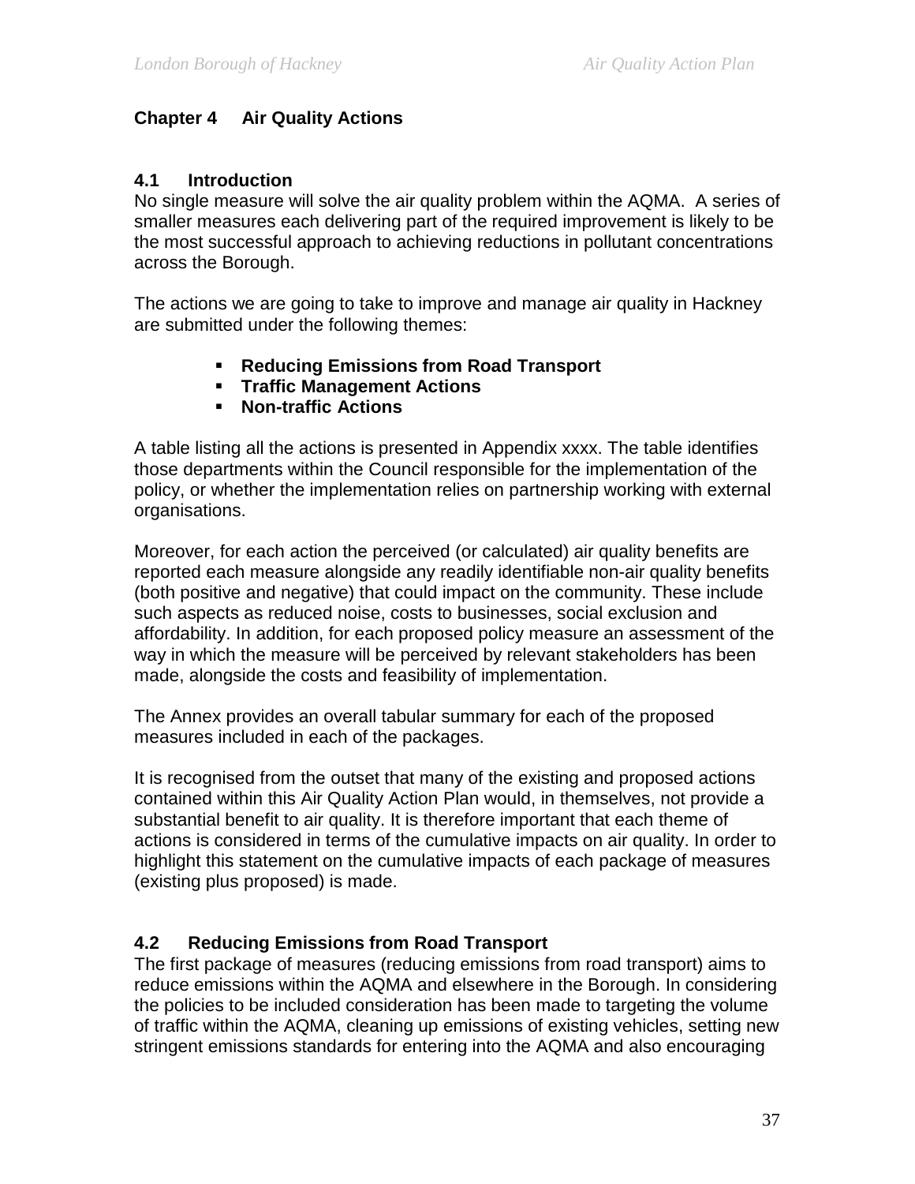# Chapter 4 Air Quality Actions

## 4.1 Introduction

No single measure will solve the air quality problem within the AQMA. A series of smaller measures each delivering part of the required improvement is likely to be the most successful approach to achieving reductions in pollutant concentrations across the Borough.

The actions we are going to take to improve and manage air quality in Hackney are submitted under the following themes:

- **Reducing Emissions from Road Transport**
- **Traffic Management Actions**
- **Non-traffic Actions**

A table listing all the actions is presented in Appendix xxxx. The table identifies those departments within the Council responsible for the implementation of the policy, or whether the implementation relies on partnership working with external organisations.

Moreover, for each action the perceived (or calculated) air quality benefits are reported each measure alongside any readily identifiable non-air quality benefits (both positive and negative) that could impact on the community. These include such aspects as reduced noise, costs to businesses, social exclusion and affordability. In addition, for each proposed policy measure an assessment of the way in which the measure will be perceived by relevant stakeholders has been made, alongside the costs and feasibility of implementation.

The Annex provides an overall tabular summary for each of the proposed measures included in each of the packages.

It is recognised from the outset that many of the existing and proposed actions contained within this Air Quality Action Plan would, in themselves, not provide a substantial benefit to air quality. It is therefore important that each theme of actions is considered in terms of the cumulative impacts on air quality. In order to highlight this statement on the cumulative impacts of each package of measures (existing plus proposed) is made.

## 4.2 Reducing Emissions from Road Transport

The first package of measures (reducing emissions from road transport) aims to reduce emissions within the AQMA and elsewhere in the Borough. In considering the policies to be included consideration has been made to targeting the volume of traffic within the AQMA, cleaning up emissions of existing vehicles, setting new stringent emissions standards for entering into the AQMA and also encouraging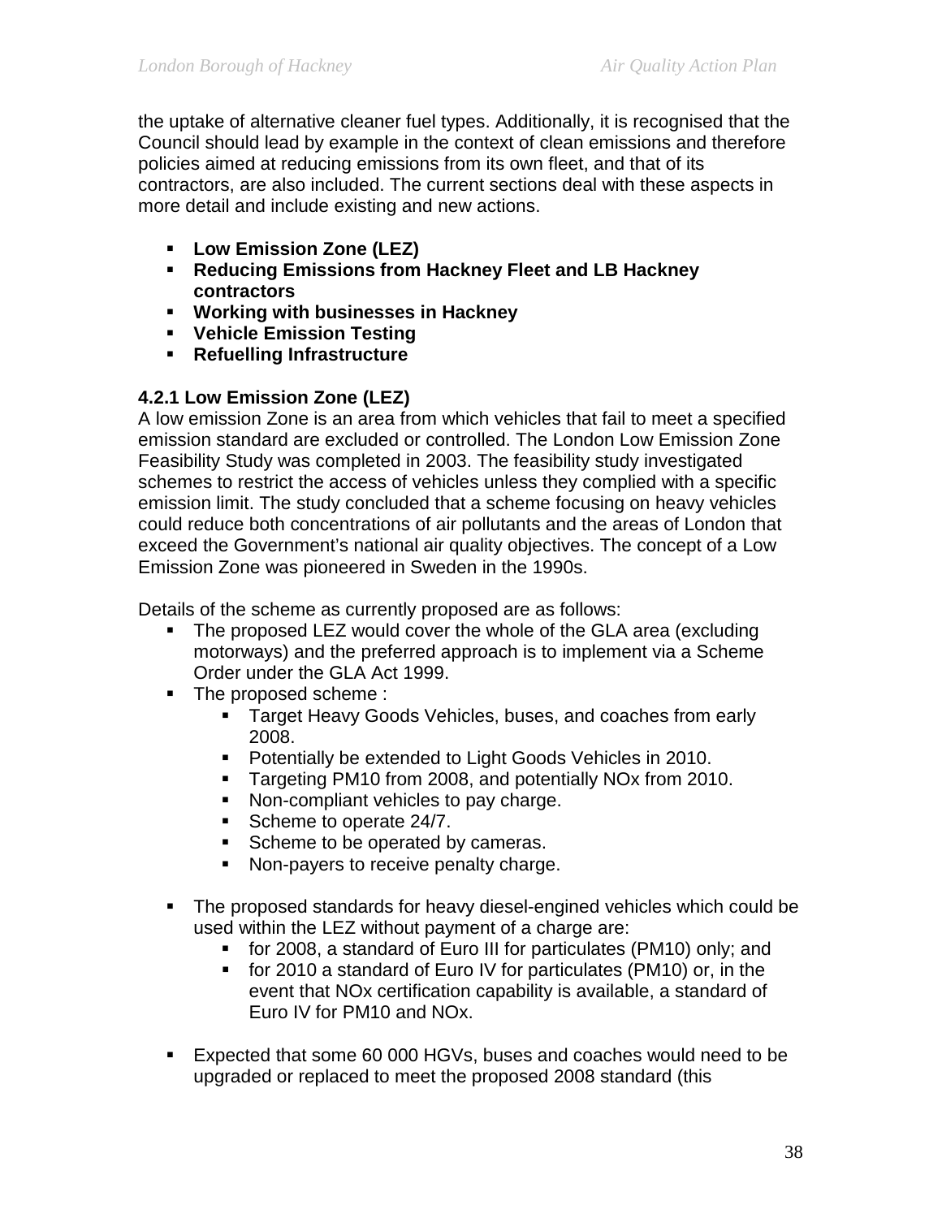the uptake of alternative cleaner fuel types. Additionally, it is recognised that the Council should lead by example in the context of clean emissions and therefore policies aimed at reducing emissions from its own fleet, and that of its contractors, are also included. The current sections deal with these aspects in more detail and include existing and new actions.

- **Low Emission Zone (LEZ)**
- **Reducing Emissions from Hackney Fleet and LB Hackney contractors**
- **Working with businesses in Hackney**
- **Vehicle Emission Testing**
- **Refuelling Infrastructure**

### 4.2.1 Low Emission Zone (LEZ)

A low emission Zone is an area from which vehicles that fail to meet a specified emission standard are excluded or controlled. The London Low Emission Zone Feasibility Study was completed in 2003. The feasibility study investigated schemes to restrict the access of vehicles unless they complied with a specific emission limit. The study concluded that a scheme focusing on heavy vehicles could reduce both concentrations of air pollutants and the areas of London that exceed the Government's national air quality objectives. The concept of a Low Emission Zone was pioneered in Sweden in the 1990s.

Details of the scheme as currently proposed are as follows:

- The proposed LEZ would cover the whole of the GLA area (excluding motorways) and the preferred approach is to implement via a Scheme Order under the GLA Act 1999.
- The proposed scheme :
  - Target Heavy Goods Vehicles, buses, and coaches from early 2008.
  - Potentially be extended to Light Goods Vehicles in 2010.
  - Targeting PM10 from 2008, and potentially NOx from 2010.
  - Non-compliant vehicles to pay charge.
  - Scheme to operate 24/7.
  - Scheme to be operated by cameras.
  - Non-payers to receive penalty charge.

- The proposed standards for heavy diesel-engined vehicles which could be used within the LEZ without payment of a charge are:
  - for 2008, a standard of Euro III for particulates (PM10) only; and
  - for 2010 a standard of Euro IV for particulates (PM10) or, in the event that NOx certification capability is available, a standard of Euro IV for PM10 and NOx.

- Expected that some 60 000 HGVs, buses and coaches would need to be upgraded or replaced to meet the proposed 2008 standard (this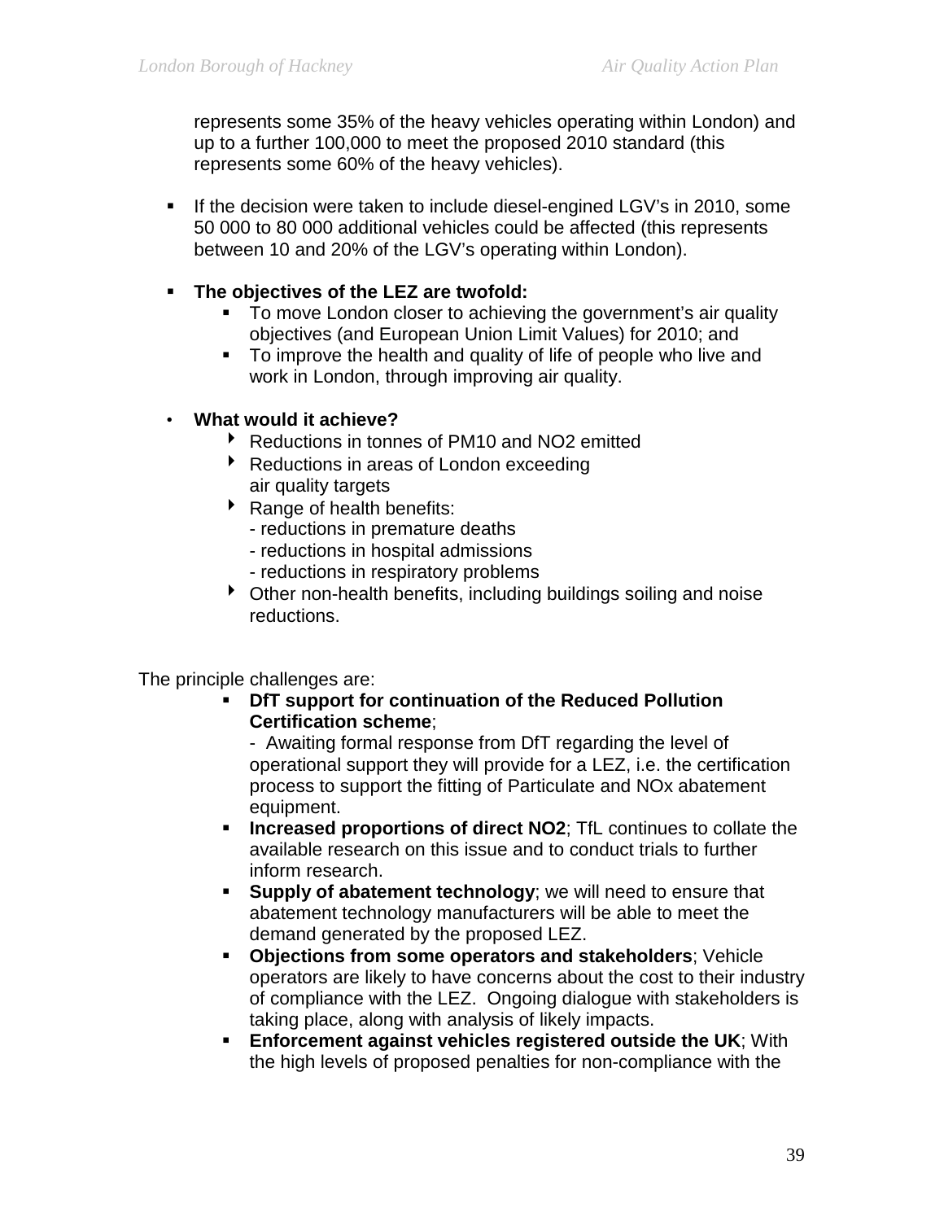represents some 35% of the heavy vehicles operating within London) and up to a further 100,000 to meet the proposed 2010 standard (this represents some 60% of the heavy vehicles).

- If the decision were taken to include diesel-engined LGV's in 2010, some 50 000 to 80 000 additional vehicles could be affected (this represents between 10 and 20% of the LGV's operating within London).

- **The objectives of the LEZ are twofold:**
  - To move London closer to achieving the government's air quality objectives (and European Union Limit Values) for 2010; and
  - To improve the health and quality of life of people who live and work in London, through improving air quality.

- **What would it achieve?**
  - Reductions in tonnes of PM10 and NO2 emitted
  - Reductions in areas of London exceeding air quality targets
  - Range of health benefits:
    - reductions in premature deaths
    - reductions in hospital admissions
    - reductions in respiratory problems
  - Other non-health benefits, including buildings soiling and noise reductions.

The principle challenges are:

- **DfT support for continuation of the Reduced Pollution Certification scheme**;

  - Awaiting formal response from DfT regarding the level of operational support they will provide for a LEZ, i.e. the certification process to support the fitting of Particulate and NOx abatement equipment.
- **Increased proportions of direct NO2**; TfL continues to collate the available research on this issue and to conduct trials to further inform research.
- **Supply of abatement technology**; we will need to ensure that abatement technology manufacturers will be able to meet the demand generated by the proposed LEZ.
- **Objections from some operators and stakeholders**; Vehicle operators are likely to have concerns about the cost to their industry of compliance with the LEZ. Ongoing dialogue with stakeholders is taking place, along with analysis of likely impacts.
- **Enforcement against vehicles registered outside the UK**; With the high levels of proposed penalties for non-compliance with the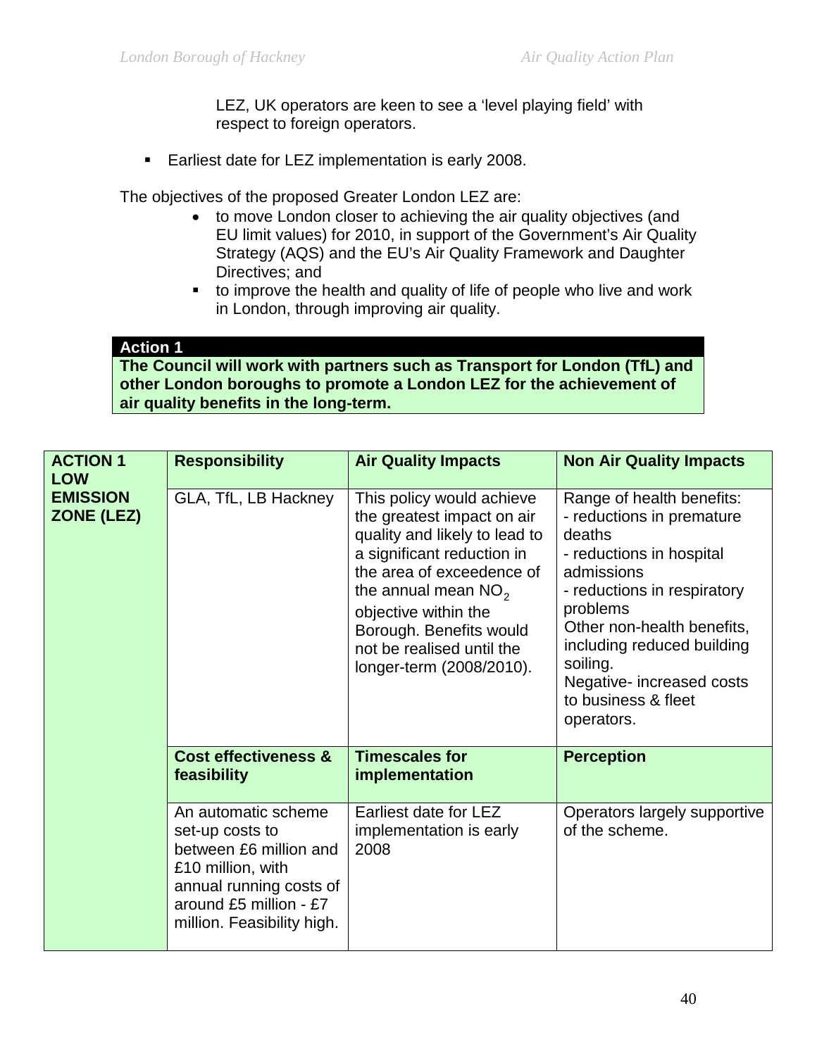LEZ, UK operators are keen to see a 'level playing field' with respect to foreign operators.

- Earliest date for LEZ implementation is early 2008.

The objectives of the proposed Greater London LEZ are:

- to move London closer to achieving the air quality objectives (and EU limit values) for 2010, in support of the Government's Air Quality Strategy (AQS) and the EU's Air Quality Framework and Daughter Directives; and
- to improve the health and quality of life of people who live and work in London, through improving air quality.

**Action 1**

**The Council will work with partners such as Transport for London (TfL) and other London boroughs to promote a London LEZ for the achievement of air quality benefits in the long-term.**

| ACTION 1 LOW EMISSION ZONE (LEZ) | Responsibility | Air Quality Impacts | Non Air Quality Impacts |
|---|---|---|---|
| | GLA, TfL, LB Hackney | This policy would achieve the greatest impact on air quality and likely to lead to a significant reduction in the area of exceedence of the annual mean $NO_2$ objective within the Borough. Benefits would not be realised until the longer-term (2008/2010). | Range of health benefits:<br>- reductions in premature deaths<br>- reductions in hospital admissions<br>- reductions in respiratory problems<br>Other non-health benefits, including reduced building soiling.<br>Negative- increased costs to business & fleet operators. |
| | **Cost effectiveness & feasibility** | **Timescales for implementation** | **Perception** |
| | An automatic scheme set-up costs to between £6 million and £10 million, with annual running costs of around £5 million - £7 million. Feasibility high. | Earliest date for LEZ implementation is early 2008 | Operators largely supportive of the scheme. |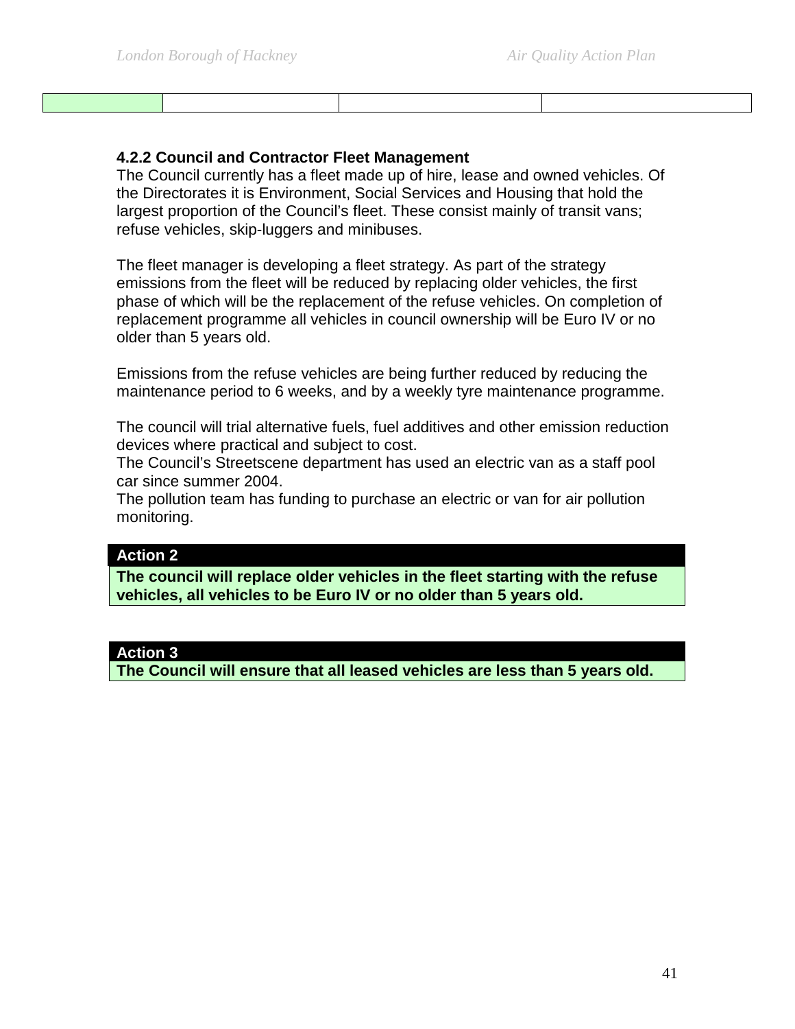| | | | |
|---|---|---|---|

#### 4.2.2 Council and Contractor Fleet Management

The Council currently has a fleet made up of hire, lease and owned vehicles. Of the Directorates it is Environment, Social Services and Housing that hold the largest proportion of the Council's fleet. These consist mainly of transit vans; refuse vehicles, skip-luggers and minibuses.

The fleet manager is developing a fleet strategy. As part of the strategy emissions from the fleet will be reduced by replacing older vehicles, the first phase of which will be the replacement of the refuse vehicles. On completion of replacement programme all vehicles in council ownership will be Euro IV or no older than 5 years old.

Emissions from the refuse vehicles are being further reduced by reducing the maintenance period to 6 weeks, and by a weekly tyre maintenance programme.

The council will trial alternative fuels, fuel additives and other emission reduction devices where practical and subject to cost.
The Council's Streetscene department has used an electric van as a staff pool car since summer 2004.
The pollution team has funding to purchase an electric or van for air pollution monitoring.

| **Action 2** |
|---|
| **The council will replace older vehicles in the fleet starting with the refuse vehicles, all vehicles to be Euro IV or no older than 5 years old.** |

| **Action 3** |
|---|
| **The Council will ensure that all leased vehicles are less than 5 years old.** |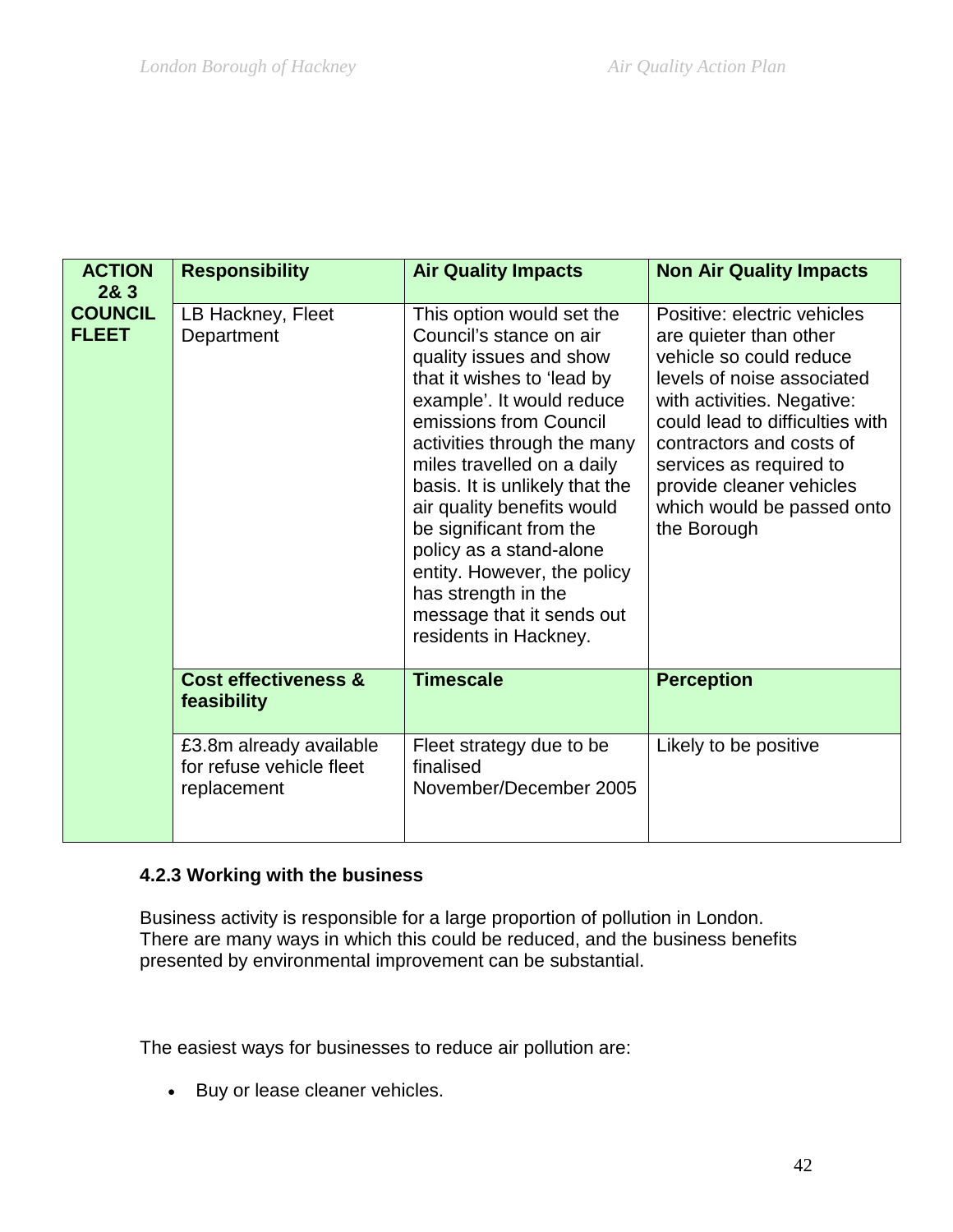| ACTION 2& 3 | Responsibility | Air Quality Impacts | Non Air Quality Impacts |
|---|---|---|---|
| COUNCIL FLEET | LB Hackney, Fleet Department | This option would set the Council's stance on air quality issues and show that it wishes to 'lead by example'. It would reduce emissions from Council activities through the many miles travelled on a daily basis. It is unlikely that the air quality benefits would be significant from the policy as a stand-alone entity. However, the policy has strength in the message that it sends out residents in Hackney. | Positive: electric vehicles are quieter than other vehicle so could reduce levels of noise associated with activities. Negative: could lead to difficulties with contractors and costs of services as required to provide cleaner vehicles which would be passed onto the Borough |
| | **Cost effectiveness & feasibility** | **Timescale** | **Perception** |
| | £3.8m already available for refuse vehicle fleet replacement | Fleet strategy due to be finalised November/December 2005 | Likely to be positive |

### 4.2.3 Working with the business

Business activity is responsible for a large proportion of pollution in London. There are many ways in which this could be reduced, and the business benefits presented by environmental improvement can be substantial.

The easiest ways for businesses to reduce air pollution are:

- Buy or lease cleaner vehicles.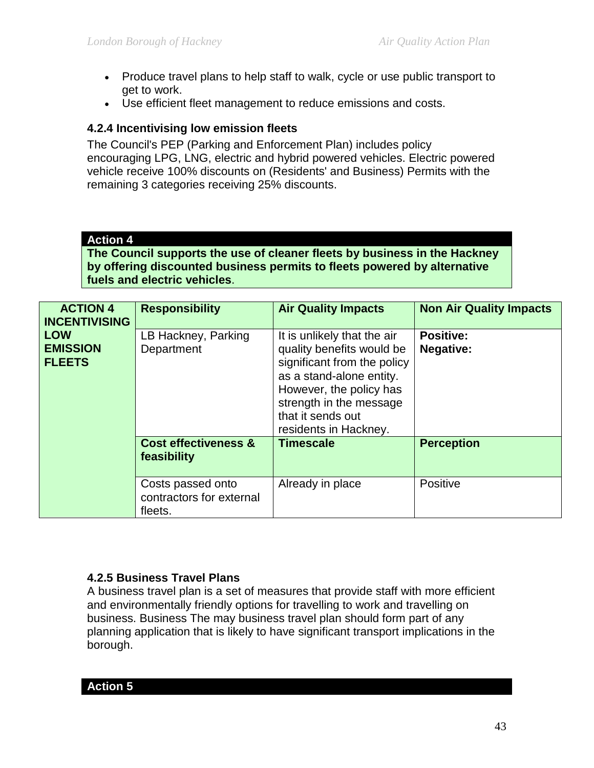- Produce travel plans to help staff to walk, cycle or use public transport to get to work.
- Use efficient fleet management to reduce emissions and costs.

### 4.2.4 Incentivising low emission fleets

The Council's PEP (Parking and Enforcement Plan) includes policy encouraging LPG, LNG, electric and hybrid powered vehicles. Electric powered vehicle receive 100% discounts on (Residents' and Business) Permits with the remaining 3 categories receiving 25% discounts.

**Action 4**

**The Council supports the use of cleaner fleets by business in the Hackney by offering discounted business permits to fleets powered by alternative fuels and electric vehicles**.

| ACTION 4 INCENTIVISING LOW EMISSION FLEETS | Responsibility | Air Quality Impacts | Non Air Quality Impacts |
|---|---|---|---|
| | LB Hackney, Parking Department | It is unlikely that the air quality benefits would be significant from the policy as a stand-alone entity. However, the policy has strength in the message that it sends out residents in Hackney. | **Positive:** **Negative:** |
| | **Cost effectiveness & feasibility** | **Timescale** | **Perception** |
| | Costs passed onto contractors for external fleets. | Already in place | Positive |

### 4.2.5 Business Travel Plans

A business travel plan is a set of measures that provide staff with more efficient and environmentally friendly options for travelling to work and travelling on business. Business The may business travel plan should form part of any planning application that is likely to have significant transport implications in the borough.

**Action 5**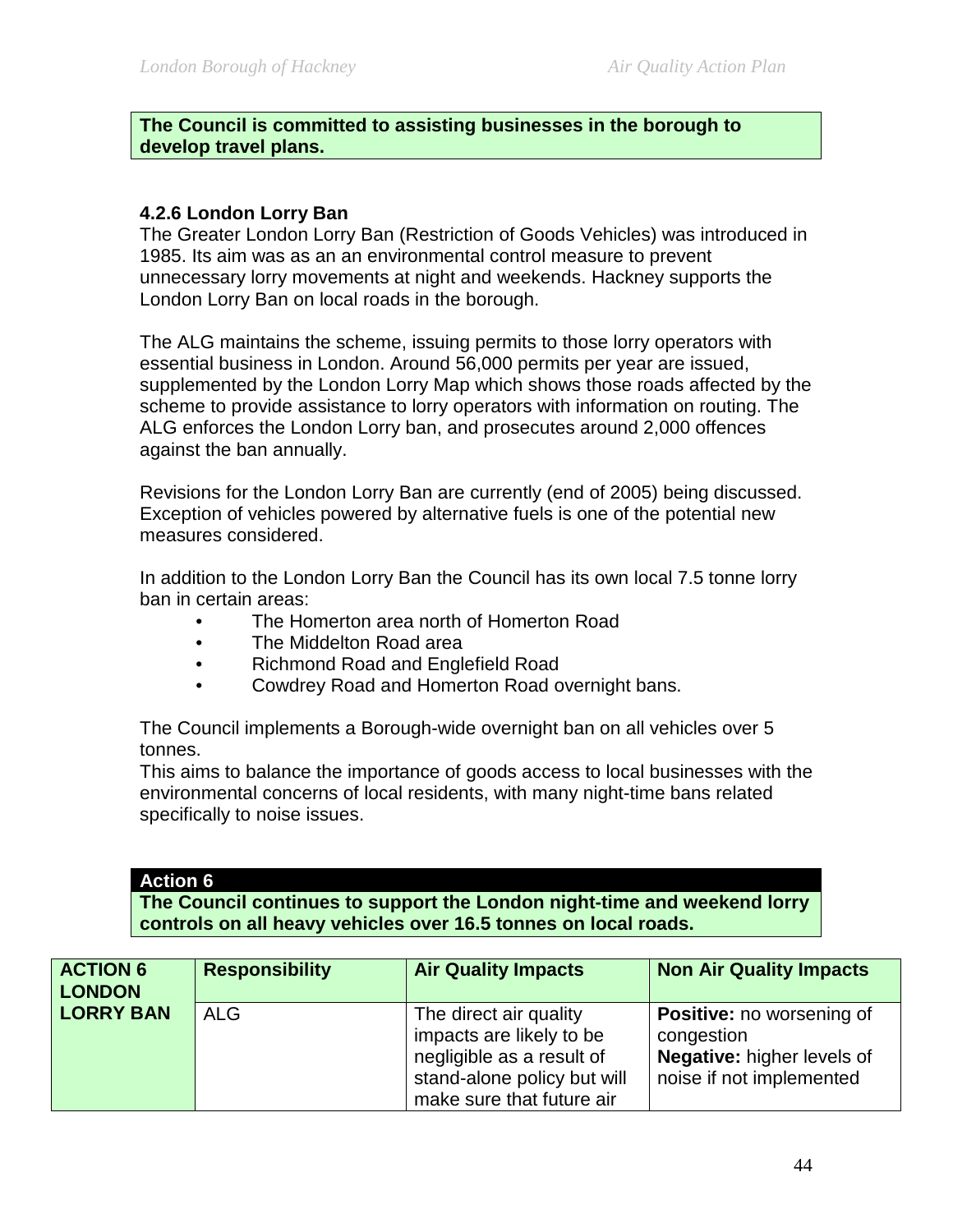**The Council is committed to assisting businesses in the borough to develop travel plans.**

### 4.2.6 London Lorry Ban

The Greater London Lorry Ban (Restriction of Goods Vehicles) was introduced in 1985. Its aim was as an environmental control measure to prevent unnecessary lorry movements at night and weekends. Hackney supports the London Lorry Ban on local roads in the borough.

The ALG maintains the scheme, issuing permits to those lorry operators with essential business in London. Around 56,000 permits per year are issued, supplemented by the London Lorry Map which shows those roads affected by the scheme to provide assistance to lorry operators with information on routing. The ALG enforces the London Lorry ban, and prosecutes around 2,000 offences against the ban annually.

Revisions for the London Lorry Ban are currently (end of 2005) being discussed. Exception of vehicles powered by alternative fuels is one of the potential new measures considered.

In addition to the London Lorry Ban the Council has its own local 7.5 tonne lorry ban in certain areas:

- The Homerton area north of Homerton Road
- The Middelton Road area
- Richmond Road and Englefield Road
- Cowdrey Road and Homerton Road overnight bans.

The Council implements a Borough-wide overnight ban on all vehicles over 5 tonnes.
This aims to balance the importance of goods access to local businesses with the environmental concerns of local residents, with many night-time bans related specifically to noise issues.

**Action 6**
**The Council continues to support the London night-time and weekend lorry controls on all heavy vehicles over 16.5 tonnes on local roads.**

| ACTION 6 LONDON LORRY BAN | Responsibility | Air Quality Impacts | Non Air Quality Impacts |
|---|---|---|---|
| | ALG | The direct air quality impacts are likely to be negligible as a result of stand-alone policy but will make sure that future air | **Positive:** no worsening of congestion<br>**Negative:** higher levels of noise if not implemented |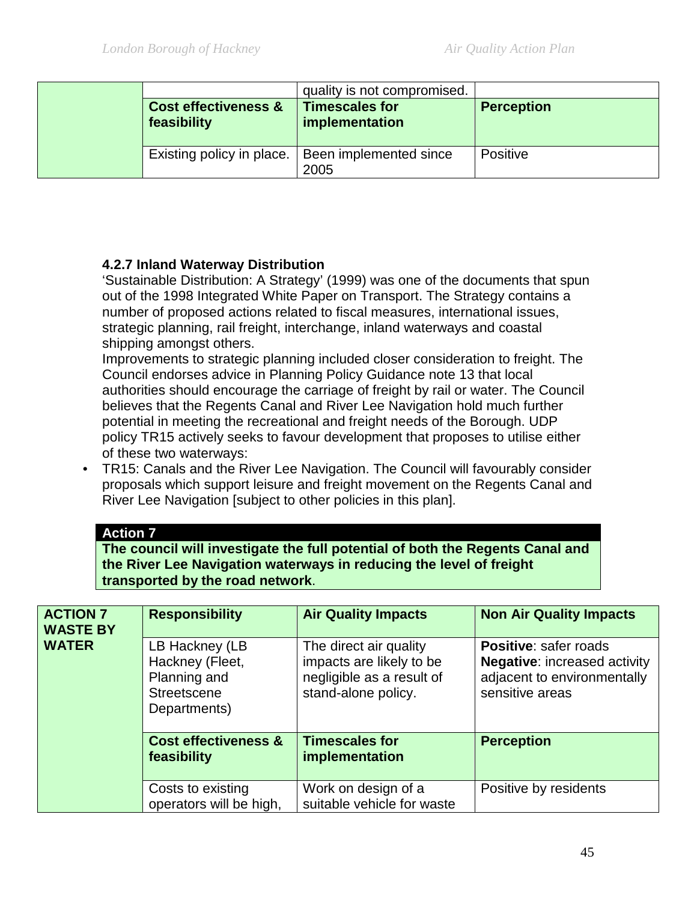| | | | |
|---|---|---|---|
| | | quality is not compromised. | |
| | **Cost effectiveness & feasibility** | **Timescales for implementation** | **Perception** |
| | Existing policy in place. | Been implemented since 2005 | Positive |

**4.2.7 Inland Waterway Distribution**

'Sustainable Distribution: A Strategy' (1999) was one of the documents that spun out of the 1998 Integrated White Paper on Transport. The Strategy contains a number of proposed actions related to fiscal measures, international issues, strategic planning, rail freight, interchange, inland waterways and coastal shipping amongst others.

Improvements to strategic planning included closer consideration to freight. The Council endorses advice in Planning Policy Guidance note 13 that local authorities should encourage the carriage of freight by rail or water. The Council believes that the Regents Canal and River Lee Navigation hold much further potential in meeting the recreational and freight needs of the Borough. UDP policy TR15 actively seeks to favour development that proposes to utilise either of these two waterways:

- TR15: Canals and the River Lee Navigation. The Council will favourably consider proposals which support leisure and freight movement on the Regents Canal and River Lee Navigation [subject to other policies in this plan].

**Action 7**

**The council will investigate the full potential of both the Regents Canal and the River Lee Navigation waterways in reducing the level of freight transported by the road network**.

| **ACTION 7 WASTE BY WATER** | **Responsibility** | **Air Quality Impacts** | **Non Air Quality Impacts** |
|---|---|---|---|
| | LB Hackney (LB Hackney (Fleet, Planning and Streetscene Departments) | The direct air quality impacts are likely to be negligible as a result of stand-alone policy. | **Positive**: safer roads<br>**Negative**: increased activity adjacent to environmentally sensitive areas |
| | **Cost effectiveness & feasibility** | **Timescales for implementation** | **Perception** |
| | Costs to existing operators will be high, | Work on design of a suitable vehicle for waste | Positive by residents |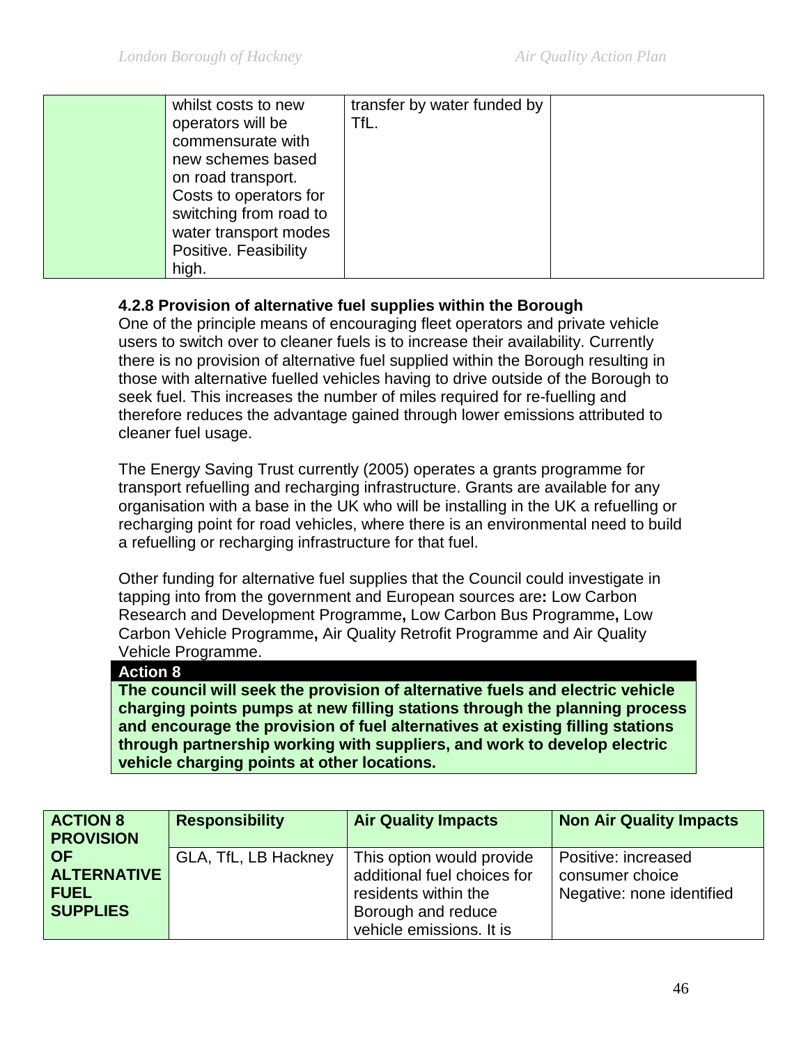| | whilst costs to new operators will be commensurate with new schemes based on road transport. Costs to operators for switching from road to water transport modes Positive. Feasibility high. | transfer by water funded by TfL. | |
|---|---|---|---|

#### 4.2.8 Provision of alternative fuel supplies within the Borough

One of the principle means of encouraging fleet operators and private vehicle users to switch over to cleaner fuels is to increase their availability. Currently there is no provision of alternative fuel supplied within the Borough resulting in those with alternative fuelled vehicles having to drive outside of the Borough to seek fuel. This increases the number of miles required for re-fuelling and therefore reduces the advantage gained through lower emissions attributed to cleaner fuel usage.

The Energy Saving Trust currently (2005) operates a grants programme for transport refuelling and recharging infrastructure. Grants are available for any organisation with a base in the UK who will be installing in the UK a refuelling or recharging point for road vehicles, where there is an environmental need to build a refuelling or recharging infrastructure for that fuel.

Other funding for alternative fuel supplies that the Council could investigate in tapping into from the government and European sources are**:** Low Carbon Research and Development Programme**,** Low Carbon Bus Programme**,** Low Carbon Vehicle Programme**,** Air Quality Retrofit Programme and Air Quality Vehicle Programme.

**Action 8**

**The council will seek the provision of alternative fuels and electric vehicle charging points pumps at new filling stations through the planning process and encourage the provision of fuel alternatives at existing filling stations through partnership working with suppliers, and work to develop electric vehicle charging points at other locations.**

| ACTION 8 PROVISION OF ALTERNATIVE FUEL SUPPLIES | Responsibility | Air Quality Impacts | Non Air Quality Impacts |
|---|---|---|---|
| | GLA, TfL, LB Hackney | This option would provide additional fuel choices for residents within the Borough and reduce vehicle emissions. It is | Positive: increased consumer choice<br>Negative: none identified |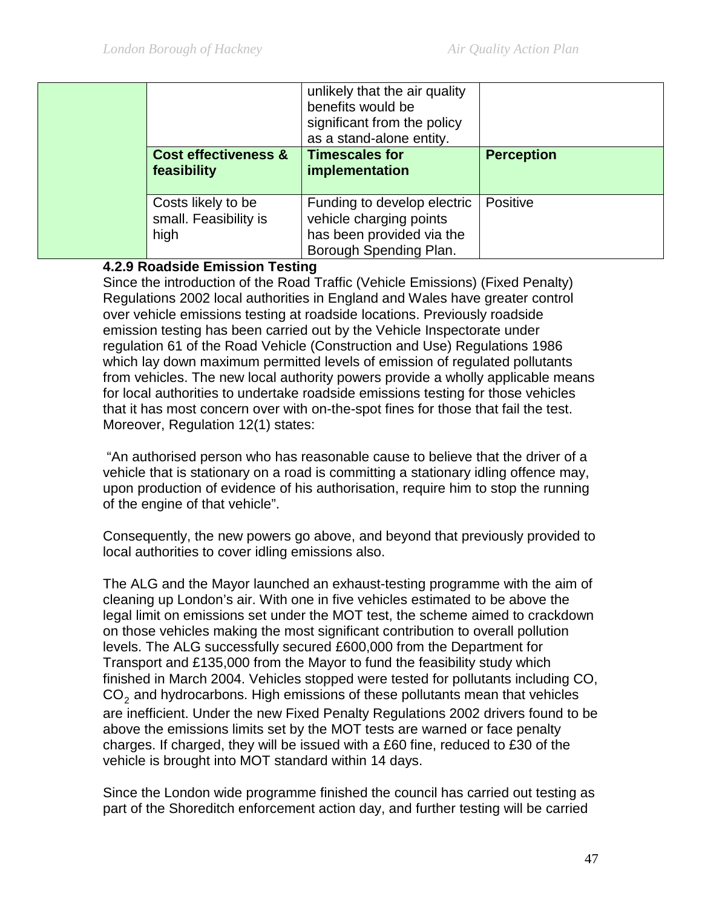| | | | |
|---|---|---|---|
| | | unlikely that the air quality benefits would be significant from the policy as a stand-alone entity. | |
| | **Cost effectiveness & feasibility** | **Timescales for implementation** | **Perception** |
| | Costs likely to be small. Feasibility is high | Funding to develop electric vehicle charging points has been provided via the Borough Spending Plan. | Positive |

**4.2.9 Roadside Emission Testing**

Since the introduction of the Road Traffic (Vehicle Emissions) (Fixed Penalty) Regulations 2002 local authorities in England and Wales have greater control over vehicle emissions testing at roadside locations. Previously roadside emission testing has been carried out by the Vehicle Inspectorate under regulation 61 of the Road Vehicle (Construction and Use) Regulations 1986 which lay down maximum permitted levels of emission of regulated pollutants from vehicles. The new local authority powers provide a wholly applicable means for local authorities to undertake roadside emissions testing for those vehicles that it has most concern over with on-the-spot fines for those that fail the test. Moreover, Regulation 12(1) states:

"An authorised person who has reasonable cause to believe that the driver of a vehicle that is stationary on a road is committing a stationary idling offence may, upon production of evidence of his authorisation, require him to stop the running of the engine of that vehicle".

Consequently, the new powers go above, and beyond that previously provided to local authorities to cover idling emissions also.

The ALG and the Mayor launched an exhaust-testing programme with the aim of cleaning up London's air. With one in five vehicles estimated to be above the legal limit on emissions set under the MOT test, the scheme aimed to crackdown on those vehicles making the most significant contribution to overall pollution levels. The ALG successfully secured £600,000 from the Department for Transport and £135,000 from the Mayor to fund the feasibility study which finished in March 2004. Vehicles stopped were tested for pollutants including CO, $CO_2$ and hydrocarbons. High emissions of these pollutants mean that vehicles are inefficient. Under the new Fixed Penalty Regulations 2002 drivers found to be above the emissions limits set by the MOT tests are warned or face penalty charges. If charged, they will be issued with a £60 fine, reduced to £30 of the vehicle is brought into MOT standard within 14 days.

Since the London wide programme finished the council has carried out testing as part of the Shoreditch enforcement action day, and further testing will be carried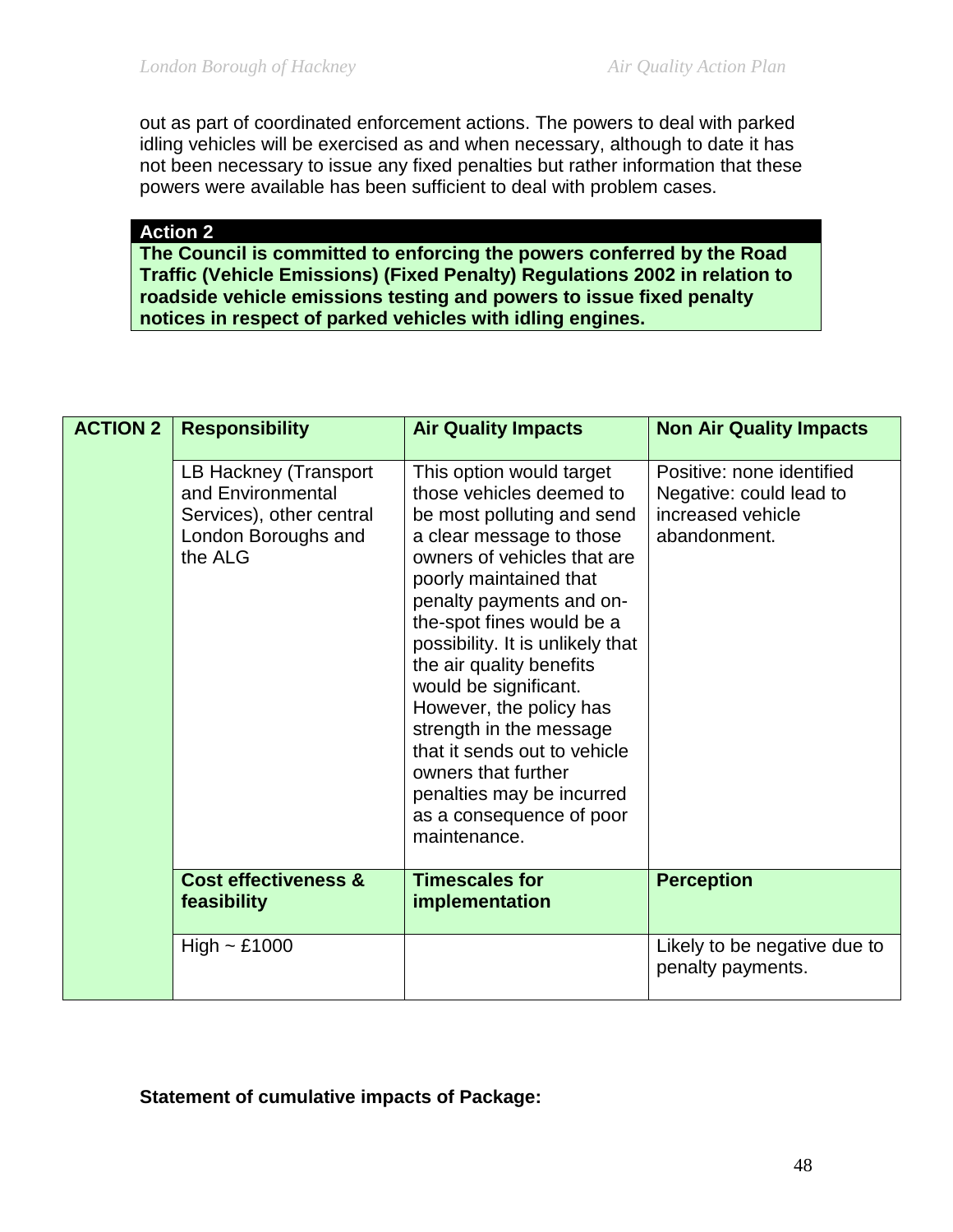out as part of coordinated enforcement actions. The powers to deal with parked idling vehicles will be exercised as and when necessary, although to date it has not been necessary to issue any fixed penalties but rather information that these powers were available has been sufficient to deal with problem cases.

**Action 2**

**The Council is committed to enforcing the powers conferred by the Road Traffic (Vehicle Emissions) (Fixed Penalty) Regulations 2002 in relation to roadside vehicle emissions testing and powers to issue fixed penalty notices in respect of parked vehicles with idling engines.**

| ACTION 2 | Responsibility | Air Quality Impacts | Non Air Quality Impacts |
|---|---|---|---|
| | LB Hackney (Transport and Environmental Services), other central London Boroughs and the ALG | This option would target those vehicles deemed to be most polluting and send a clear message to those owners of vehicles that are poorly maintained that penalty payments and on-the-spot fines would be a possibility. It is unlikely that the air quality benefits would be significant. However, the policy has strength in the message that it sends out to vehicle owners that further penalties may be incurred as a consequence of poor maintenance. | Positive: none identified<br>Negative: could lead to increased vehicle abandonment. |
| | **Cost effectiveness & feasibility** | **Timescales for implementation** | **Perception** |
| | High ~ £1000 | | Likely to be negative due to penalty payments. |

**Statement of cumulative impacts of Package:**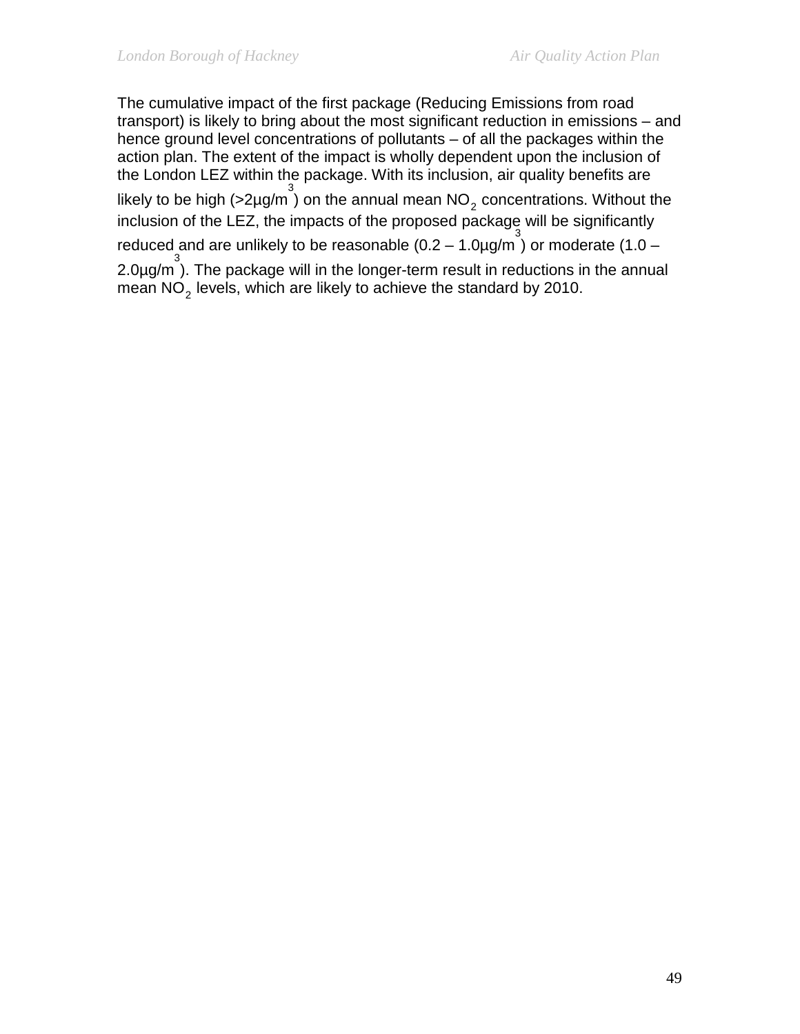The cumulative impact of the first package (Reducing Emissions from road transport) is likely to bring about the most significant reduction in emissions – and hence ground level concentrations of pollutants – of all the packages within the action plan. The extent of the impact is wholly dependent upon the inclusion of the London LEZ within the package. With its inclusion, air quality benefits are likely to be high (>2µg/$m^3$) on the annual mean $NO_2$ concentrations. Without the inclusion of the LEZ, the impacts of the proposed package will be significantly reduced and are unlikely to be reasonable (0.2 – 1.0µg/$m^3$) or moderate (1.0 – 2.0µg/$m^3$). The package will in the longer-term result in reductions in the annual mean $NO_2$ levels, which are likely to achieve the standard by 2010.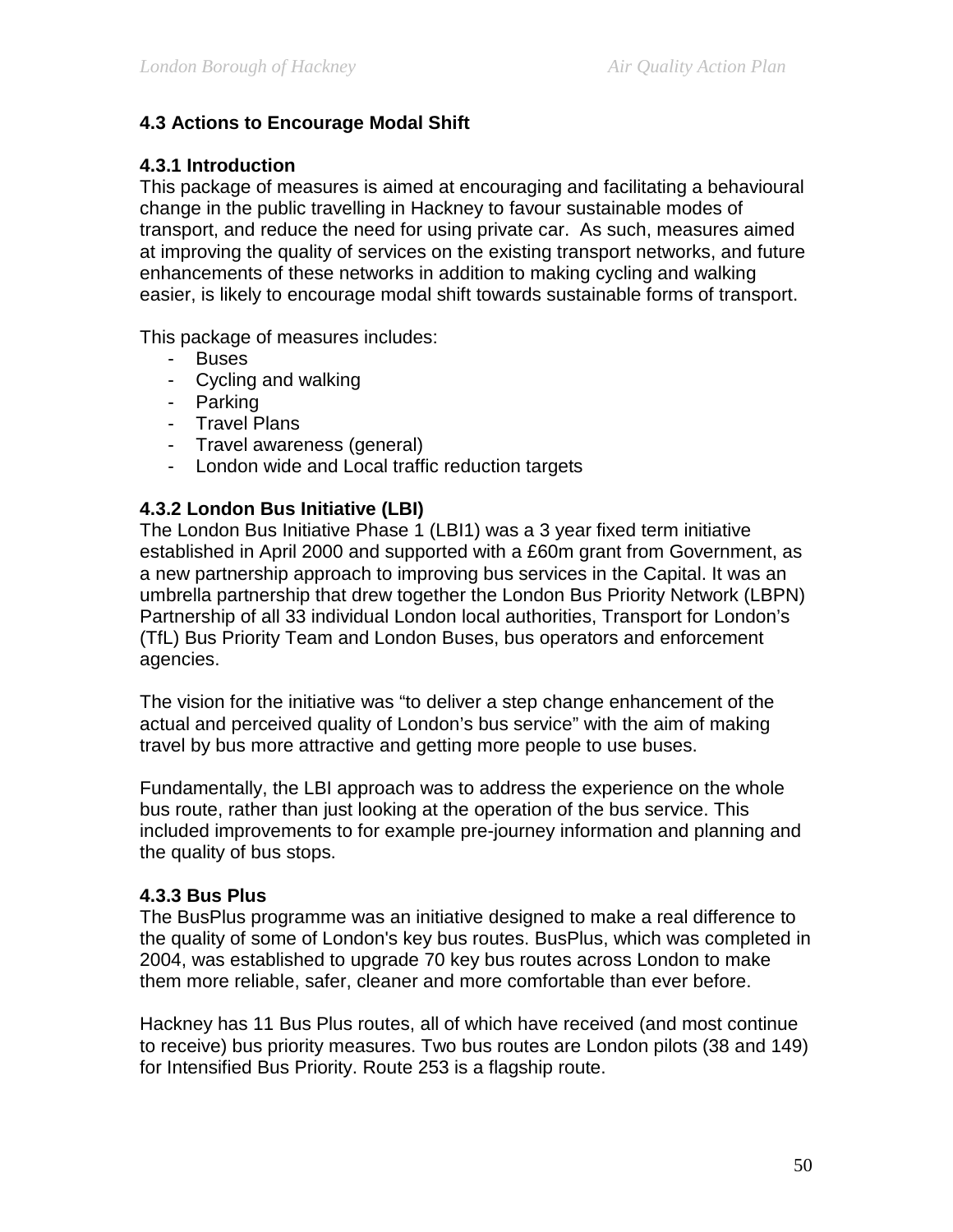## 4.3 Actions to Encourage Modal Shift

### 4.3.1 Introduction

This package of measures is aimed at encouraging and facilitating a behavioural change in the public travelling in Hackney to favour sustainable modes of transport, and reduce the need for using private car. As such, measures aimed at improving the quality of services on the existing transport networks, and future enhancements of these networks in addition to making cycling and walking easier, is likely to encourage modal shift towards sustainable forms of transport.

This package of measures includes:

- Buses
- Cycling and walking
- Parking
- Travel Plans
- Travel awareness (general)
- London wide and Local traffic reduction targets

### 4.3.2 London Bus Initiative (LBI)

The London Bus Initiative Phase 1 (LBI1) was a 3 year fixed term initiative established in April 2000 and supported with a £60m grant from Government, as a new partnership approach to improving bus services in the Capital. It was an umbrella partnership that drew together the London Bus Priority Network (LBPN) Partnership of all 33 individual London local authorities, Transport for London's (TfL) Bus Priority Team and London Buses, bus operators and enforcement agencies.

The vision for the initiative was "to deliver a step change enhancement of the actual and perceived quality of London's bus service" with the aim of making travel by bus more attractive and getting more people to use buses.

Fundamentally, the LBI approach was to address the experience on the whole bus route, rather than just looking at the operation of the bus service. This included improvements to for example pre-journey information and planning and the quality of bus stops.

### 4.3.3 Bus Plus

The BusPlus programme was an initiative designed to make a real difference to the quality of some of London's key bus routes. BusPlus, which was completed in 2004, was established to upgrade 70 key bus routes across London to make them more reliable, safer, cleaner and more comfortable than ever before.

Hackney has 11 Bus Plus routes, all of which have received (and most continue to receive) bus priority measures. Two bus routes are London pilots (38 and 149) for Intensified Bus Priority. Route 253 is a flagship route.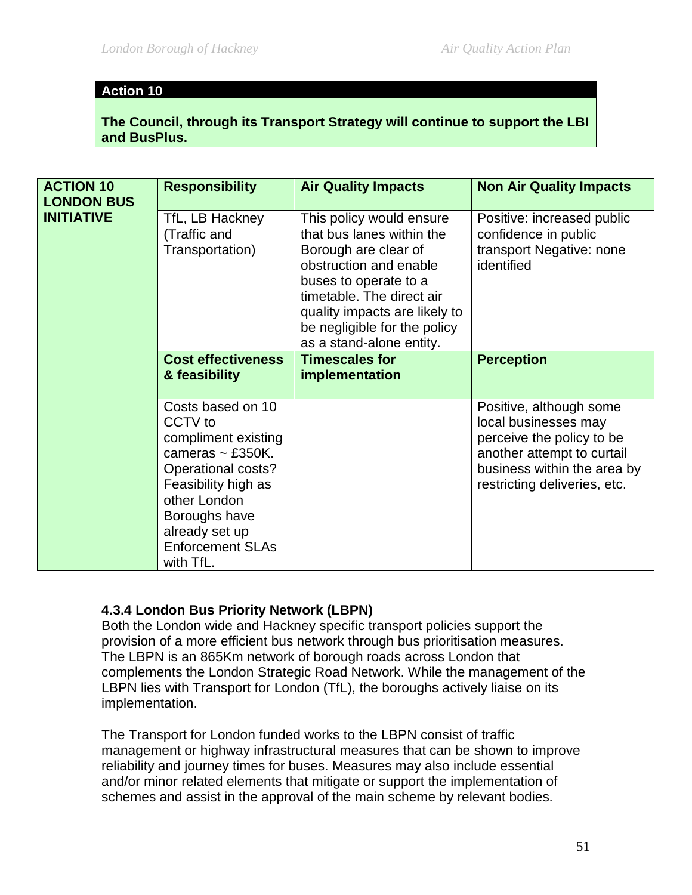**Action 10**

**The Council, through its Transport Strategy will continue to support the LBI and BusPlus.**

| ACTION 10 LONDON BUS INITIATIVE | Responsibility | Air Quality Impacts | Non Air Quality Impacts |
|---|---|---|---|
| | TfL, LB Hackney (Traffic and Transportation) | This policy would ensure that bus lanes within the Borough are clear of obstruction and enable buses to operate to a timetable. The direct air quality impacts are likely to be negligible for the policy as a stand-alone entity. | Positive: increased public confidence in public transport Negative: none identified |
| | **Cost effectiveness & feasibility** | **Timescales for implementation** | **Perception** |
| | Costs based on 10 CCTV to compliment existing cameras ~ £350K. Operational costs? Feasibility high as other London Boroughs have already set up Enforcement SLAs with TfL. | | Positive, although some local businesses may perceive the policy to be another attempt to curtail business within the area by restricting deliveries, etc. |

### 4.3.4 London Bus Priority Network (LBPN)

Both the London wide and Hackney specific transport policies support the provision of a more efficient bus network through bus prioritisation measures. The LBPN is an 865Km network of borough roads across London that complements the London Strategic Road Network. While the management of the LBPN lies with Transport for London (TfL), the boroughs actively liaise on its implementation.

The Transport for London funded works to the LBPN consist of traffic management or highway infrastructural measures that can be shown to improve reliability and journey times for buses. Measures may also include essential and/or minor related elements that mitigate or support the implementation of schemes and assist in the approval of the main scheme by relevant bodies.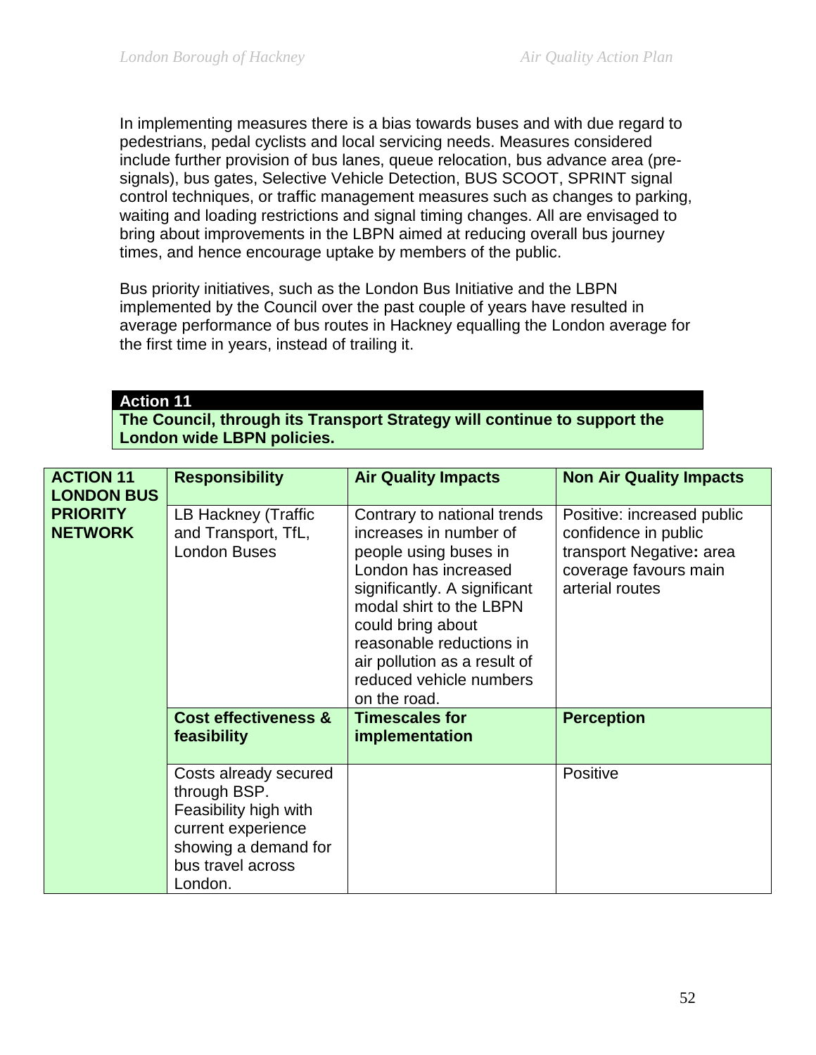In implementing measures there is a bias towards buses and with due regard to pedestrians, pedal cyclists and local servicing needs. Measures considered include further provision of bus lanes, queue relocation, bus advance area (pre-signals), bus gates, Selective Vehicle Detection, BUS SCOOT, SPRINT signal control techniques, or traffic management measures such as changes to parking, waiting and loading restrictions and signal timing changes. All are envisaged to bring about improvements in the LBPN aimed at reducing overall bus journey times, and hence encourage uptake by members of the public.

Bus priority initiatives, such as the London Bus Initiative and the LBPN implemented by the Council over the past couple of years have resulted in average performance of bus routes in Hackney equalling the London average for the first time in years, instead of trailing it.

**Action 11**

**The Council, through its Transport Strategy will continue to support the London wide LBPN policies.**

| **ACTION 11 LONDON BUS PRIORITY NETWORK** | **Responsibility** | **Air Quality Impacts** | **Non Air Quality Impacts** |
|---|---|---|---|
| | LB Hackney (Traffic and Transport, TfL, London Buses | Contrary to national trends increases in number of people using buses in London has increased significantly. A significant modal shirt to the LBPN could bring about reasonable reductions in air pollution as a result of reduced vehicle numbers on the road. | Positive: increased public confidence in public transport Negative**:** area coverage favours main arterial routes |
| | **Cost effectiveness & feasibility** | **Timescales for implementation** | **Perception** |
| | Costs already secured through BSP. Feasibility high with current experience showing a demand for bus travel across London. | | Positive |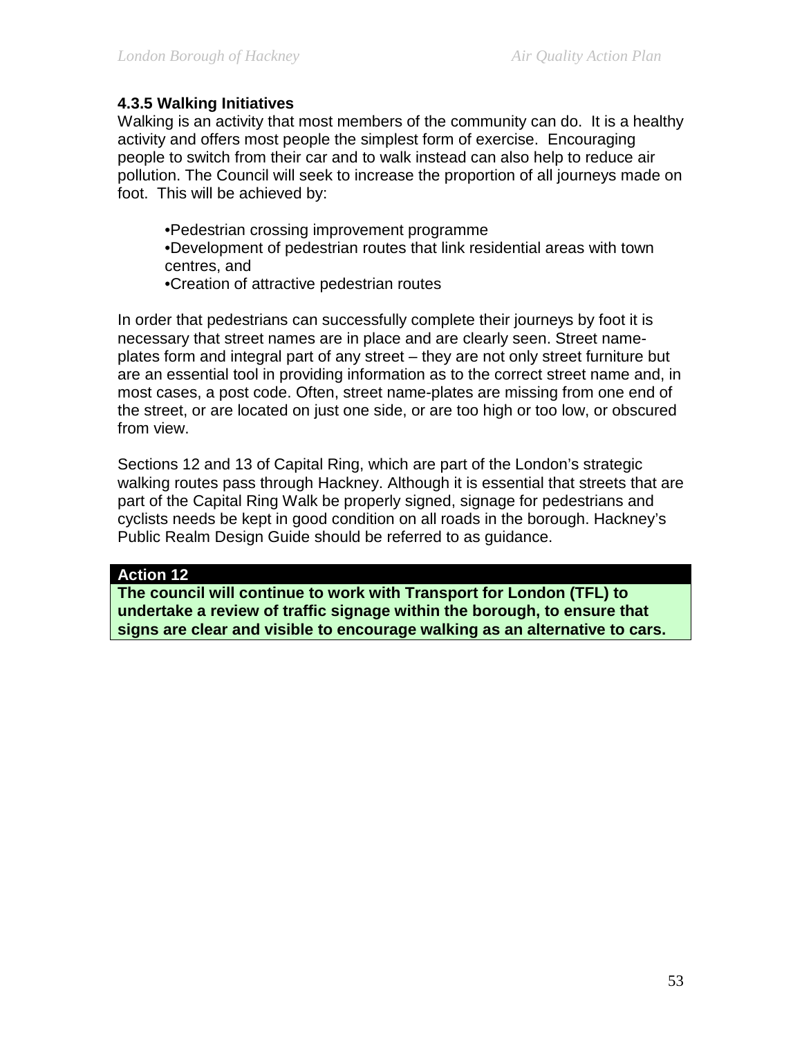### 4.3.5 Walking Initiatives

Walking is an activity that most members of the community can do. It is a healthy activity and offers most people the simplest form of exercise. Encouraging people to switch from their car and to walk instead can also help to reduce air pollution. The Council will seek to increase the proportion of all journeys made on foot. This will be achieved by:

- Pedestrian crossing improvement programme
- Development of pedestrian routes that link residential areas with town centres, and
- Creation of attractive pedestrian routes

In order that pedestrians can successfully complete their journeys by foot it is necessary that street names are in place and are clearly seen. Street name-plates form and integral part of any street – they are not only street furniture but are an essential tool in providing information as to the correct street name and, in most cases, a post code. Often, street name-plates are missing from one end of the street, or are located on just one side, or are too high or too low, or obscured from view.

Sections 12 and 13 of Capital Ring, which are part of the London's strategic walking routes pass through Hackney. Although it is essential that streets that are part of the Capital Ring Walk be properly signed, signage for pedestrians and cyclists needs be kept in good condition on all roads in the borough. Hackney's Public Realm Design Guide should be referred to as guidance.

**Action 12**

**The council will continue to work with Transport for London (TFL) to undertake a review of traffic signage within the borough, to ensure that signs are clear and visible to encourage walking as an alternative to cars.**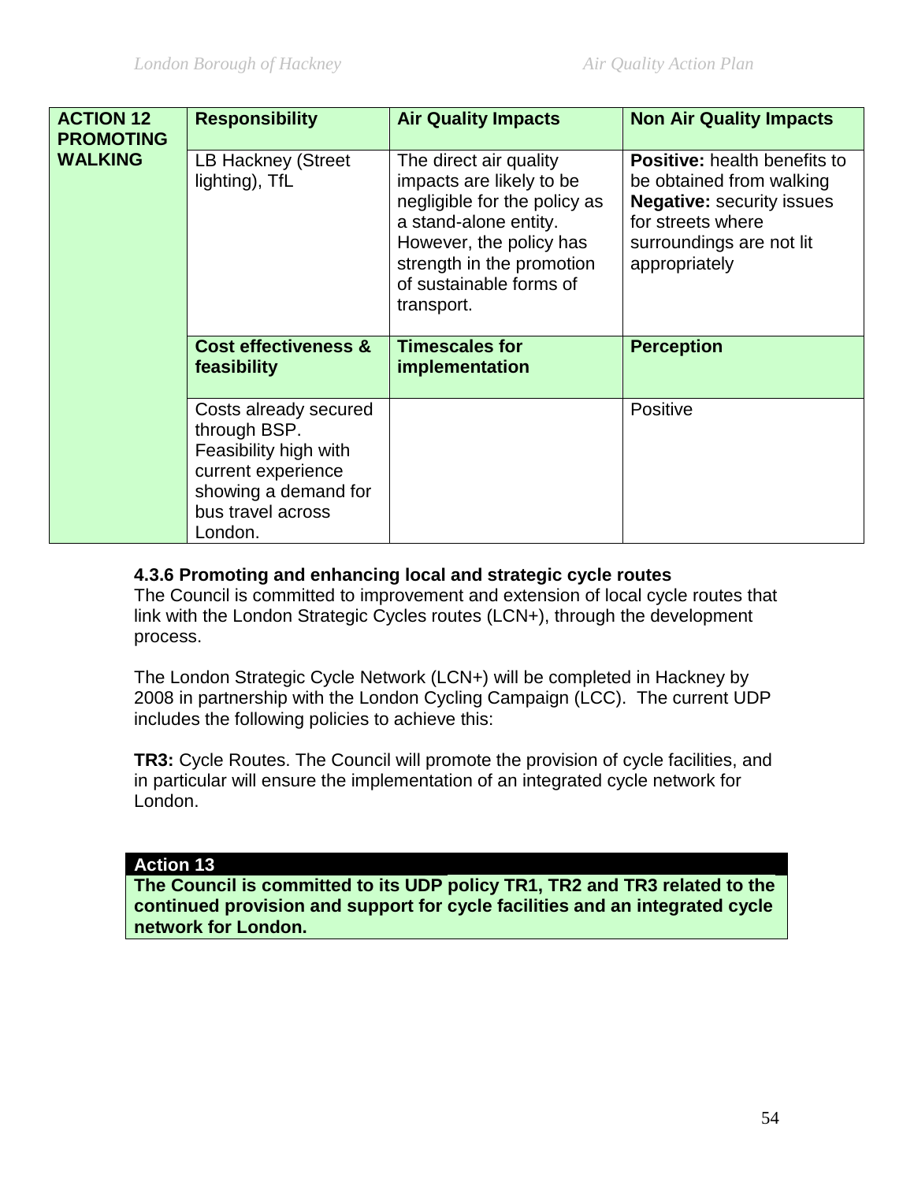| ACTION 12 PROMOTING WALKING | Responsibility | Air Quality Impacts | Non Air Quality Impacts |
|---|---|---|---|
| | LB Hackney (Street lighting), TfL | The direct air quality impacts are likely to be negligible for the policy as a stand-alone entity. However, the policy has strength in the promotion of sustainable forms of transport. | **Positive:** health benefits to be obtained from walking **Negative:** security issues for streets where surroundings are not lit appropriately |
| | **Cost effectiveness & feasibility** | **Timescales for implementation** | **Perception** |
| | Costs already secured through BSP. Feasibility high with current experience showing a demand for bus travel across London. | | Positive |

#### 4.3.6 Promoting and enhancing local and strategic cycle routes

The Council is committed to improvement and extension of local cycle routes that link with the London Strategic Cycles routes (LCN+), through the development process.

The London Strategic Cycle Network (LCN+) will be completed in Hackney by 2008 in partnership with the London Cycling Campaign (LCC). The current UDP includes the following policies to achieve this:

**TR3:** Cycle Routes. The Council will promote the provision of cycle facilities, and in particular will ensure the implementation of an integrated cycle network for London.

**Action 13**

**The Council is committed to its UDP policy TR1, TR2 and TR3 related to the continued provision and support for cycle facilities and an integrated cycle network for London.**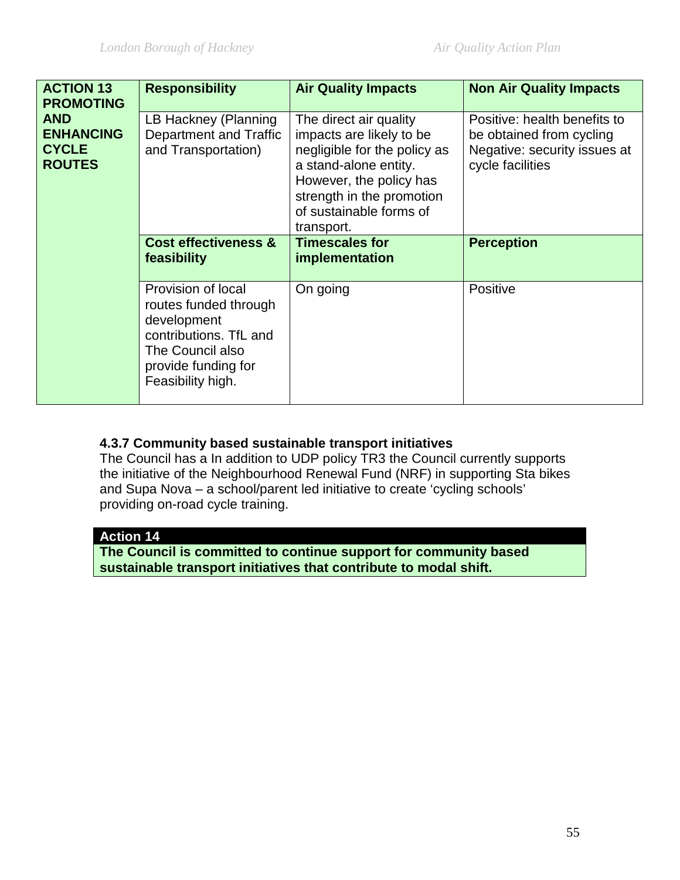| ACTION 13 PROMOTING AND ENHANCING CYCLE ROUTES | Responsibility | Air Quality Impacts | Non Air Quality Impacts |
|---|---|---|---|
| | LB Hackney (Planning Department and Traffic and Transportation) | The direct air quality impacts are likely to be negligible for the policy as a stand-alone entity. However, the policy has strength in the promotion of sustainable forms of transport. | Positive: health benefits to be obtained from cycling Negative: security issues at cycle facilities |
| | **Cost effectiveness & feasibility** | **Timescales for implementation** | **Perception** |
| | Provision of local routes funded through development contributions. TfL and The Council also provide funding for Feasibility high. | On going | Positive |

### 4.3.7 Community based sustainable transport initiatives

The Council has a In addition to UDP policy TR3 the Council currently supports the initiative of the Neighbourhood Renewal Fund (NRF) in supporting Sta bikes and Supa Nova – a school/parent led initiative to create 'cycling schools' providing on-road cycle training.

| Action 14 |
|---|
| **The Council is committed to continue support for community based sustainable transport initiatives that contribute to modal shift.** |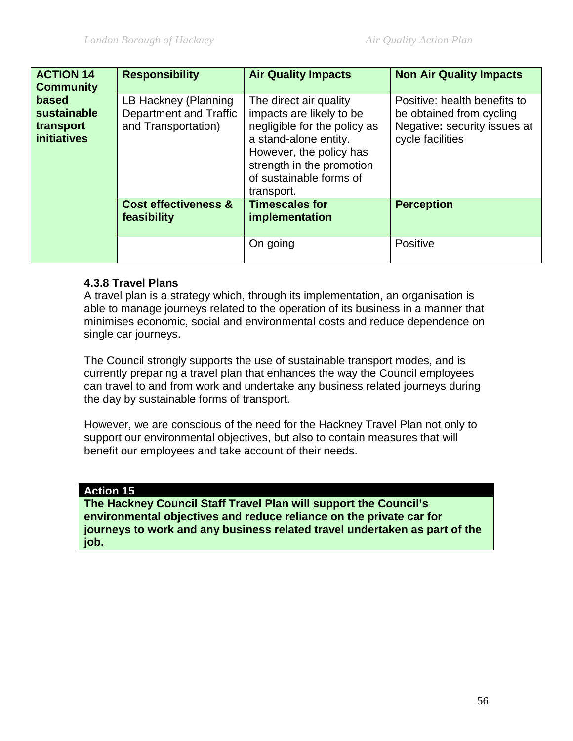| ACTION 14 Community based sustainable transport initiatives | Responsibility | Air Quality Impacts | Non Air Quality Impacts |
|---|---|---|---|
| | LB Hackney (Planning Department and Traffic and Transportation) | The direct air quality impacts are likely to be negligible for the policy as a stand-alone entity. However, the policy has strength in the promotion of sustainable forms of transport. | Positive: health benefits to be obtained from cycling Negative**:** security issues at cycle facilities |
| | **Cost effectiveness & feasibility** | **Timescales for implementation** | **Perception** |
| | | On going | Positive |

### 4.3.8 Travel Plans

A travel plan is a strategy which, through its implementation, an organisation is able to manage journeys related to the operation of its business in a manner that minimises economic, social and environmental costs and reduce dependence on single car journeys.

The Council strongly supports the use of sustainable transport modes, and is currently preparing a travel plan that enhances the way the Council employees can travel to and from work and undertake any business related journeys during the day by sustainable forms of transport.

However, we are conscious of the need for the Hackney Travel Plan not only to support our environmental objectives, but also to contain measures that will benefit our employees and take account of their needs.

**Action 15**

**The Hackney Council Staff Travel Plan will support the Council's environmental objectives and reduce reliance on the private car for journeys to work and any business related travel undertaken as part of the job.**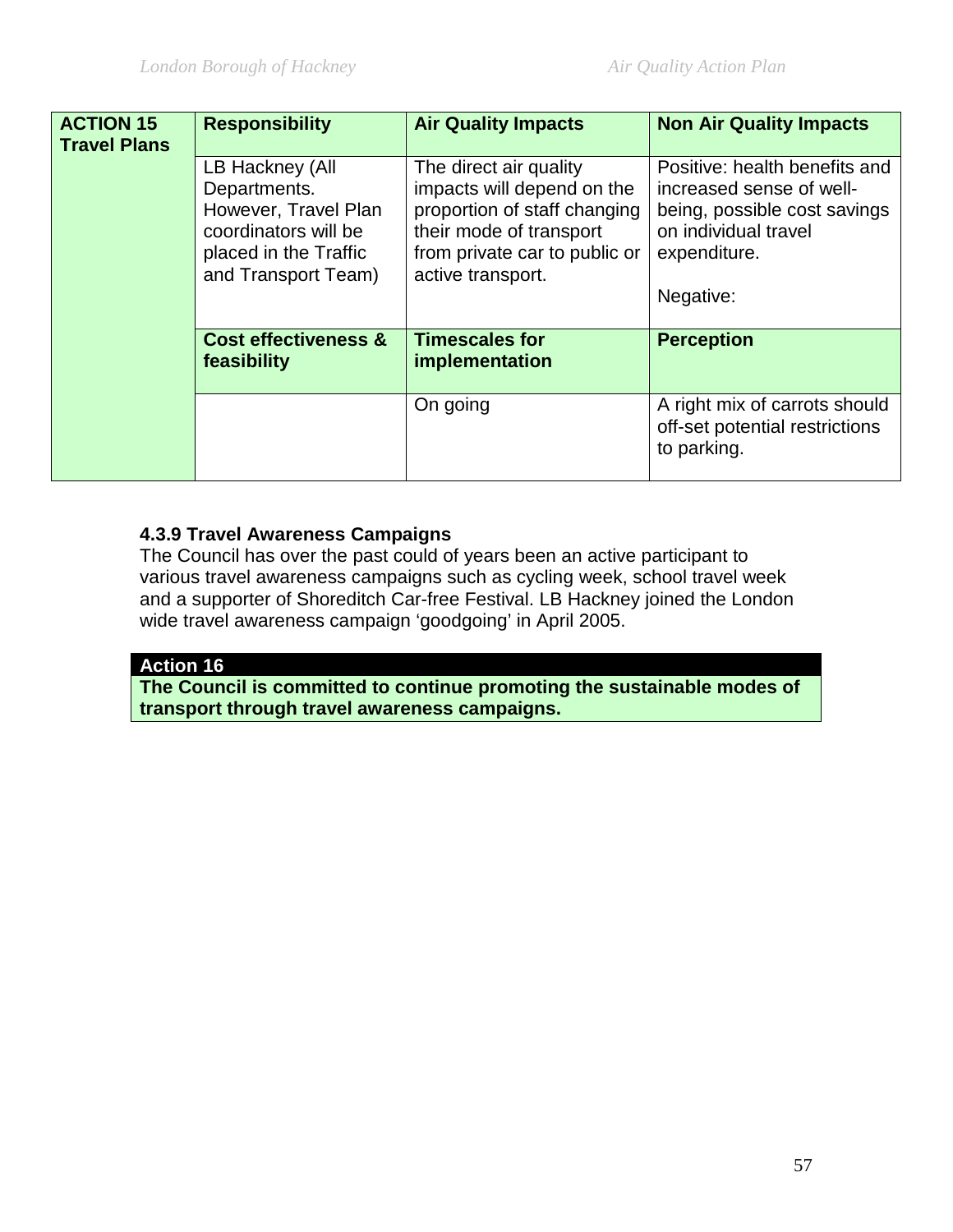| ACTION 15 Travel Plans | Responsibility | Air Quality Impacts | Non Air Quality Impacts |
|---|---|---|---|
| | LB Hackney (All Departments. However, Travel Plan coordinators will be placed in the Traffic and Transport Team) | The direct air quality impacts will depend on the proportion of staff changing their mode of transport from private car to public or active transport. | Positive: health benefits and increased sense of well-being, possible cost savings on individual travel expenditure.<br><br>Negative: |
| | **Cost effectiveness & feasibility** | **Timescales for implementation** | **Perception** |
| | | On going | A right mix of carrots should off-set potential restrictions to parking. |

#### 4.3.9 Travel Awareness Campaigns

The Council has over the past could of years been an active participant to various travel awareness campaigns such as cycling week, school travel week and a supporter of Shoreditch Car-free Festival. LB Hackney joined the London wide travel awareness campaign 'goodgoing' in April 2005.

**Action 16**

**The Council is committed to continue promoting the sustainable modes of transport through travel awareness campaigns.**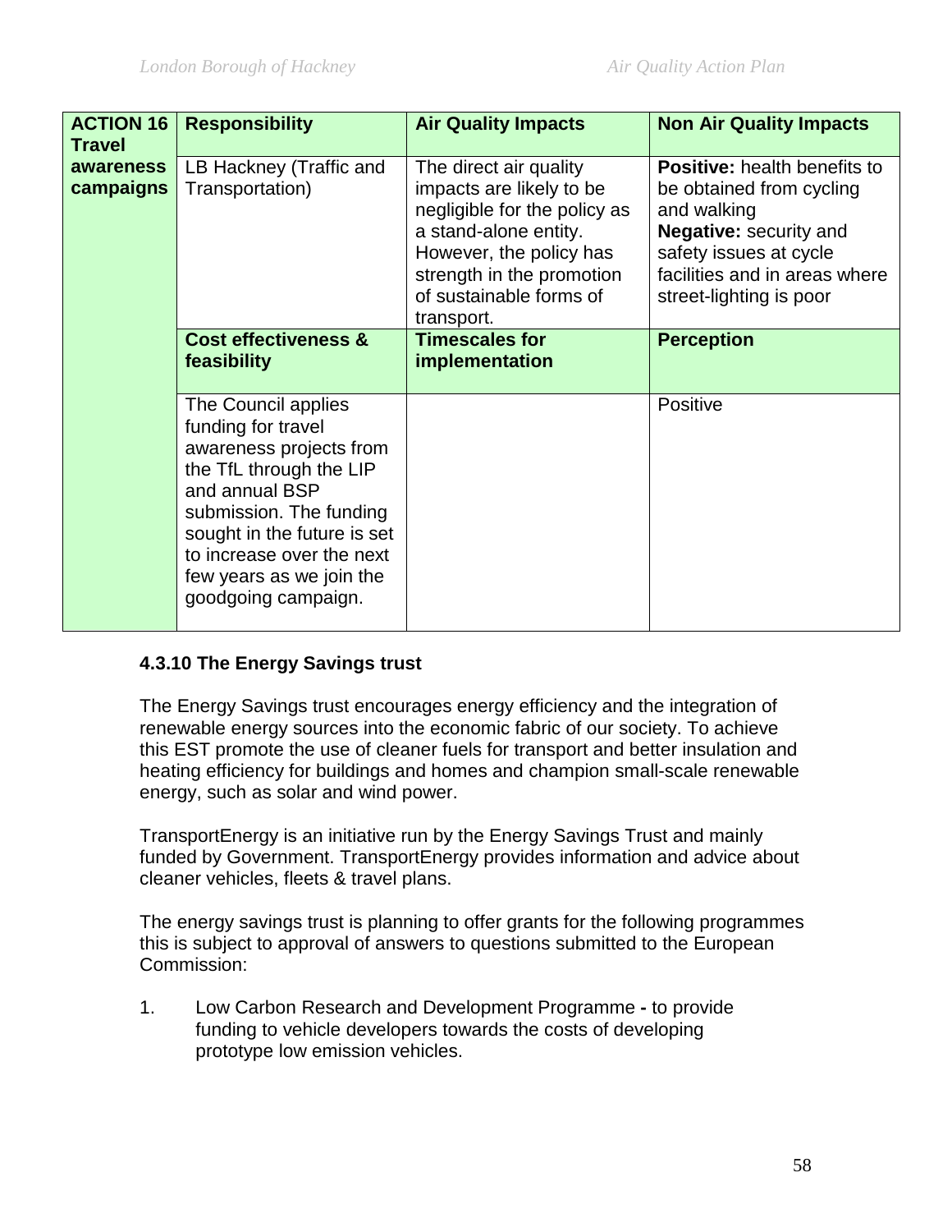| ACTION 16 Travel awareness campaigns | Responsibility | Air Quality Impacts | Non Air Quality Impacts |
|---|---|---|---|
| | LB Hackney (Traffic and Transportation) | The direct air quality impacts are likely to be negligible for the policy as a stand-alone entity. However, the policy has strength in the promotion of sustainable forms of transport. | **Positive:** health benefits to be obtained from cycling and walking<br>**Negative:** security and safety issues at cycle facilities and in areas where street-lighting is poor |
| | **Cost effectiveness & feasibility** | **Timescales for implementation** | **Perception** |
| | The Council applies funding for travel awareness projects from the TfL through the LIP and annual BSP submission. The funding sought in the future is set to increase over the next few years as we join the goodgoing campaign. | | Positive |

#### 4.3.10 The Energy Savings trust

The Energy Savings trust encourages energy efficiency and the integration of renewable energy sources into the economic fabric of our society. To achieve this EST promote the use of cleaner fuels for transport and better insulation and heating efficiency for buildings and homes and champion small-scale renewable energy, such as solar and wind power.

TransportEnergy is an initiative run by the Energy Savings Trust and mainly funded by Government. TransportEnergy provides information and advice about cleaner vehicles, fleets & travel plans.

The energy savings trust is planning to offer grants for the following programmes this is subject to approval of answers to questions submitted to the European Commission:

1. Low Carbon Research and Development Programme **-** to provide funding to vehicle developers towards the costs of developing prototype low emission vehicles.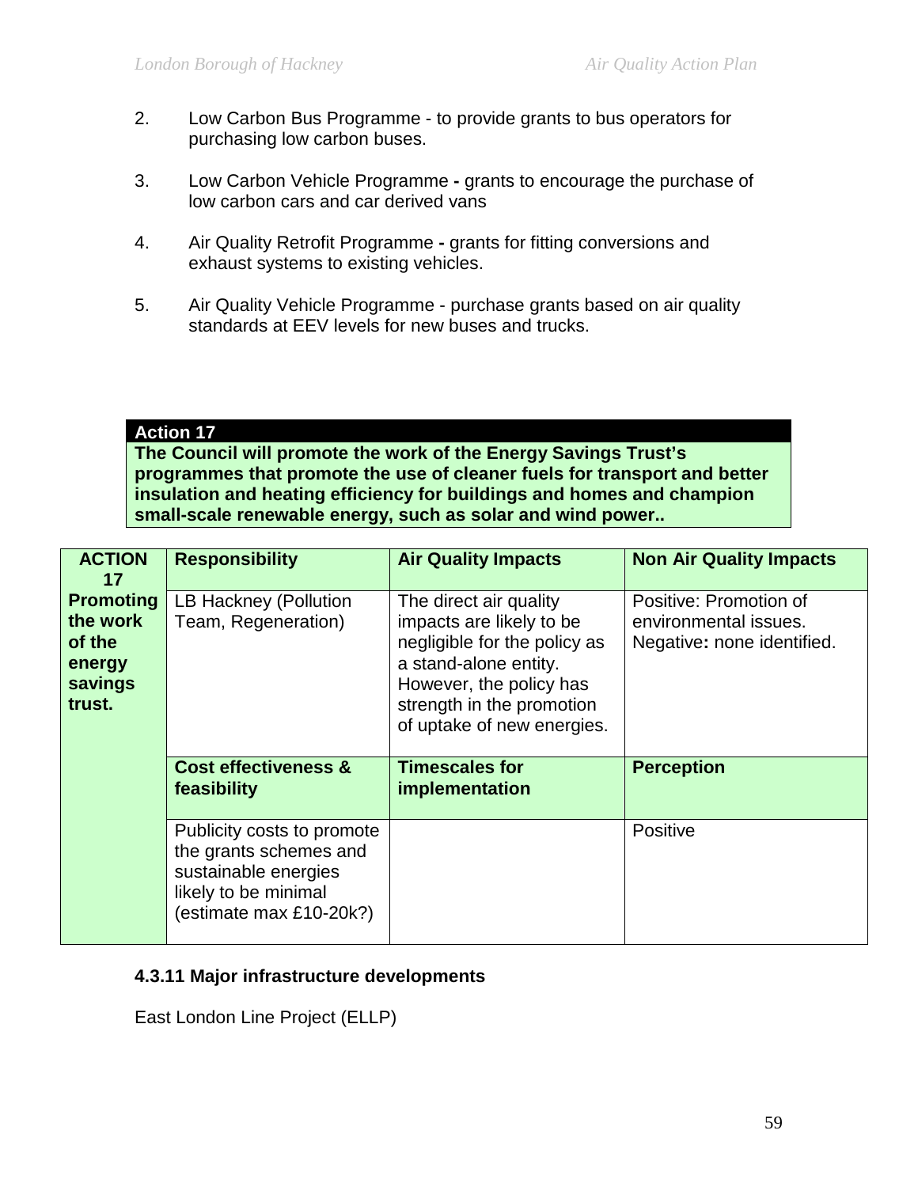2. Low Carbon Bus Programme - to provide grants to bus operators for purchasing low carbon buses.

3. Low Carbon Vehicle Programme **-** grants to encourage the purchase of low carbon cars and car derived vans

4. Air Quality Retrofit Programme **-** grants for fitting conversions and exhaust systems to existing vehicles.

5. Air Quality Vehicle Programme - purchase grants based on air quality standards at EEV levels for new buses and trucks.

**Action 17**

**The Council will promote the work of the Energy Savings Trust's programmes that promote the use of cleaner fuels for transport and better insulation and heating efficiency for buildings and homes and champion small-scale renewable energy, such as solar and wind power..**

| **ACTION 17** | **Responsibility** | **Air Quality Impacts** | **Non Air Quality Impacts** |
|---|---|---|---|
| **Promoting the work of the energy savings trust.** | LB Hackney (Pollution Team, Regeneration) | The direct air quality impacts are likely to be negligible for the policy as a stand-alone entity. However, the policy has strength in the promotion of uptake of new energies. | Positive: Promotion of environmental issues. Negative**:** none identified. |
| | **Cost effectiveness & feasibility** | **Timescales for implementation** | **Perception** |
| | Publicity costs to promote the grants schemes and sustainable energies likely to be minimal (estimate max £10-20k?) | | Positive |

**4.3.11 Major infrastructure developments**

East London Line Project (ELLP)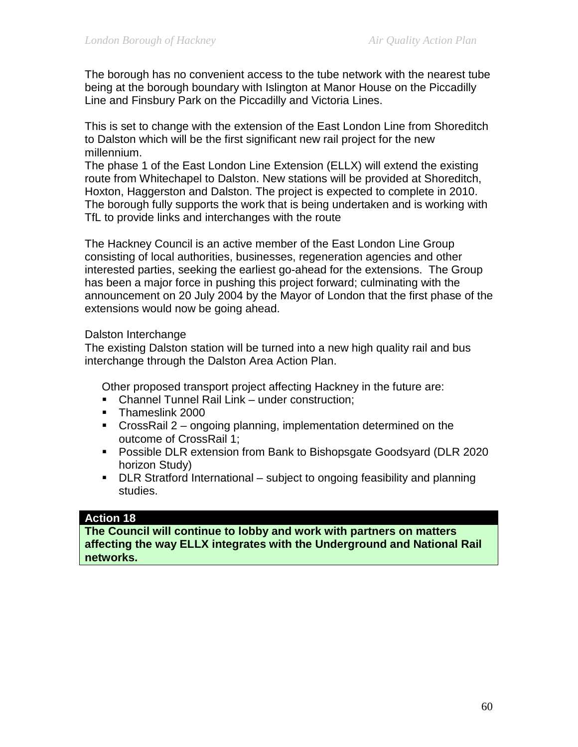The borough has no convenient access to the tube network with the nearest tube being at the borough boundary with Islington at Manor House on the Piccadilly Line and Finsbury Park on the Piccadilly and Victoria Lines.

This is set to change with the extension of the East London Line from Shoreditch to Dalston which will be the first significant new rail project for the new millennium.
The phase 1 of the East London Line Extension (ELLX) will extend the existing route from Whitechapel to Dalston. New stations will be provided at Shoreditch, Hoxton, Haggerston and Dalston. The project is expected to complete in 2010. The borough fully supports the work that is being undertaken and is working with TfL to provide links and interchanges with the route

The Hackney Council is an active member of the East London Line Group consisting of local authorities, businesses, regeneration agencies and other interested parties, seeking the earliest go-ahead for the extensions. The Group has been a major force in pushing this project forward; culminating with the announcement on 20 July 2004 by the Mayor of London that the first phase of the extensions would now be going ahead.

Dalston Interchange
The existing Dalston station will be turned into a new high quality rail and bus interchange through the Dalston Area Action Plan.

Other proposed transport project affecting Hackney in the future are:

- Channel Tunnel Rail Link – under construction;
- Thameslink 2000
- CrossRail 2 – ongoing planning, implementation determined on the outcome of CrossRail 1;
- Possible DLR extension from Bank to Bishopsgate Goodsyard (DLR 2020 horizon Study)
- DLR Stratford International – subject to ongoing feasibility and planning studies.

**Action 18**
**The Council will continue to lobby and work with partners on matters affecting the way ELLX integrates with the Underground and National Rail networks.**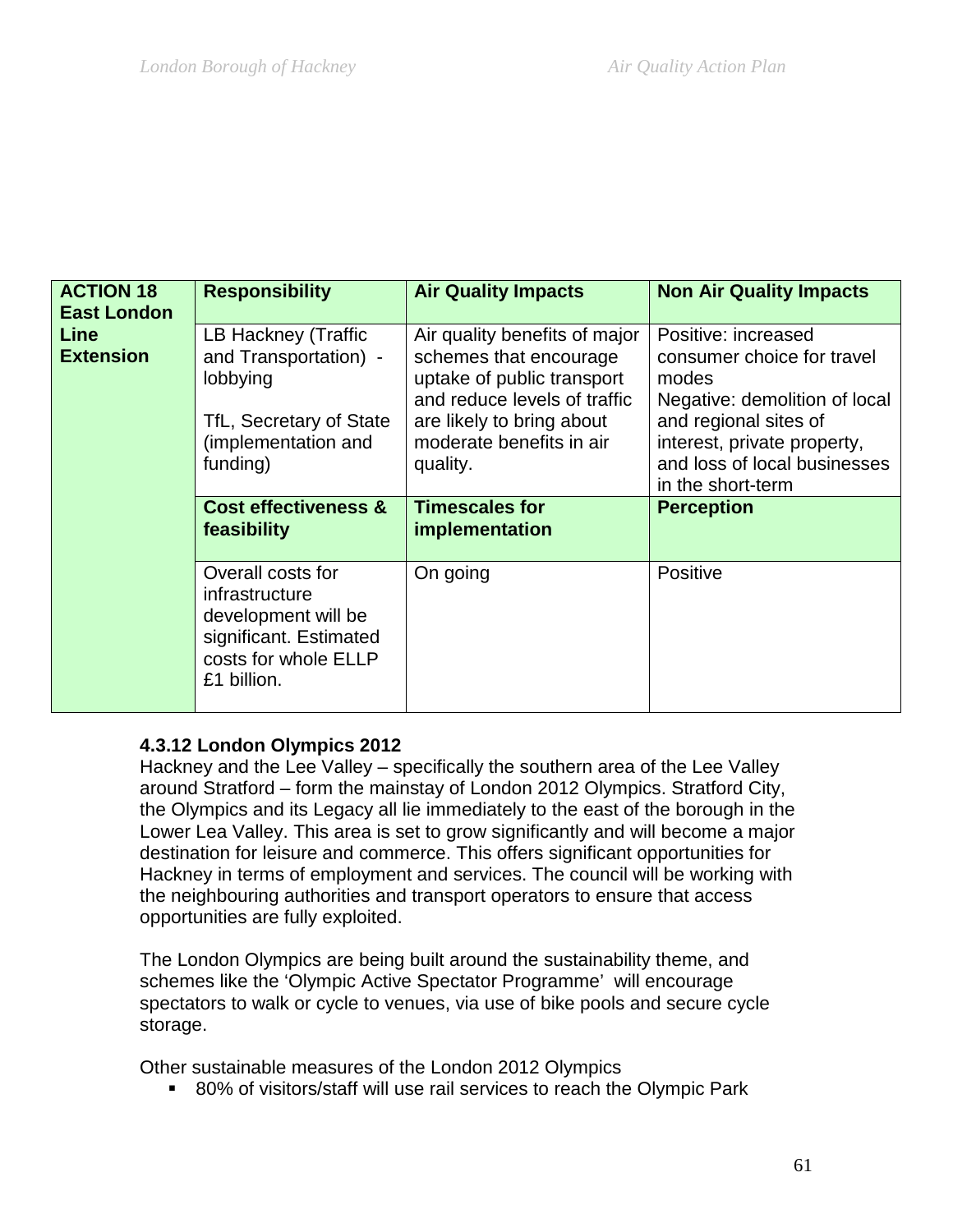| ACTION 18 East London Line Extension | Responsibility | Air Quality Impacts | Non Air Quality Impacts |
|---|---|---|---|
| | LB Hackney (Traffic and Transportation) - lobbying<br><br>TfL, Secretary of State (implementation and funding) | Air quality benefits of major schemes that encourage uptake of public transport and reduce levels of traffic are likely to bring about moderate benefits in air quality. | Positive: increased consumer choice for travel modes<br>Negative: demolition of local and regional sites of interest, private property, and loss of local businesses in the short-term |
| | **Cost effectiveness & feasibility** | **Timescales for implementation** | **Perception** |
| | Overall costs for infrastructure development will be significant. Estimated costs for whole ELLP £1 billion. | On going | Positive |

#### 4.3.12 London Olympics 2012

Hackney and the Lee Valley – specifically the southern area of the Lee Valley around Stratford – form the mainstay of London 2012 Olympics. Stratford City, the Olympics and its Legacy all lie immediately to the east of the borough in the Lower Lea Valley. This area is set to grow significantly and will become a major destination for leisure and commerce. This offers significant opportunities for Hackney in terms of employment and services. The council will be working with the neighbouring authorities and transport operators to ensure that access opportunities are fully exploited.

The London Olympics are being built around the sustainability theme, and schemes like the 'Olympic Active Spectator Programme' will encourage spectators to walk or cycle to venues, via use of bike pools and secure cycle storage.

Other sustainable measures of the London 2012 Olympics

- 80% of visitors/staff will use rail services to reach the Olympic Park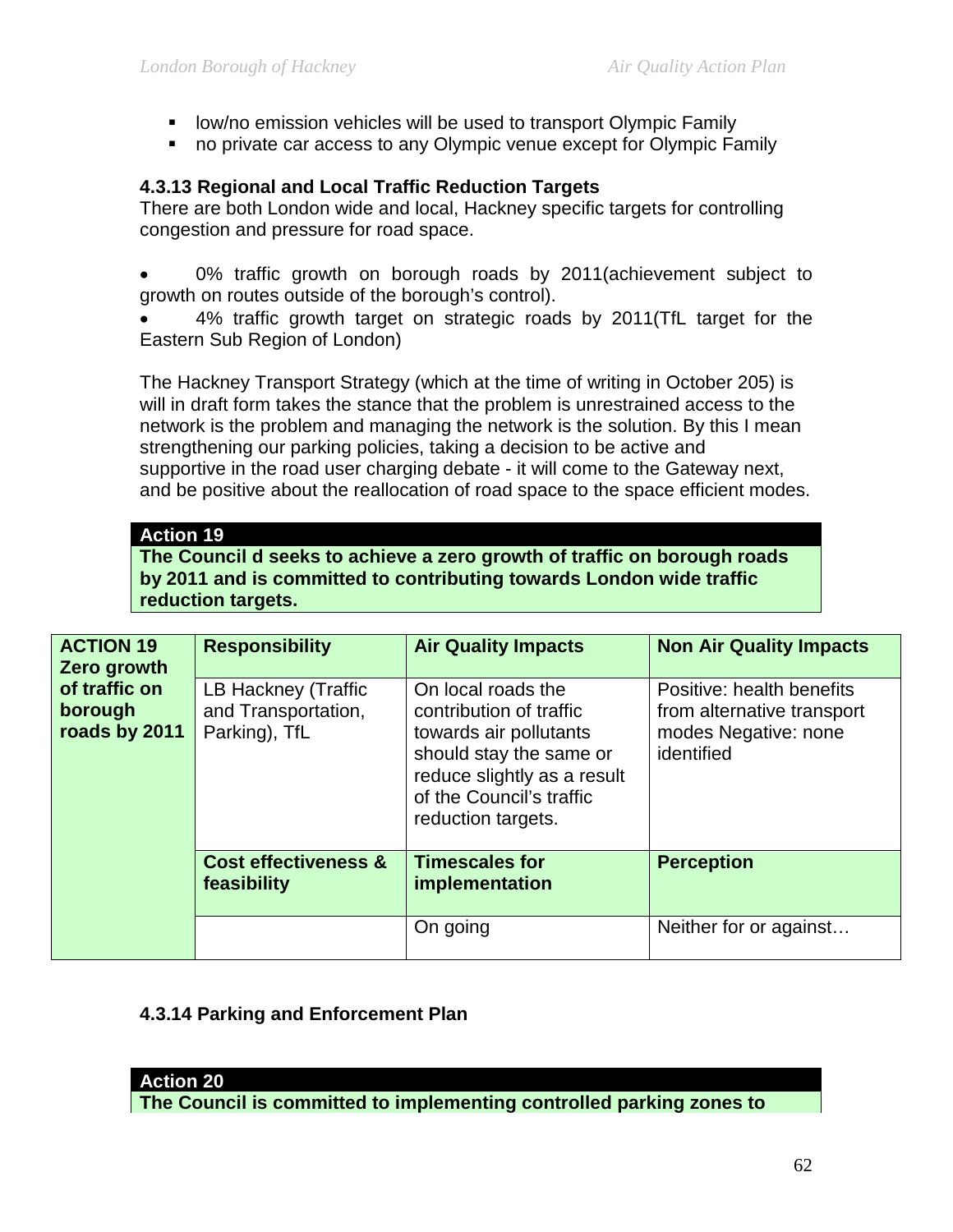- low/no emission vehicles will be used to transport Olympic Family
- no private car access to any Olympic venue except for Olympic Family

### 4.3.13 Regional and Local Traffic Reduction Targets

There are both London wide and local, Hackney specific targets for controlling congestion and pressure for road space.

- 0% traffic growth on borough roads by 2011(achievement subject to growth on routes outside of the borough's control).
- 4% traffic growth target on strategic roads by 2011(TfL target for the Eastern Sub Region of London)

The Hackney Transport Strategy (which at the time of writing in October 205) is will in draft form takes the stance that the problem is unrestrained access to the network is the problem and managing the network is the solution. By this I mean strengthening our parking policies, taking a decision to be active and supportive in the road user charging debate - it will come to the Gateway next, and be positive about the reallocation of road space to the space efficient modes.

**Action 19**
**The Council d seeks to achieve a zero growth of traffic on borough roads by 2011 and is committed to contributing towards London wide traffic reduction targets.**

| ACTION 19 Zero growth of traffic on borough roads by 2011 | Responsibility | Air Quality Impacts | Non Air Quality Impacts |
|---|---|---|---|
| | LB Hackney (Traffic and Transportation, Parking), TfL | On local roads the contribution of traffic towards air pollutants should stay the same or reduce slightly as a result of the Council's traffic reduction targets. | Positive: health benefits from alternative transport modes Negative: none identified |
| | **Cost effectiveness & feasibility** | **Timescales for implementation** | **Perception** |
| | | On going | Neither for or against… |

### 4.3.14 Parking and Enforcement Plan

**Action 20**
**The Council is committed to implementing controlled parking zones to**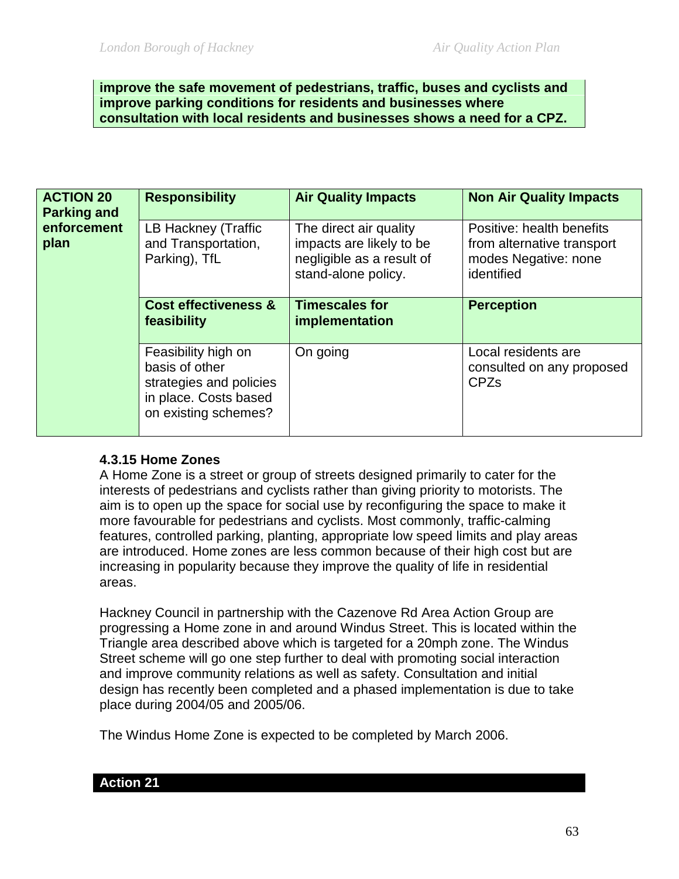**improve the safe movement of pedestrians, traffic, buses and cyclists and improve parking conditions for residents and businesses where consultation with local residents and businesses shows a need for a CPZ.**

| **ACTION 20 Parking and enforcement plan** | **Responsibility** | **Air Quality Impacts** | **Non Air Quality Impacts** |
|---|---|---|---|
| | LB Hackney (Traffic and Transportation, Parking), TfL | The direct air quality impacts are likely to be negligible as a result of stand-alone policy. | Positive: health benefits from alternative transport modes Negative: none identified |
| | **Cost effectiveness & feasibility** | **Timescales for implementation** | **Perception** |
| | Feasibility high on basis of other strategies and policies in place. Costs based on existing schemes? | On going | Local residents are consulted on any proposed CPZs |

### 4.3.15 Home Zones

A Home Zone is a street or group of streets designed primarily to cater for the interests of pedestrians and cyclists rather than giving priority to motorists. The aim is to open up the space for social use by reconfiguring the space to make it more favourable for pedestrians and cyclists. Most commonly, traffic-calming features, controlled parking, planting, appropriate low speed limits and play areas are introduced. Home zones are less common because of their high cost but are increasing in popularity because they improve the quality of life in residential areas.

Hackney Council in partnership with the Cazenove Rd Area Action Group are progressing a Home zone in and around Windus Street. This is located within the Triangle area described above which is targeted for a 20mph zone. The Windus Street scheme will go one step further to deal with promoting social interaction and improve community relations as well as safety. Consultation and initial design has recently been completed and a phased implementation is due to take place during 2004/05 and 2005/06.

The Windus Home Zone is expected to be completed by March 2006.

**Action 21**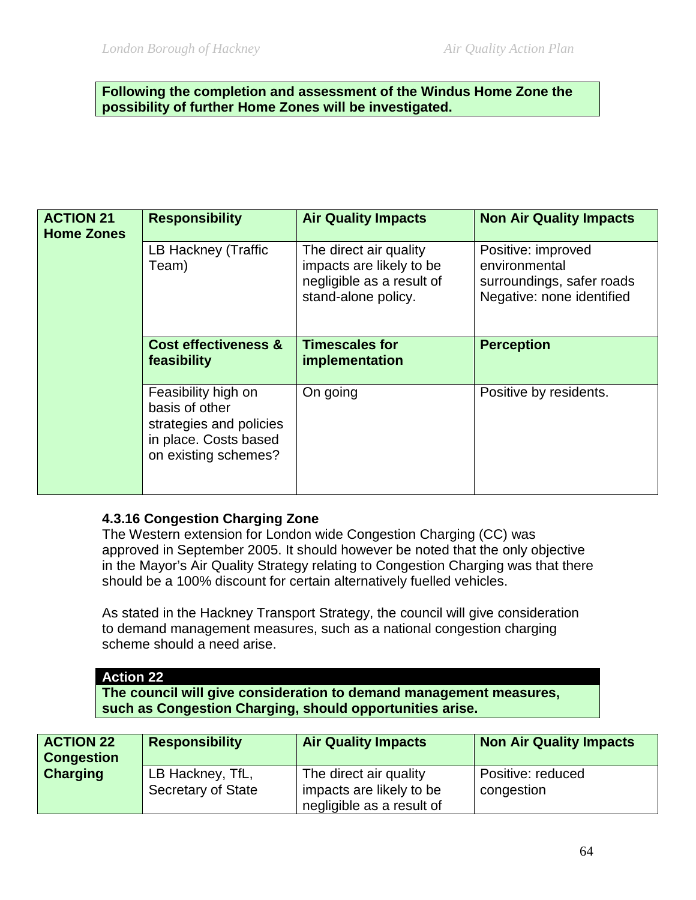**Following the completion and assessment of the Windus Home Zone the possibility of further Home Zones will be investigated.**

| **ACTION 21 Home Zones** | **Responsibility** | **Air Quality Impacts** | **Non Air Quality Impacts** |
|---|---|---|---|
| | LB Hackney (Traffic Team) | The direct air quality impacts are likely to be negligible as a result of stand-alone policy. | Positive: improved environmental surroundings, safer roads<br>Negative: none identified |
| | **Cost effectiveness & feasibility** | **Timescales for implementation** | **Perception** |
| | Feasibility high on basis of other strategies and policies in place. Costs based on existing schemes? | On going | Positive by residents. |

### 4.3.16 Congestion Charging Zone

The Western extension for London wide Congestion Charging (CC) was approved in September 2005. It should however be noted that the only objective in the Mayor's Air Quality Strategy relating to Congestion Charging was that there should be a 100% discount for certain alternatively fuelled vehicles.

As stated in the Hackney Transport Strategy, the council will give consideration to demand management measures, such as a national congestion charging scheme should a need arise.

**Action 22**
**The council will give consideration to demand management measures, such as Congestion Charging, should opportunities arise.**

| **ACTION 22 Congestion Charging** | **Responsibility** | **Air Quality Impacts** | **Non Air Quality Impacts** |
|---|---|---|---|
| | LB Hackney, TfL, Secretary of State | The direct air quality impacts are likely to be negligible as a result of | Positive: reduced congestion |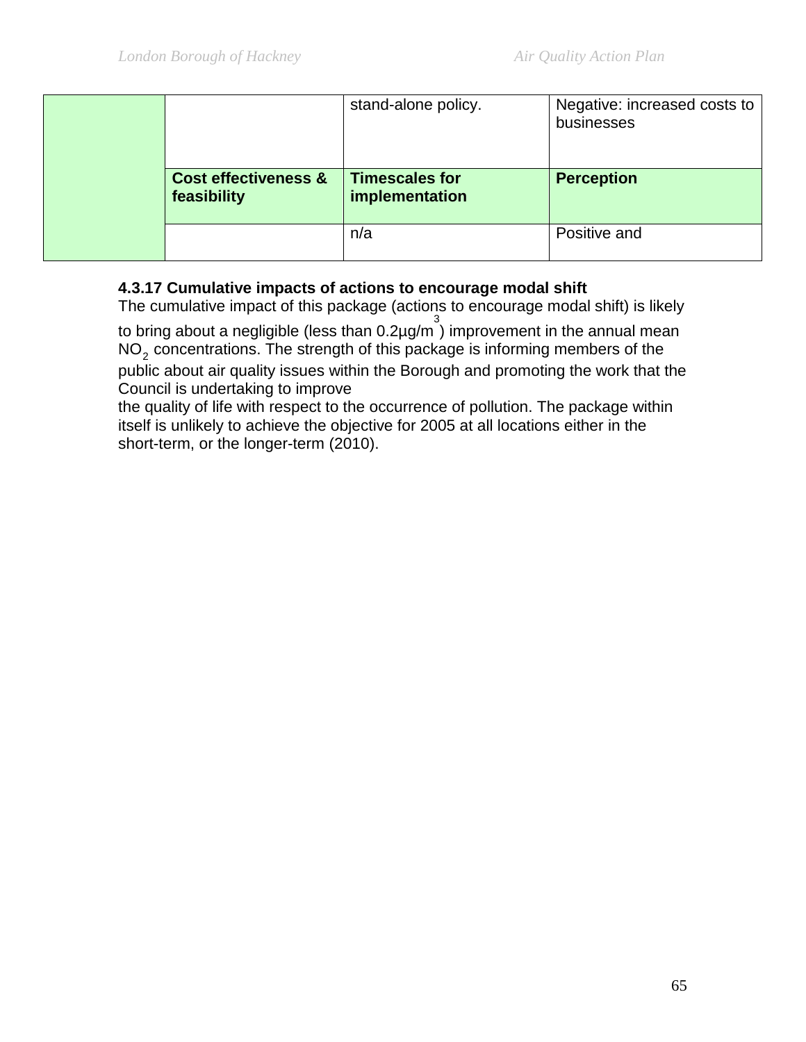| | | | |
|---|---|---|---|
| | | stand-alone policy. | Negative: increased costs to businesses |
| | **Cost effectiveness & feasibility** | **Timescales for implementation** | **Perception** |
| | | n/a | Positive and |

**4.3.17 Cumulative impacts of actions to encourage modal shift**

The cumulative impact of this package (actions to encourage modal shift) is likely to bring about a negligible (less than 0.2µg/$m^3$) improvement in the annual mean $NO_2$ concentrations. The strength of this package is informing members of the public about air quality issues within the Borough and promoting the work that the Council is undertaking to improve the quality of life with respect to the occurrence of pollution. The package within itself is unlikely to achieve the objective for 2005 at all locations either in the short-term, or the longer-term (2010).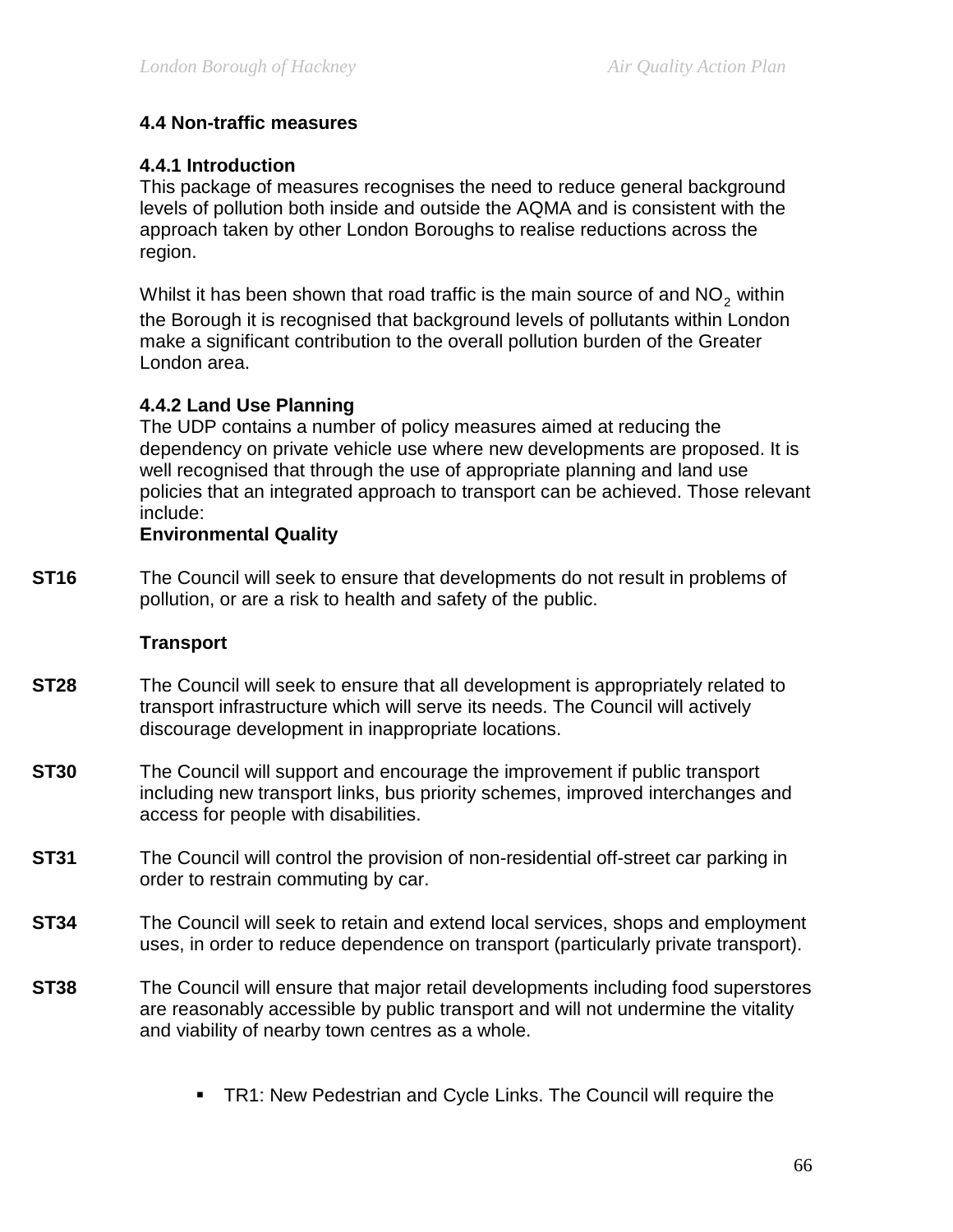### 4.4 Non-traffic measures

#### 4.4.1 Introduction

This package of measures recognises the need to reduce general background levels of pollution both inside and outside the AQMA and is consistent with the approach taken by other London Boroughs to realise reductions across the region.

Whilst it has been shown that road traffic is the main source of and $NO_2$ within the Borough it is recognised that background levels of pollutants within London make a significant contribution to the overall pollution burden of the Greater London area.

#### 4.4.2 Land Use Planning

The UDP contains a number of policy measures aimed at reducing the dependency on private vehicle use where new developments are proposed. It is well recognised that through the use of appropriate planning and land use policies that an integrated approach to transport can be achieved. Those relevant include:

**Environmental Quality**

**ST16** The Council will seek to ensure that developments do not result in problems of pollution, or are a risk to health and safety of the public.

**Transport**

**ST28** The Council will seek to ensure that all development is appropriately related to transport infrastructure which will serve its needs. The Council will actively discourage development in inappropriate locations.

**ST30** The Council will support and encourage the improvement if public transport including new transport links, bus priority schemes, improved interchanges and access for people with disabilities.

**ST31** The Council will control the provision of non-residential off-street car parking in order to restrain commuting by car.

**ST34** The Council will seek to retain and extend local services, shops and employment uses, in order to reduce dependence on transport (particularly private transport).

**ST38** The Council will ensure that major retail developments including food superstores are reasonably accessible by public transport and will not undermine the vitality and viability of nearby town centres as a whole.

- TR1: New Pedestrian and Cycle Links. The Council will require the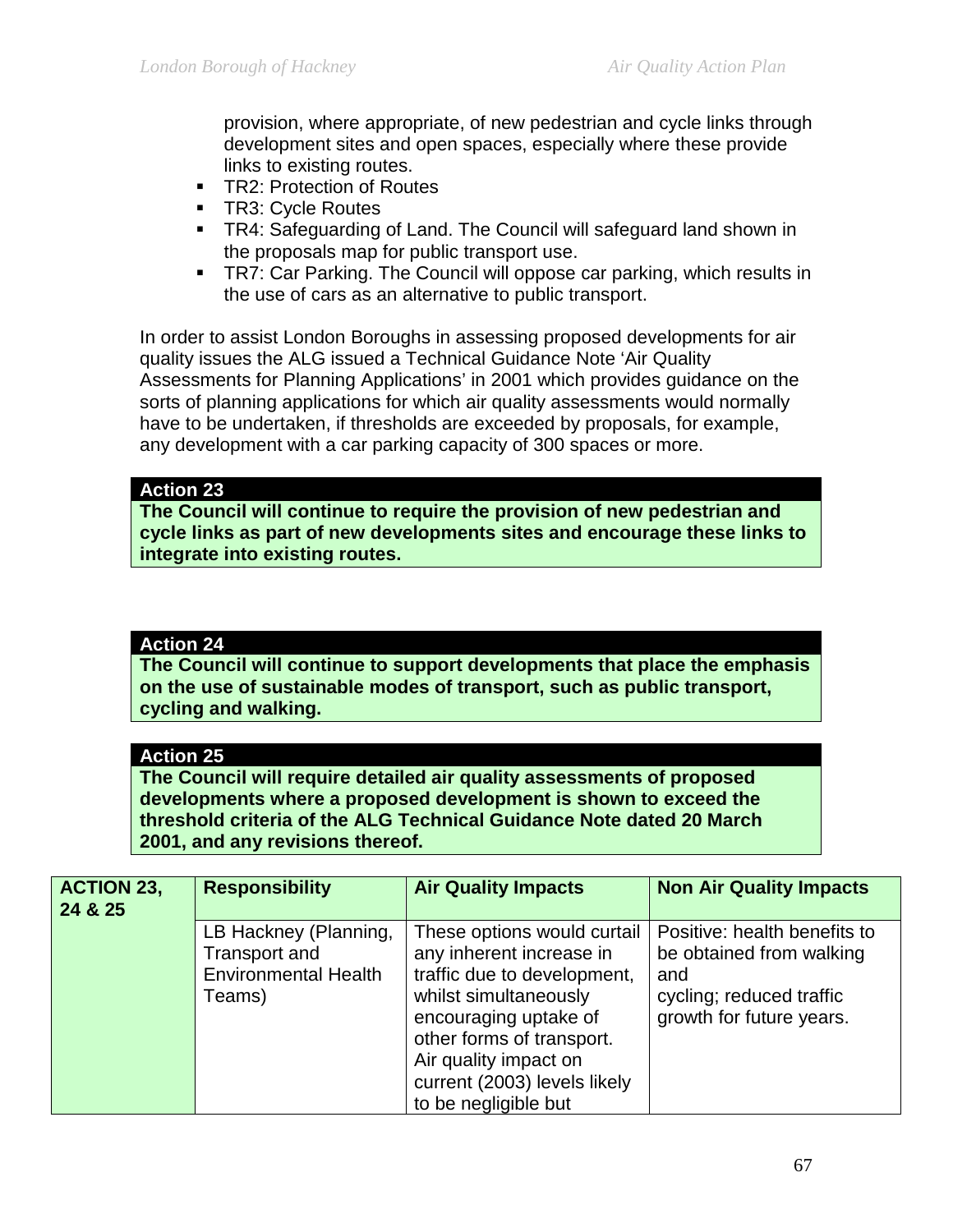provision, where appropriate, of new pedestrian and cycle links through development sites and open spaces, especially where these provide links to existing routes.

- TR2: Protection of Routes
- TR3: Cycle Routes
- TR4: Safeguarding of Land. The Council will safeguard land shown in the proposals map for public transport use.
- TR7: Car Parking. The Council will oppose car parking, which results in the use of cars as an alternative to public transport.

In order to assist London Boroughs in assessing proposed developments for air quality issues the ALG issued a Technical Guidance Note 'Air Quality Assessments for Planning Applications' in 2001 which provides guidance on the sorts of planning applications for which air quality assessments would normally have to be undertaken, if thresholds are exceeded by proposals, for example, any development with a car parking capacity of 300 spaces or more.

**Action 23**

**The Council will continue to require the provision of new pedestrian and cycle links as part of new developments sites and encourage these links to integrate into existing routes.**

**Action 24**

**The Council will continue to support developments that place the emphasis on the use of sustainable modes of transport, such as public transport, cycling and walking.**

**Action 25**

**The Council will require detailed air quality assessments of proposed developments where a proposed development is shown to exceed the threshold criteria of the ALG Technical Guidance Note dated 20 March 2001, and any revisions thereof.**

| ACTION 23, 24 & 25 | Responsibility | Air Quality Impacts | Non Air Quality Impacts |
|---|---|---|---|
| | LB Hackney (Planning, Transport and Environmental Health Teams) | These options would curtail any inherent increase in traffic due to development, whilst simultaneously encouraging uptake of other forms of transport. Air quality impact on current (2003) levels likely to be negligible but | Positive: health benefits to be obtained from walking and cycling; reduced traffic growth for future years. |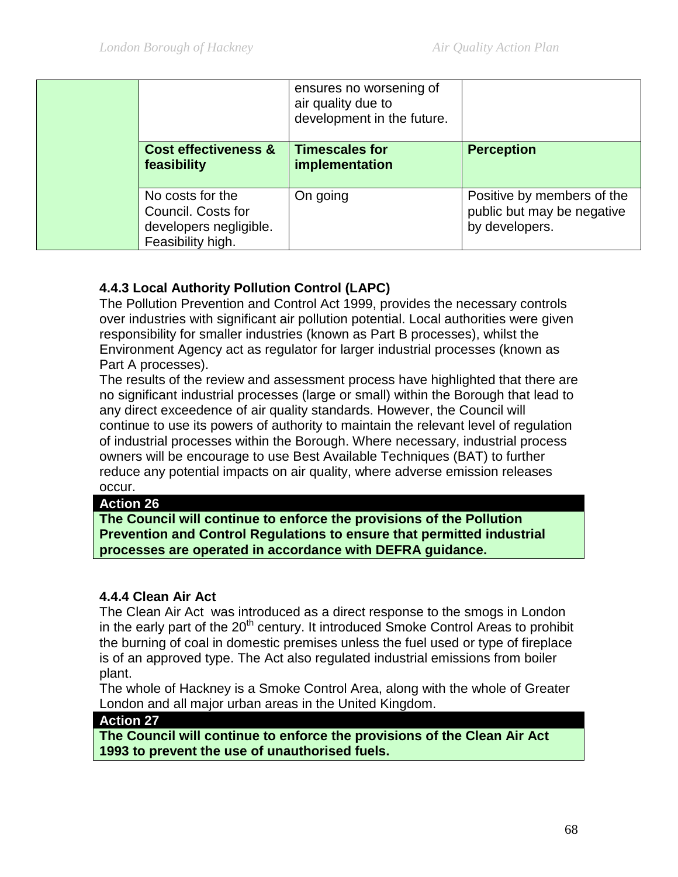| | | | |
|---|---|---|---|
| | | ensures no worsening of air quality due to development in the future. | |
| | **Cost effectiveness & feasibility** | **Timescales for implementation** | **Perception** |
| | No costs for the Council. Costs for developers negligible. Feasibility high. | On going | Positive by members of the public but may be negative by developers. |

### 4.4.3 Local Authority Pollution Control (LAPC)

The Pollution Prevention and Control Act 1999, provides the necessary controls over industries with significant air pollution potential. Local authorities were given responsibility for smaller industries (known as Part B processes), whilst the Environment Agency act as regulator for larger industrial processes (known as Part A processes).

The results of the review and assessment process have highlighted that there are no significant industrial processes (large or small) within the Borough that lead to any direct exceedence of air quality standards. However, the Council will continue to use its powers of authority to maintain the relevant level of regulation of industrial processes within the Borough. Where necessary, industrial process owners will be encourage to use Best Available Techniques (BAT) to further reduce any potential impacts on air quality, where adverse emission releases occur.

| **Action 26** |
|---|
| **The Council will continue to enforce the provisions of the Pollution Prevention and Control Regulations to ensure that permitted industrial processes are operated in accordance with DEFRA guidance.** |

### 4.4.4 Clean Air Act

The Clean Air Act was introduced as a direct response to the smogs in London in the early part of the 20th century. It introduced Smoke Control Areas to prohibit the burning of coal in domestic premises unless the fuel used or type of fireplace is of an approved type. The Act also regulated industrial emissions from boiler plant.

The whole of Hackney is a Smoke Control Area, along with the whole of Greater London and all major urban areas in the United Kingdom.

| **Action 27** |
|---|
| **The Council will continue to enforce the provisions of the Clean Air Act 1993 to prevent the use of unauthorised fuels.** |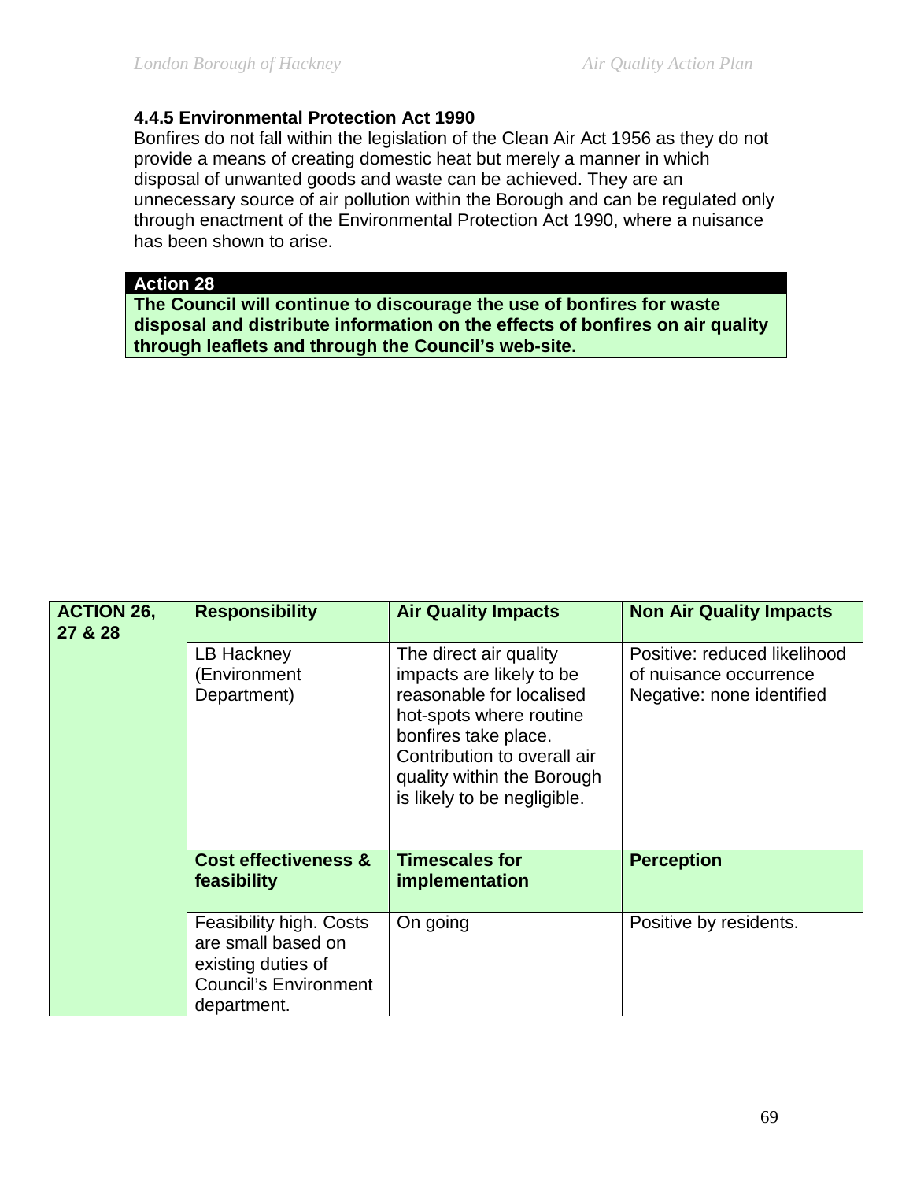#### 4.4.5 Environmental Protection Act 1990

Bonfires do not fall within the legislation of the Clean Air Act 1956 as they do not provide a means of creating domestic heat but merely a manner in which disposal of unwanted goods and waste can be achieved. They are an unnecessary source of air pollution within the Borough and can be regulated only through enactment of the Environmental Protection Act 1990, where a nuisance has been shown to arise.

**Action 28**

**The Council will continue to discourage the use of bonfires for waste disposal and distribute information on the effects of bonfires on air quality through leaflets and through the Council's web-site.**

| ACTION 26, 27 & 28 | Responsibility | Air Quality Impacts | Non Air Quality Impacts |
|---|---|---|---|
| | LB Hackney (Environment Department) | The direct air quality impacts are likely to be reasonable for localised hot-spots where routine bonfires take place. Contribution to overall air quality within the Borough is likely to be negligible. | Positive: reduced likelihood of nuisance occurrence<br>Negative: none identified |
| | **Cost effectiveness & feasibility** | **Timescales for implementation** | **Perception** |
| | Feasibility high. Costs are small based on existing duties of Council's Environment department. | On going | Positive by residents. |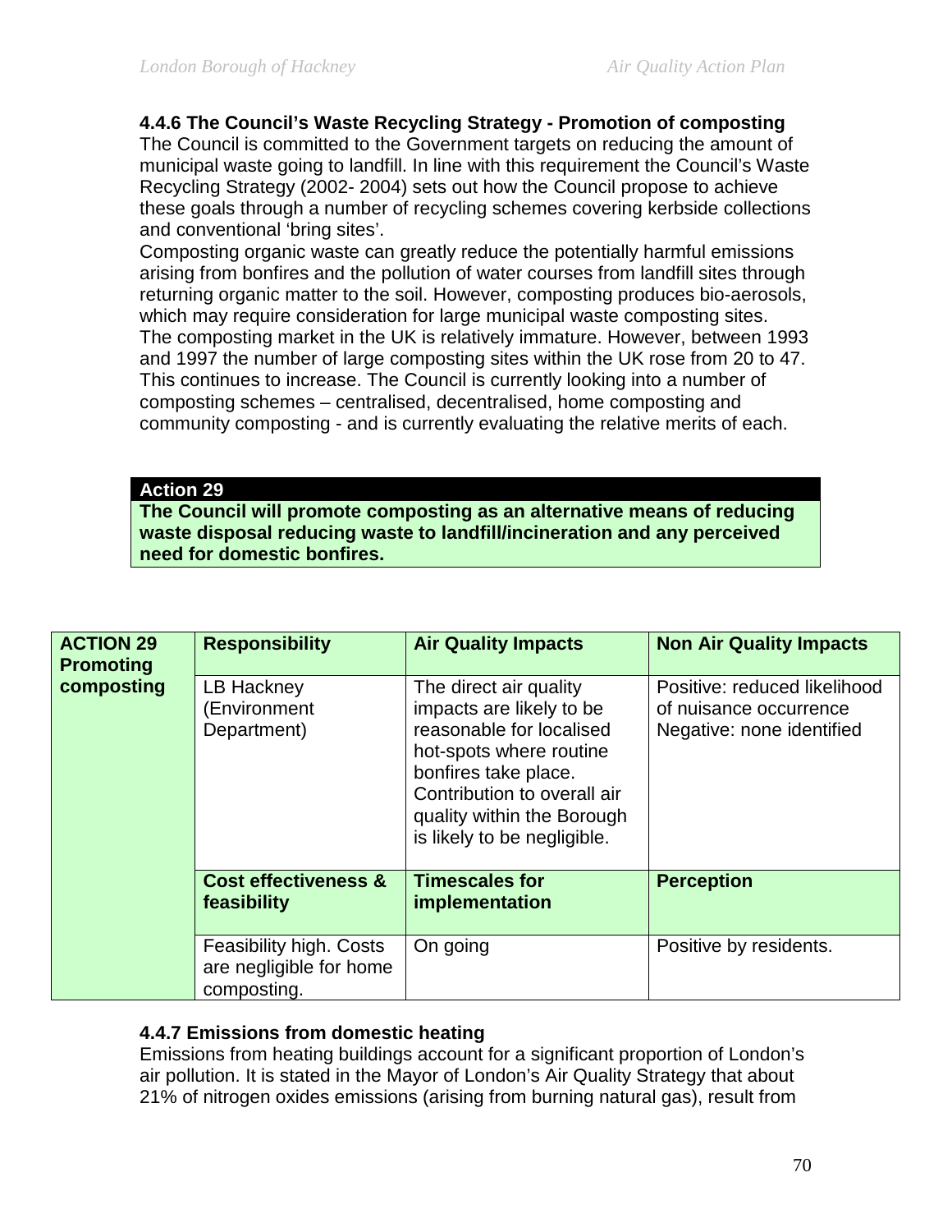### 4.4.6 The Council's Waste Recycling Strategy - Promotion of composting

The Council is committed to the Government targets on reducing the amount of municipal waste going to landfill. In line with this requirement the Council's Waste Recycling Strategy (2002- 2004) sets out how the Council propose to achieve these goals through a number of recycling schemes covering kerbside collections and conventional 'bring sites'.

Composting organic waste can greatly reduce the potentially harmful emissions arising from bonfires and the pollution of water courses from landfill sites through returning organic matter to the soil. However, composting produces bio-aerosols, which may require consideration for large municipal waste composting sites.

The composting market in the UK is relatively immature. However, between 1993 and 1997 the number of large composting sites within the UK rose from 20 to 47. This continues to increase. The Council is currently looking into a number of composting schemes – centralised, decentralised, home composting and community composting - and is currently evaluating the relative merits of each.

**Action 29**

**The Council will promote composting as an alternative means of reducing waste disposal reducing waste to landfill/incineration and any perceived need for domestic bonfires.**

| ACTION 29 Promoting composting | Responsibility | Air Quality Impacts | Non Air Quality Impacts |
|---|---|---|---|
| | LB Hackney (Environment Department) | The direct air quality impacts are likely to be reasonable for localised hot-spots where routine bonfires take place. Contribution to overall air quality within the Borough is likely to be negligible. | Positive: reduced likelihood of nuisance occurrence<br>Negative: none identified |
| | **Cost effectiveness & feasibility** | **Timescales for implementation** | **Perception** |
| | Feasibility high. Costs are negligible for home composting. | On going | Positive by residents. |

### 4.4.7 Emissions from domestic heating

Emissions from heating buildings account for a significant proportion of London's air pollution. It is stated in the Mayor of London's Air Quality Strategy that about 21% of nitrogen oxides emissions (arising from burning natural gas), result from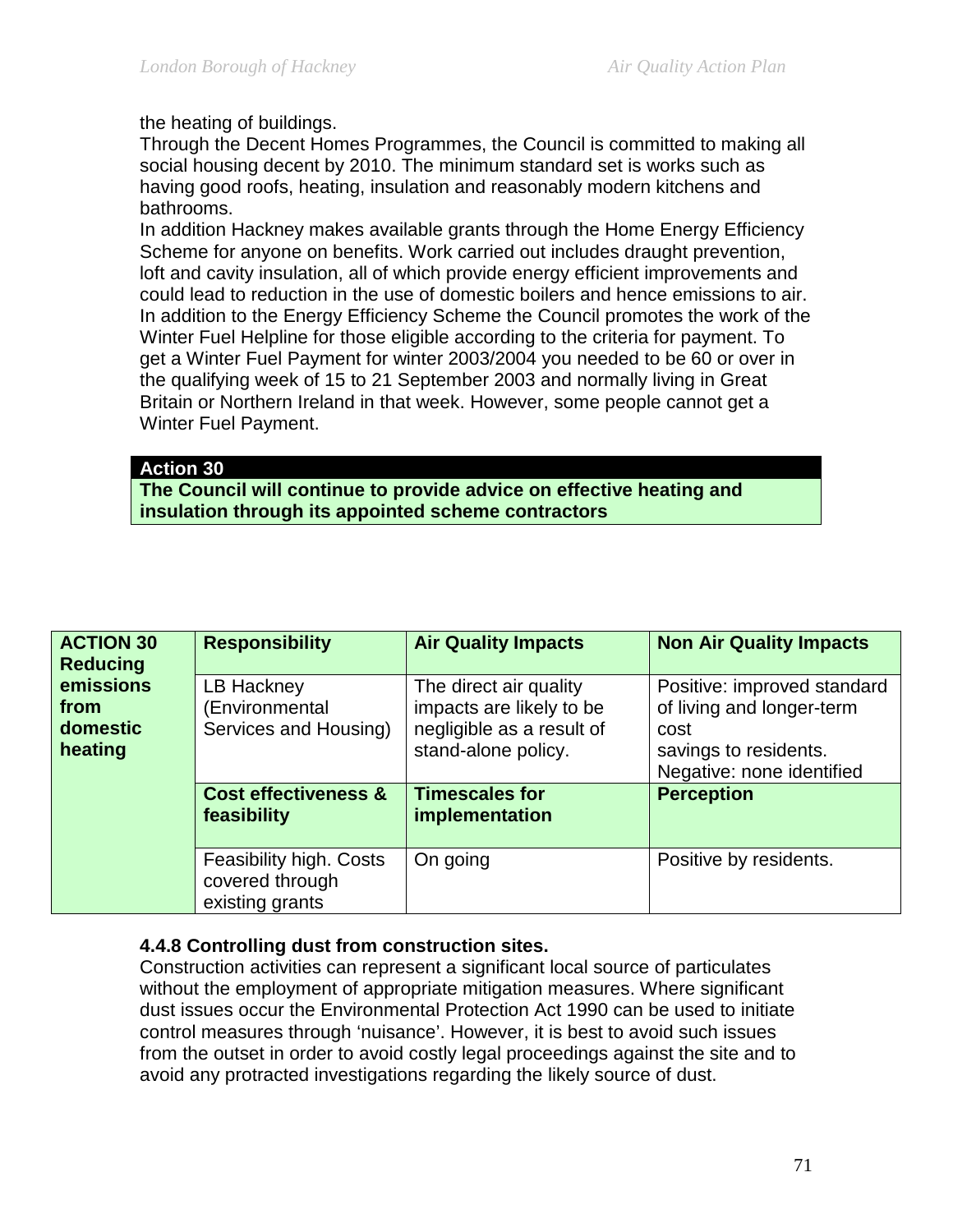the heating of buildings.

Through the Decent Homes Programmes, the Council is committed to making all social housing decent by 2010. The minimum standard set is works such as having good roofs, heating, insulation and reasonably modern kitchens and bathrooms.

In addition Hackney makes available grants through the Home Energy Efficiency Scheme for anyone on benefits. Work carried out includes draught prevention, loft and cavity insulation, all of which provide energy efficient improvements and could lead to reduction in the use of domestic boilers and hence emissions to air. In addition to the Energy Efficiency Scheme the Council promotes the work of the Winter Fuel Helpline for those eligible according to the criteria for payment. To get a Winter Fuel Payment for winter 2003/2004 you needed to be 60 or over in the qualifying week of 15 to 21 September 2003 and normally living in Great Britain or Northern Ireland in that week. However, some people cannot get a Winter Fuel Payment.

**Action 30**

**The Council will continue to provide advice on effective heating and insulation through its appointed scheme contractors**

| **ACTION 30 Reducing emissions from domestic heating** | **Responsibility** | **Air Quality Impacts** | **Non Air Quality Impacts** |
|---|---|---|---|
| | LB Hackney (Environmental Services and Housing) | The direct air quality impacts are likely to be negligible as a result of stand-alone policy. | Positive: improved standard of living and longer-term cost savings to residents. Negative: none identified |
| | **Cost effectiveness & feasibility** | **Timescales for implementation** | **Perception** |
| | Feasibility high. Costs covered through existing grants | On going | Positive by residents. |

### 4.4.8 Controlling dust from construction sites.

Construction activities can represent a significant local source of particulates without the employment of appropriate mitigation measures. Where significant dust issues occur the Environmental Protection Act 1990 can be used to initiate control measures through 'nuisance'. However, it is best to avoid such issues from the outset in order to avoid costly legal proceedings against the site and to avoid any protracted investigations regarding the likely source of dust.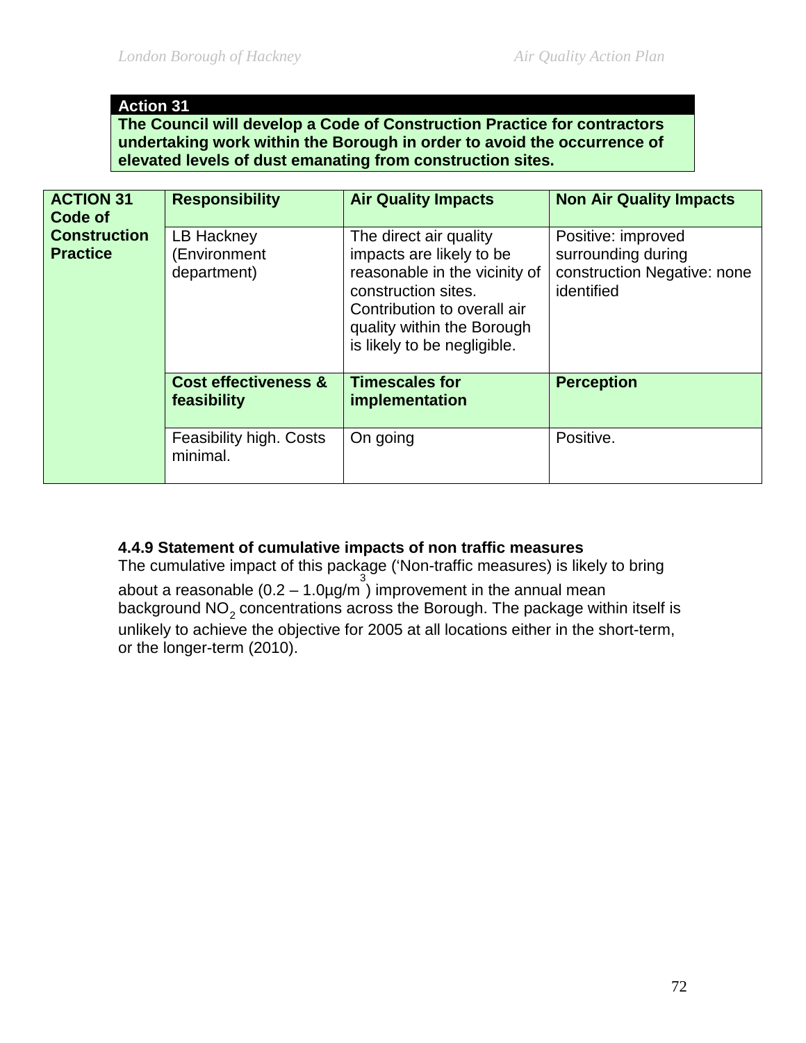**Action 31**

**The Council will develop a Code of Construction Practice for contractors undertaking work within the Borough in order to avoid the occurrence of elevated levels of dust emanating from construction sites.**

| ACTION 31 Code of Construction Practice | Responsibility | Air Quality Impacts | Non Air Quality Impacts |
|---|---|---|---|
| | LB Hackney (Environment department) | The direct air quality impacts are likely to be reasonable in the vicinity of construction sites. Contribution to overall air quality within the Borough is likely to be negligible. | Positive: improved surrounding during construction Negative: none identified |
| | **Cost effectiveness & feasibility** | **Timescales for implementation** | **Perception** |
| | Feasibility high. Costs minimal. | On going | Positive. |

**4.4.9 Statement of cumulative impacts of non traffic measures**

The cumulative impact of this package ('Non-traffic measures) is likely to bring about a reasonable (0.2 – 1.0µg/m$^3$) improvement in the annual mean background $NO_2$ concentrations across the Borough. The package within itself is unlikely to achieve the objective for 2005 at all locations either in the short-term, or the longer-term (2010).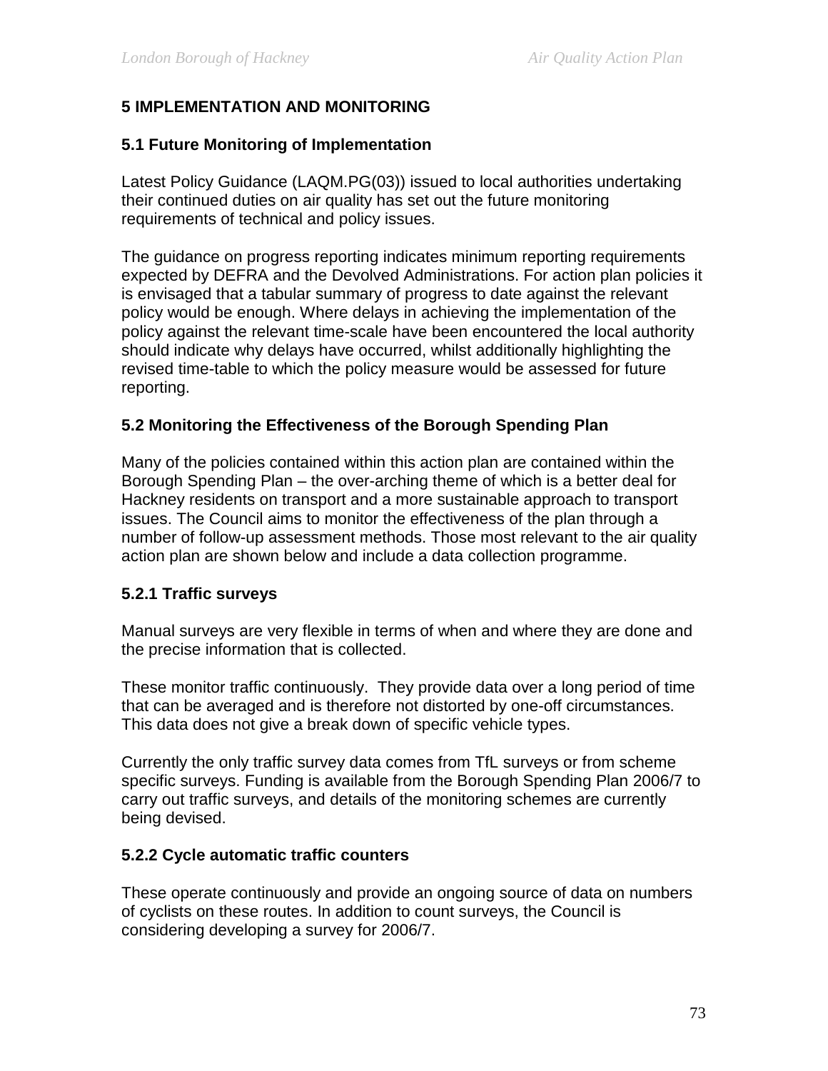## 5 IMPLEMENTATION AND MONITORING

### 5.1 Future Monitoring of Implementation

Latest Policy Guidance (LAQM.PG(03)) issued to local authorities undertaking their continued duties on air quality has set out the future monitoring requirements of technical and policy issues.

The guidance on progress reporting indicates minimum reporting requirements expected by DEFRA and the Devolved Administrations. For action plan policies it is envisaged that a tabular summary of progress to date against the relevant policy would be enough. Where delays in achieving the implementation of the policy against the relevant time-scale have been encountered the local authority should indicate why delays have occurred, whilst additionally highlighting the revised time-table to which the policy measure would be assessed for future reporting.

### 5.2 Monitoring the Effectiveness of the Borough Spending Plan

Many of the policies contained within this action plan are contained within the Borough Spending Plan – the over-arching theme of which is a better deal for Hackney residents on transport and a more sustainable approach to transport issues. The Council aims to monitor the effectiveness of the plan through a number of follow-up assessment methods. Those most relevant to the air quality action plan are shown below and include a data collection programme.

#### 5.2.1 Traffic surveys

Manual surveys are very flexible in terms of when and where they are done and the precise information that is collected.

These monitor traffic continuously. They provide data over a long period of time that can be averaged and is therefore not distorted by one-off circumstances. This data does not give a break down of specific vehicle types.

Currently the only traffic survey data comes from TfL surveys or from scheme specific surveys. Funding is available from the Borough Spending Plan 2006/7 to carry out traffic surveys, and details of the monitoring schemes are currently being devised.

#### 5.2.2 Cycle automatic traffic counters

These operate continuously and provide an ongoing source of data on numbers of cyclists on these routes. In addition to count surveys, the Council is considering developing a survey for 2006/7.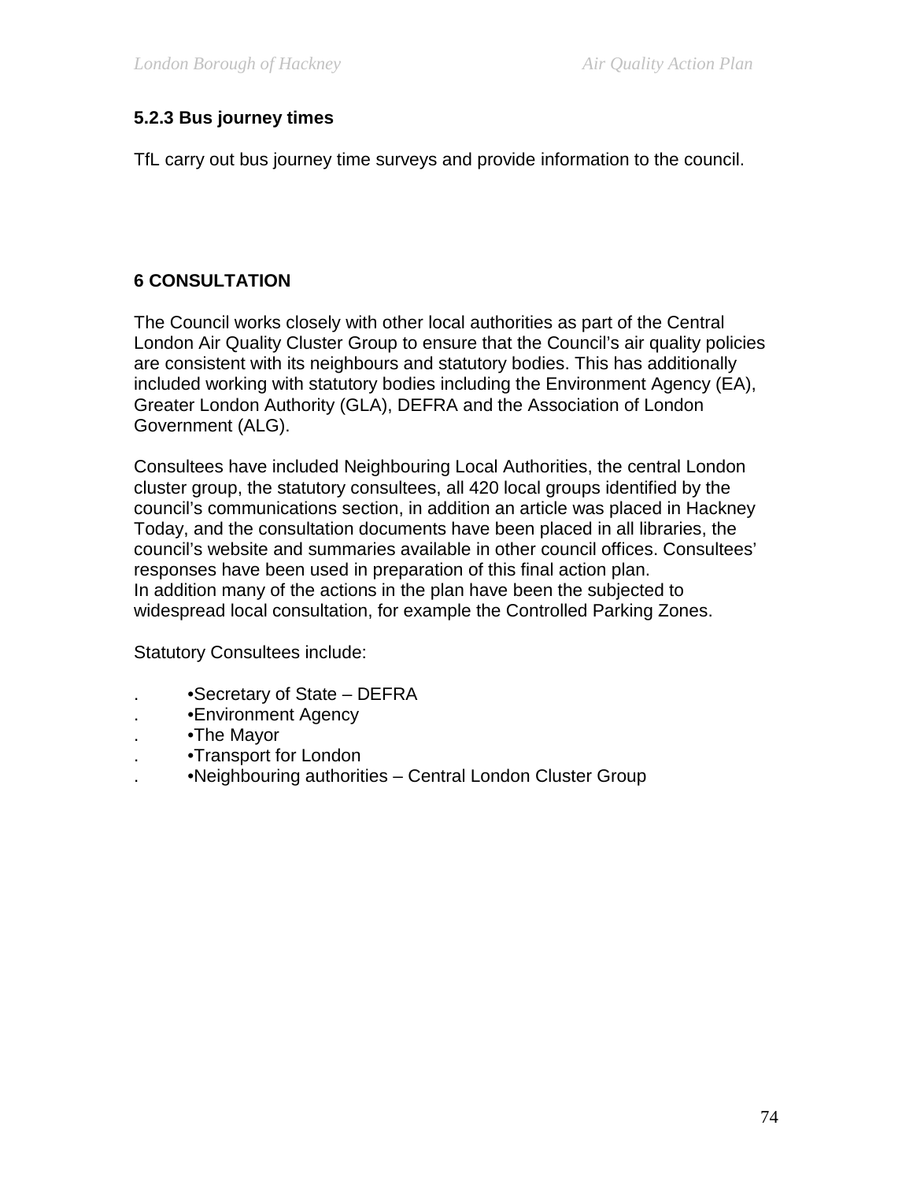### 5.2.3 Bus journey times

TfL carry out bus journey time surveys and provide information to the council.

## 6 CONSULTATION

The Council works closely with other local authorities as part of the Central London Air Quality Cluster Group to ensure that the Council's air quality policies are consistent with its neighbours and statutory bodies. This has additionally included working with statutory bodies including the Environment Agency (EA), Greater London Authority (GLA), DEFRA and the Association of London Government (ALG).

Consultees have included Neighbouring Local Authorities, the central London cluster group, the statutory consultees, all 420 local groups identified by the council's communications section, in addition an article was placed in Hackney Today, and the consultation documents have been placed in all libraries, the council's website and summaries available in other council offices. Consultees' responses have been used in preparation of this final action plan.
In addition many of the actions in the plan have been the subjected to widespread local consultation, for example the Controlled Parking Zones.

Statutory Consultees include:

- Secretary of State – DEFRA
- Environment Agency
- The Mayor
- Transport for London
- Neighbouring authorities – Central London Cluster Group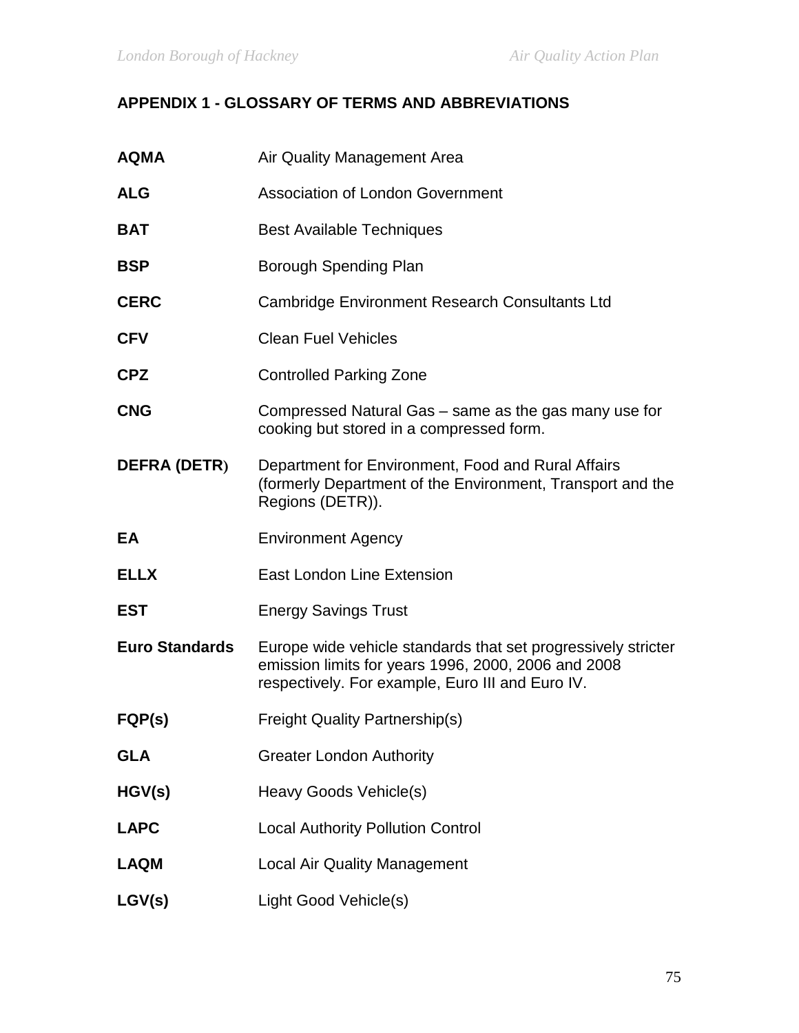## APPENDIX 1 - GLOSSARY OF TERMS AND ABBREVIATIONS

| | |
|---|---|
| **AQMA** | Air Quality Management Area |
| **ALG** | Association of London Government |
| **BAT** | Best Available Techniques |
| **BSP** | Borough Spending Plan |
| **CERC** | Cambridge Environment Research Consultants Ltd |
| **CFV** | Clean Fuel Vehicles |
| **CPZ** | Controlled Parking Zone |
| **CNG** | Compressed Natural Gas – same as the gas many use for cooking but stored in a compressed form. |
| **DEFRA (DETR)** | Department for Environment, Food and Rural Affairs (formerly Department of the Environment, Transport and the Regions (DETR)). |
| **EA** | Environment Agency |
| **ELLX** | East London Line Extension |
| **EST** | Energy Savings Trust |
| **Euro Standards** | Europe wide vehicle standards that set progressively stricter emission limits for years 1996, 2000, 2006 and 2008 respectively. For example, Euro III and Euro IV. |
| **FQP(s)** | Freight Quality Partnership(s) |
| **GLA** | Greater London Authority |
| **HGV(s)** | Heavy Goods Vehicle(s) |
| **LAPC** | Local Authority Pollution Control |
| **LAQM** | Local Air Quality Management |
| **LGV(s)** | Light Good Vehicle(s) |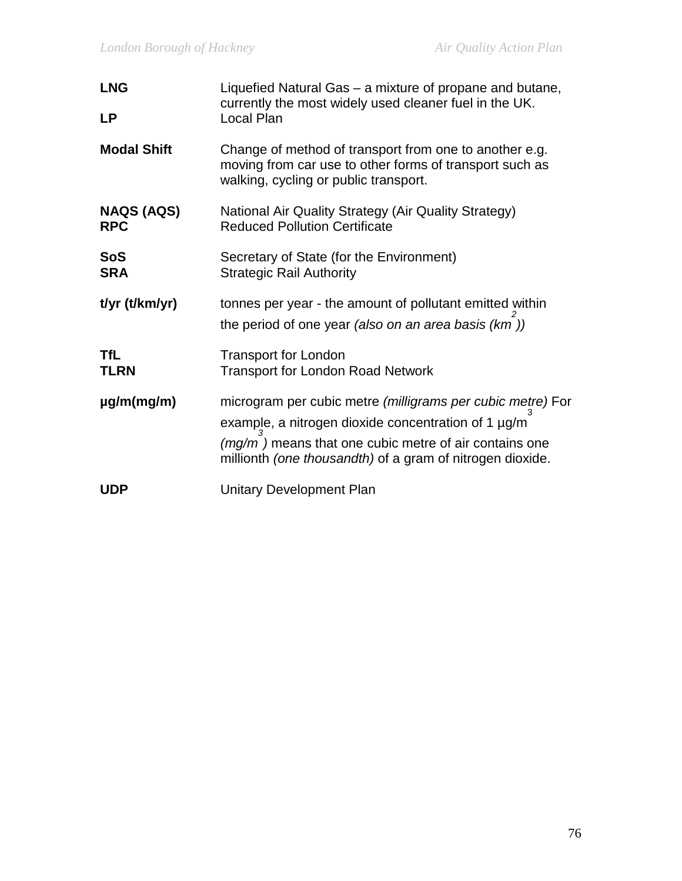| | |
|---|---|
| **LNG** | Liquefied Natural Gas – a mixture of propane and butane, currently the most widely used cleaner fuel in the UK. |
| **LP** | Local Plan |
| **Modal Shift** | Change of method of transport from one to another e.g. moving from car use to other forms of transport such as walking, cycling or public transport. |
| **NAQS (AQS)** | National Air Quality Strategy (Air Quality Strategy) |
| **RPC** | Reduced Pollution Certificate |
| **SoS** | Secretary of State (for the Environment) |
| **SRA** | Strategic Rail Authority |
| **t/yr (t/km/yr)** | tonnes per year - the amount of pollutant emitted within the period of one year *(also on an area basis ($km^2$))* |
| **TfL** | Transport for London |
| **TLRN** | Transport for London Road Network |
| **µg/m(mg/m)** | microgram per cubic metre *(milligrams per cubic metre)* For example, a nitrogen dioxide concentration of 1 $\mu g/m^3$ *($mg/m^3$)* means that one cubic metre of air contains one millionth *(one thousandth)* of a gram of nitrogen dioxide. |
| **UDP** | Unitary Development Plan |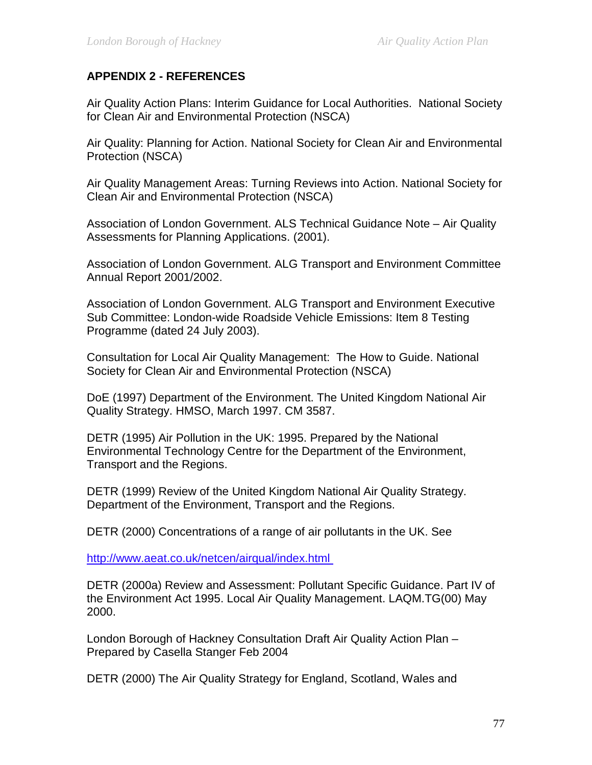## APPENDIX 2 - REFERENCES

Air Quality Action Plans: Interim Guidance for Local Authorities. National Society for Clean Air and Environmental Protection (NSCA)

Air Quality: Planning for Action. National Society for Clean Air and Environmental Protection (NSCA)

Air Quality Management Areas: Turning Reviews into Action. National Society for Clean Air and Environmental Protection (NSCA)

Association of London Government. ALS Technical Guidance Note – Air Quality Assessments for Planning Applications. (2001).

Association of London Government. ALG Transport and Environment Committee Annual Report 2001/2002.

Association of London Government. ALG Transport and Environment Executive Sub Committee: London-wide Roadside Vehicle Emissions: Item 8 Testing Programme (dated 24 July 2003).

Consultation for Local Air Quality Management: The How to Guide. National Society for Clean Air and Environmental Protection (NSCA)

DoE (1997) Department of the Environment. The United Kingdom National Air Quality Strategy. HMSO, March 1997. CM 3587.

DETR (1995) Air Pollution in the UK: 1995. Prepared by the National Environmental Technology Centre for the Department of the Environment, Transport and the Regions.

DETR (1999) Review of the United Kingdom National Air Quality Strategy. Department of the Environment, Transport and the Regions.

DETR (2000) Concentrations of a range of air pollutants in the UK. See

http://www.aeat.co.uk/netcen/airqual/index.html

DETR (2000a) Review and Assessment: Pollutant Specific Guidance. Part IV of the Environment Act 1995. Local Air Quality Management. LAQM.TG(00) May 2000.

London Borough of Hackney Consultation Draft Air Quality Action Plan – Prepared by Casella Stanger Feb 2004

DETR (2000) The Air Quality Strategy for England, Scotland, Wales and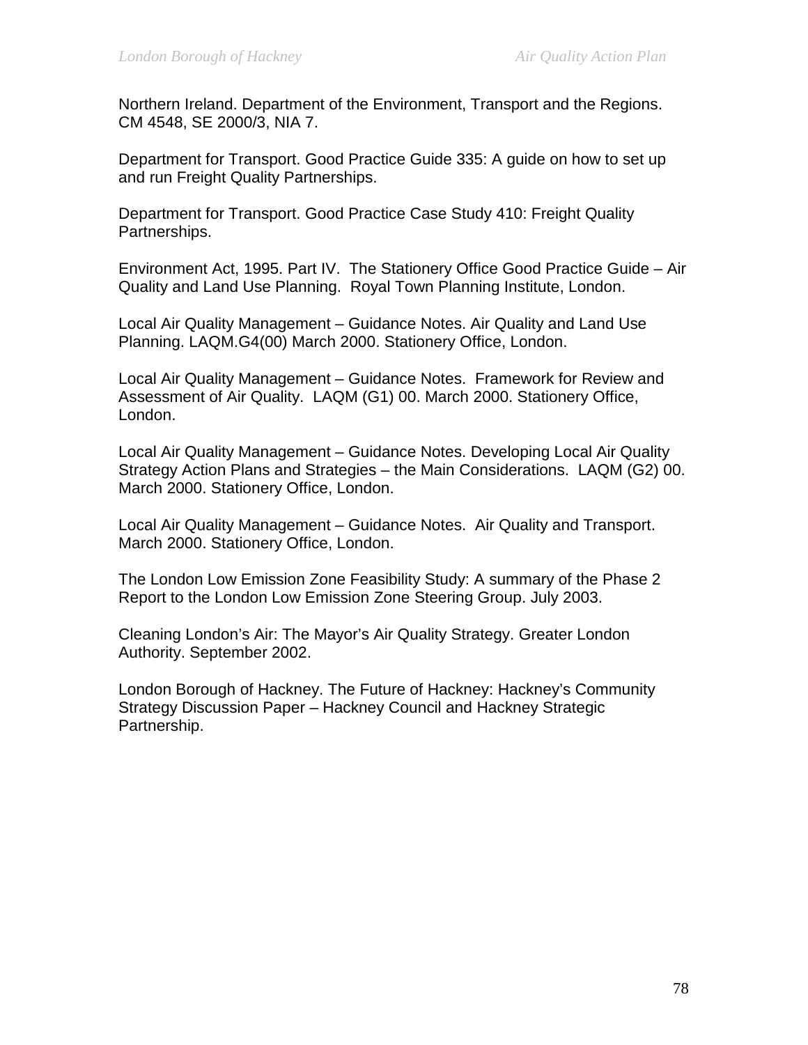Northern Ireland. Department of the Environment, Transport and the Regions. CM 4548, SE 2000/3, NIA 7.

Department for Transport. Good Practice Guide 335: A guide on how to set up and run Freight Quality Partnerships.

Department for Transport. Good Practice Case Study 410: Freight Quality Partnerships.

Environment Act, 1995. Part IV. The Stationery Office Good Practice Guide – Air Quality and Land Use Planning. Royal Town Planning Institute, London.

Local Air Quality Management – Guidance Notes. Air Quality and Land Use Planning. LAQM.G4(00) March 2000. Stationery Office, London.

Local Air Quality Management – Guidance Notes. Framework for Review and Assessment of Air Quality. LAQM (G1) 00. March 2000. Stationery Office, London.

Local Air Quality Management – Guidance Notes. Developing Local Air Quality Strategy Action Plans and Strategies – the Main Considerations. LAQM (G2) 00. March 2000. Stationery Office, London.

Local Air Quality Management – Guidance Notes. Air Quality and Transport. March 2000. Stationery Office, London.

The London Low Emission Zone Feasibility Study: A summary of the Phase 2 Report to the London Low Emission Zone Steering Group. July 2003.

Cleaning London's Air: The Mayor's Air Quality Strategy. Greater London Authority. September 2002.

London Borough of Hackney. The Future of Hackney: Hackney's Community Strategy Discussion Paper – Hackney Council and Hackney Strategic Partnership.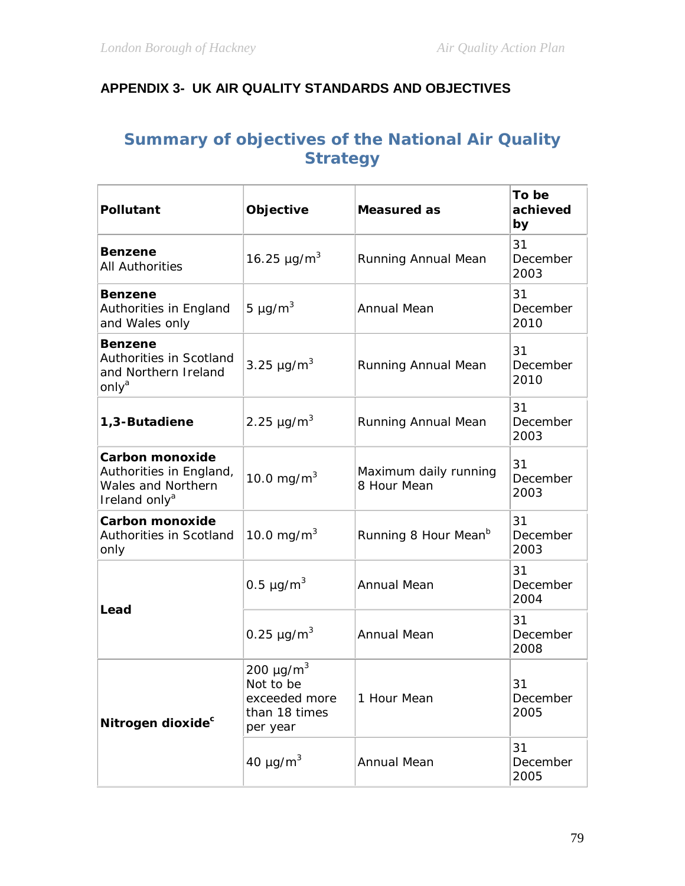## APPENDIX 3- UK AIR QUALITY STANDARDS AND OBJECTIVES

# Summary of objectives of the National Air Quality Strategy

| Pollutant | Objective | Measured as | To be achieved by |
|---|---|---|---|
| **Benzene** All Authorities | 16.25 µg/m$^3$ | Running Annual Mean | 31 December 2003 |
| **Benzene** Authorities in England and Wales only | 5 µg/m$^3$ | Annual Mean | 31 December 2010 |
| **Benzene** Authorities in Scotland and Northern Ireland only[a] | 3.25 µg/m$^3$ | Running Annual Mean | 31 December 2010 |
| **1,3-Butadiene** | 2.25 µg/m$^3$ | Running Annual Mean | 31 December 2003 |
| **Carbon monoxide** Authorities in England, Wales and Northern Ireland only[a] | 10.0 mg/m$^3$ | Maximum daily running 8 Hour Mean | 31 December 2003 |
| **Carbon monoxide** Authorities in Scotland only | 10.0 mg/m$^3$ | Running 8 Hour Mean[b] | 31 December 2003 |
| **Lead** | 0.5 µg/m$^3$ | Annual Mean | 31 December 2004 |
| | 0.25 µg/m$^3$ | Annual Mean | 31 December 2008 |
| **Nitrogen dioxide**[c] | 200 µg/m$^3$ Not to be exceeded more than 18 times per year | 1 Hour Mean | 31 December 2005 |
| | 40 µg/m$^3$ | Annual Mean | 31 December 2005 |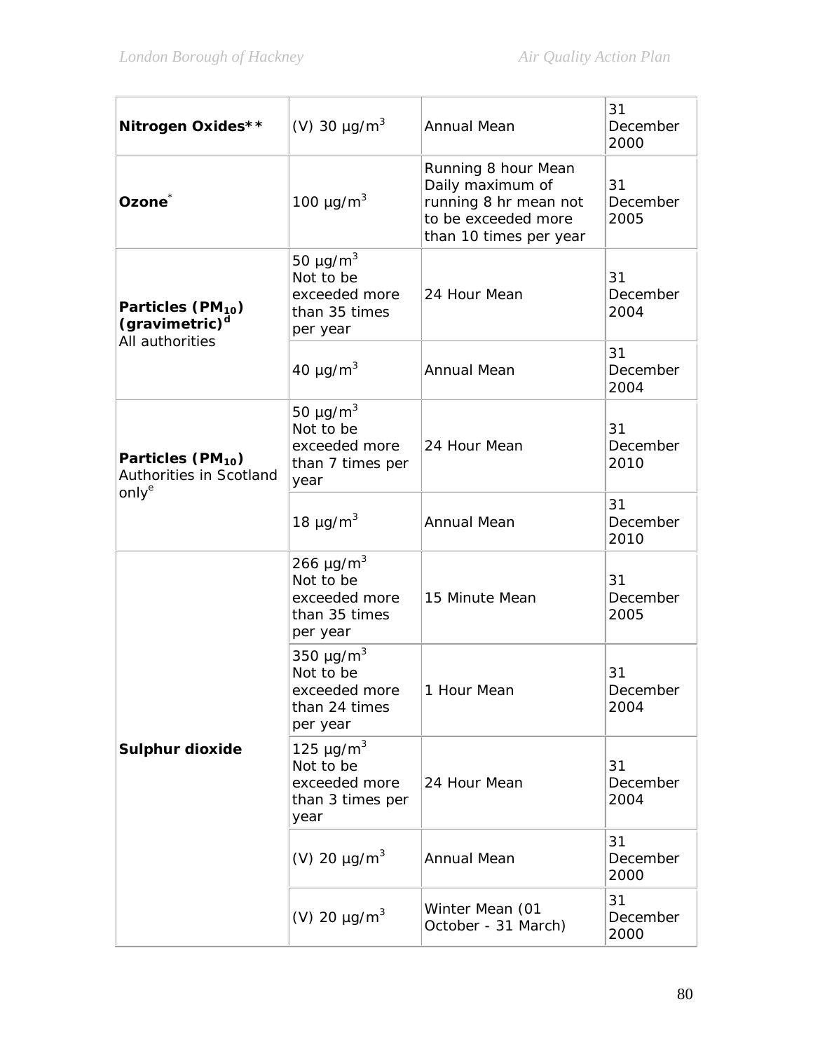| | | | |
|---|---|---|---|
| **Nitrogen Oxides**** | (V) 30 µg/m$^3$ | Annual Mean | 31 December 2000 |
| **Ozone*** | 100 µg/m$^3$ | Running 8 hour Mean Daily maximum of running 8 hr mean not to be exceeded more than 10 times per year | 31 December 2005 |
| **Particles ($PM_{10}$) (gravimetric)[d]** All authorities | 50 µg/m$^3$ Not to be exceeded more than 35 times per year | 24 Hour Mean | 31 December 2004 |
| | 40 µg/m$^3$ | Annual Mean | 31 December 2004 |
| **Particles ($PM_{10}$)** Authorities in Scotland only[e] | 50 µg/m$^3$ Not to be exceeded more than 7 times per year | 24 Hour Mean | 31 December 2010 |
| | 18 µg/m$^3$ | Annual Mean | 31 December 2010 |
| **Sulphur dioxide** | 266 µg/m$^3$ Not to be exceeded more than 35 times per year | 15 Minute Mean | 31 December 2005 |
| | 350 µg/m$^3$ Not to be exceeded more than 24 times per year | 1 Hour Mean | 31 December 2004 |
| | 125 µg/m$^3$ Not to be exceeded more than 3 times per year | 24 Hour Mean | 31 December 2004 |
| | (V) 20 µg/m$^3$ | Annual Mean | 31 December 2000 |
| | (V) 20 µg/m$^3$ | Winter Mean (01 October - 31 March) | 31 December 2000 |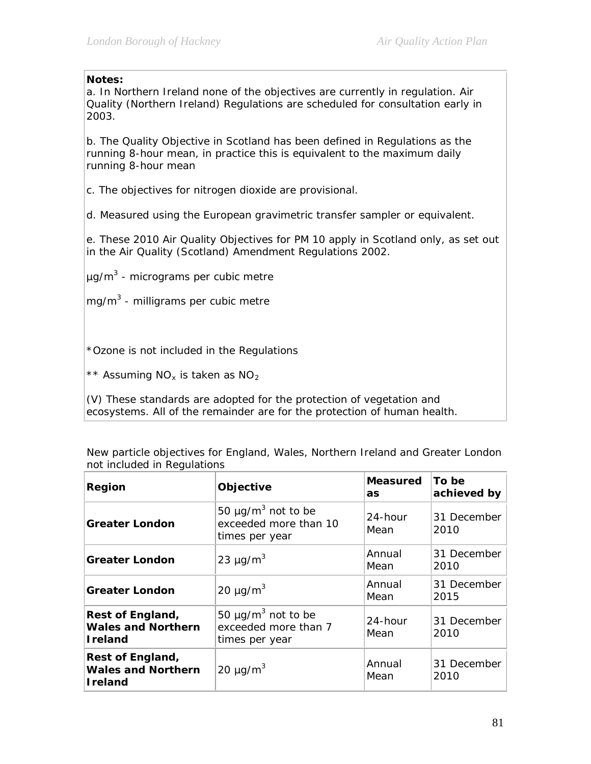**Notes:**

a. In Northern Ireland none of the objectives are currently in regulation. Air Quality (Northern Ireland) Regulations are scheduled for consultation early in 2003.

b. The Quality Objective in Scotland has been defined in Regulations as the running 8-hour mean, in practice this is equivalent to the maximum daily running 8-hour mean

c. The objectives for nitrogen dioxide are provisional.

d. Measured using the European gravimetric transfer sampler or equivalent.

e. These 2010 Air Quality Objectives for PM 10 apply in Scotland only, as set out in the Air Quality (Scotland) Amendment Regulations 2002.

$\mu g/m^3$ - micrograms per cubic metre

$mg/m^3$ - milligrams per cubic metre

*Ozone is not included in the Regulations

** Assuming $NO_x$ is taken as $NO_2$

(V) These standards are adopted for the protection of vegetation and ecosystems. All of the remainder are for the protection of human health.

New particle objectives for England, Wales, Northern Ireland and Greater London not included in Regulations

| Region | Objective | Measured as | To be achieved by |
|---|---|---|---|
| **Greater London** | 50 $\mu g/m^3$ not to be exceeded more than 10 times per year | 24-hour Mean | 31 December 2010 |
| **Greater London** | 23 $\mu g/m^3$ | Annual Mean | 31 December 2010 |
| **Greater London** | 20 $\mu g/m^3$ | Annual Mean | 31 December 2015 |
| **Rest of England, Wales and Northern Ireland** | 50 $\mu g/m^3$ not to be exceeded more than 7 times per year | 24-hour Mean | 31 December 2010 |
| **Rest of England, Wales and Northern Ireland** | 20 $\mu g/m^3$ | Annual Mean | 31 December 2010 |